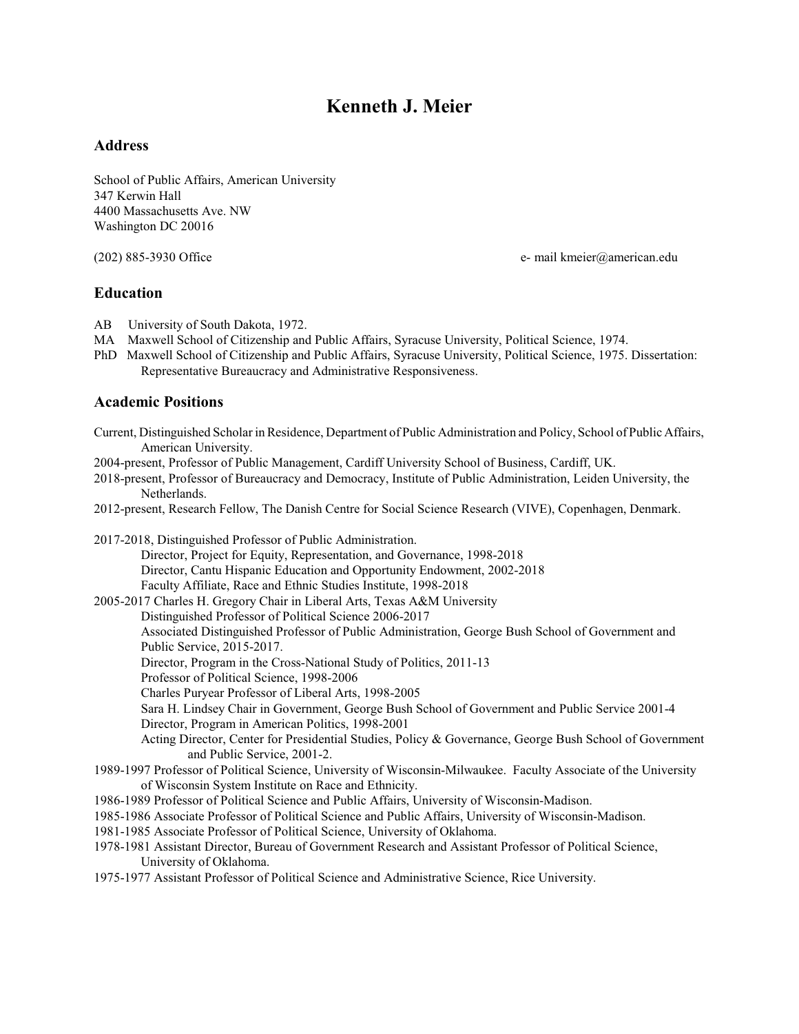# Kenneth J. Meier

## Address

School of Public Affairs, American University
347 Kerwin Hall
4400 Massachusetts Ave. NW
Washington DC 20016

(202) 885-3930 Office e- mail kmeier@american.edu

## Education

AB University of South Dakota, 1972.
MA Maxwell School of Citizenship and Public Affairs, Syracuse University, Political Science, 1974.
PhD Maxwell School of Citizenship and Public Affairs, Syracuse University, Political Science, 1975. Dissertation: Representative Bureaucracy and Administrative Responsiveness.

## Academic Positions

Current, Distinguished Scholar in Residence, Department of Public Administration and Policy, School of Public Affairs, American University.
2004-present, Professor of Public Management, Cardiff University School of Business, Cardiff, UK.
2018-present, Professor of Bureaucracy and Democracy, Institute of Public Administration, Leiden University, the Netherlands.
2012-present, Research Fellow, The Danish Centre for Social Science Research (VIVE), Copenhagen, Denmark.

2017-2018, Distinguished Professor of Public Administration.
  Director, Project for Equity, Representation, and Governance, 1998-2018
  Director, Cantu Hispanic Education and Opportunity Endowment, 2002-2018
  Faculty Affiliate, Race and Ethnic Studies Institute, 1998-2018
2005-2017 Charles H. Gregory Chair in Liberal Arts, Texas A&M University
  Distinguished Professor of Political Science 2006-2017
  Associated Distinguished Professor of Public Administration, George Bush School of Government and Public Service, 2015-2017.
  Director, Program in the Cross-National Study of Politics, 2011-13
  Professor of Political Science, 1998-2006
  Charles Puryear Professor of Liberal Arts, 1998-2005
  Sara H. Lindsey Chair in Government, George Bush School of Government and Public Service 2001-4
  Director, Program in American Politics, 1998-2001
  Acting Director, Center for Presidential Studies, Policy & Governance, George Bush School of Government and Public Service, 2001-2.
1989-1997 Professor of Political Science, University of Wisconsin-Milwaukee. Faculty Associate of the University of Wisconsin System Institute on Race and Ethnicity.
1986-1989 Professor of Political Science and Public Affairs, University of Wisconsin-Madison.
1985-1986 Associate Professor of Political Science and Public Affairs, University of Wisconsin-Madison.
1981-1985 Associate Professor of Political Science, University of Oklahoma.
1978-1981 Assistant Director, Bureau of Government Research and Assistant Professor of Political Science, University of Oklahoma.
1975-1977 Assistant Professor of Political Science and Administrative Science, Rice University.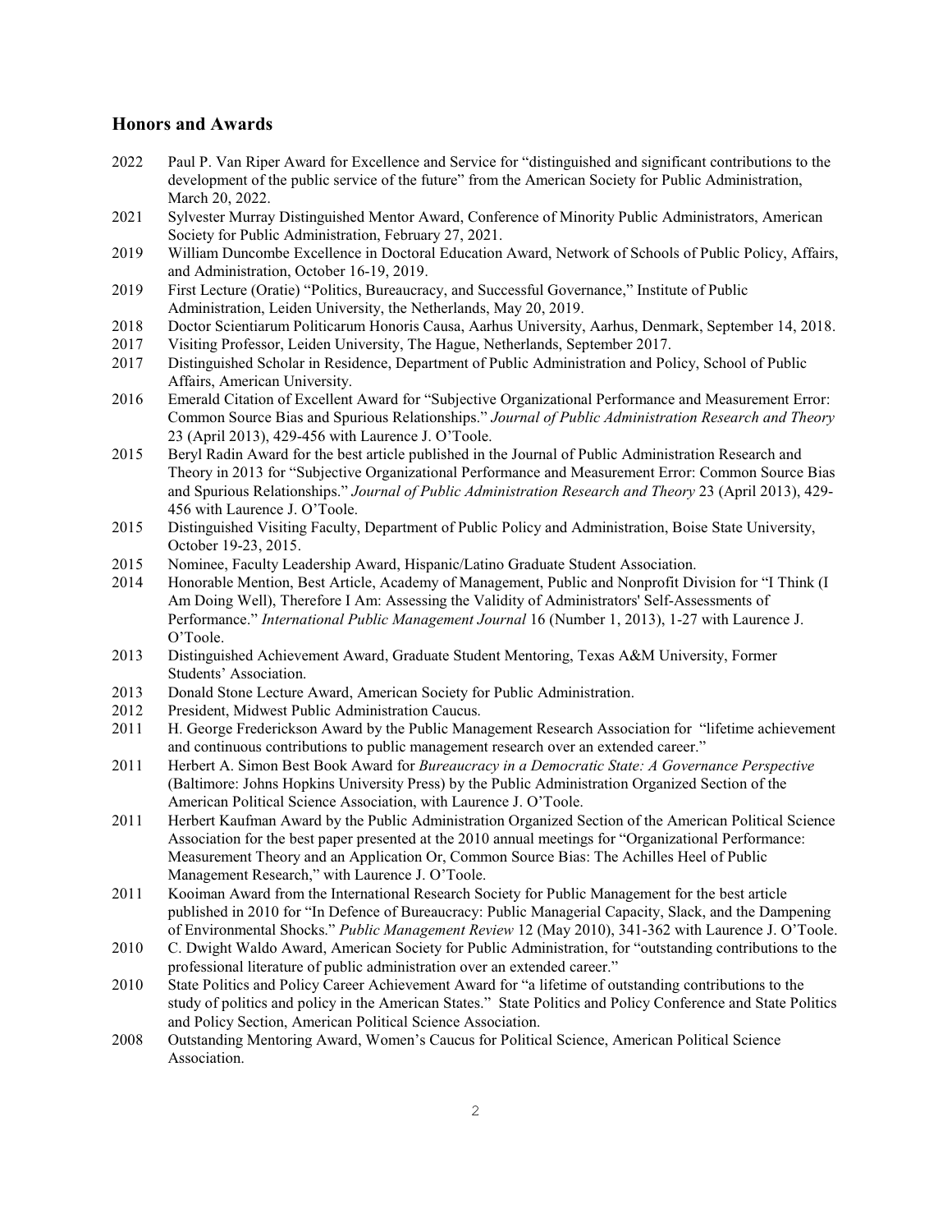## Honors and Awards

2022 Paul P. Van Riper Award for Excellence and Service for "distinguished and significant contributions to the development of the public service of the future" from the American Society for Public Administration, March 20, 2022.

2021 Sylvester Murray Distinguished Mentor Award, Conference of Minority Public Administrators, American Society for Public Administration, February 27, 2021.

2019 William Duncombe Excellence in Doctoral Education Award, Network of Schools of Public Policy, Affairs, and Administration, October 16-19, 2019.

2019 First Lecture (Oratie) "Politics, Bureaucracy, and Successful Governance," Institute of Public Administration, Leiden University, the Netherlands, May 20, 2019.

2018 Doctor Scientiarum Politicarum Honoris Causa, Aarhus University, Aarhus, Denmark, September 14, 2018.

2017 Visiting Professor, Leiden University, The Hague, Netherlands, September 2017.

2017 Distinguished Scholar in Residence, Department of Public Administration and Policy, School of Public Affairs, American University.

2016 Emerald Citation of Excellent Award for "Subjective Organizational Performance and Measurement Error: Common Source Bias and Spurious Relationships." *Journal of Public Administration Research and Theory* 23 (April 2013), 429-456 with Laurence J. O'Toole.

2015 Beryl Radin Award for the best article published in the Journal of Public Administration Research and Theory in 2013 for "Subjective Organizational Performance and Measurement Error: Common Source Bias and Spurious Relationships." *Journal of Public Administration Research and Theory* 23 (April 2013), 429-456 with Laurence J. O'Toole.

2015 Distinguished Visiting Faculty, Department of Public Policy and Administration, Boise State University, October 19-23, 2015.

2015 Nominee, Faculty Leadership Award, Hispanic/Latino Graduate Student Association.

2014 Honorable Mention, Best Article, Academy of Management, Public and Nonprofit Division for "I Think (I Am Doing Well), Therefore I Am: Assessing the Validity of Administrators' Self-Assessments of Performance." *International Public Management Journal* 16 (Number 1, 2013), 1-27 with Laurence J. O'Toole.

2013 Distinguished Achievement Award, Graduate Student Mentoring, Texas A&M University, Former Students' Association.

2013 Donald Stone Lecture Award, American Society for Public Administration.

2012 President, Midwest Public Administration Caucus.

2011 H. George Frederickson Award by the Public Management Research Association for "lifetime achievement and continuous contributions to public management research over an extended career."

2011 Herbert A. Simon Best Book Award for *Bureaucracy in a Democratic State: A Governance Perspective* (Baltimore: Johns Hopkins University Press) by the Public Administration Organized Section of the American Political Science Association, with Laurence J. O'Toole.

2011 Herbert Kaufman Award by the Public Administration Organized Section of the American Political Science Association for the best paper presented at the 2010 annual meetings for "Organizational Performance: Measurement Theory and an Application Or, Common Source Bias: The Achilles Heel of Public Management Research," with Laurence J. O'Toole.

2011 Kooiman Award from the International Research Society for Public Management for the best article published in 2010 for "In Defence of Bureaucracy: Public Managerial Capacity, Slack, and the Dampening of Environmental Shocks." *Public Management Review* 12 (May 2010), 341-362 with Laurence J. O'Toole.

2010 C. Dwight Waldo Award, American Society for Public Administration, for "outstanding contributions to the professional literature of public administration over an extended career."

2010 State Politics and Policy Career Achievement Award for "a lifetime of outstanding contributions to the study of politics and policy in the American States." State Politics and Policy Conference and State Politics and Policy Section, American Political Science Association.

2008 Outstanding Mentoring Award, Women's Caucus for Political Science, American Political Science Association.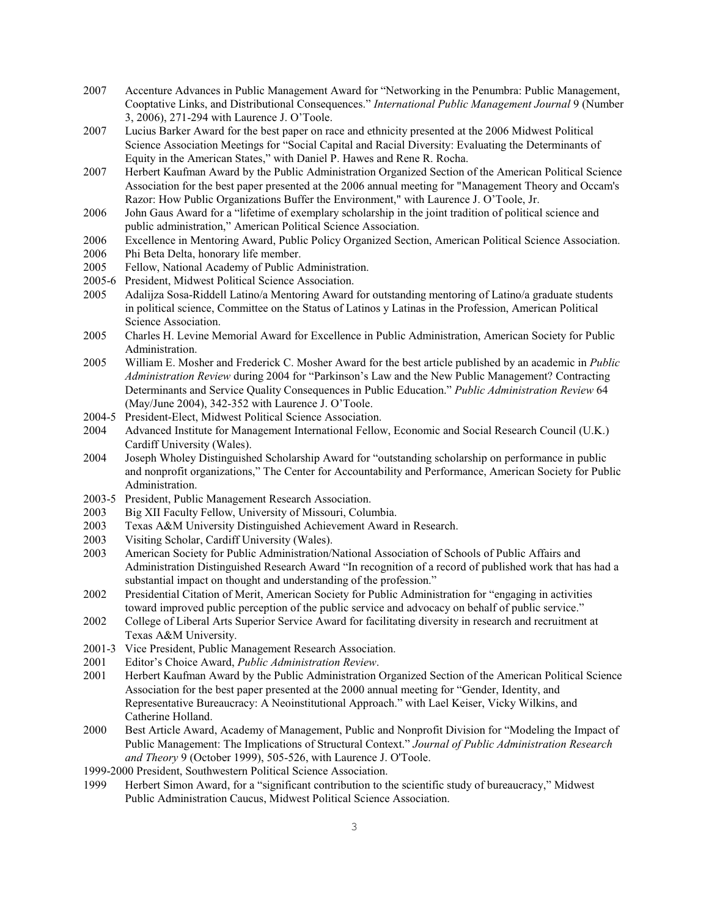2007 Accenture Advances in Public Management Award for "Networking in the Penumbra: Public Management, Cooptative Links, and Distributional Consequences." *International Public Management Journal* 9 (Number 3, 2006), 271-294 with Laurence J. O'Toole.

2007 Lucius Barker Award for the best paper on race and ethnicity presented at the 2006 Midwest Political Science Association Meetings for "Social Capital and Racial Diversity: Evaluating the Determinants of Equity in the American States," with Daniel P. Hawes and Rene R. Rocha.

2007 Herbert Kaufman Award by the Public Administration Organized Section of the American Political Science Association for the best paper presented at the 2006 annual meeting for "Management Theory and Occam's Razor: How Public Organizations Buffer the Environment," with Laurence J. O'Toole, Jr.

2006 John Gaus Award for a "lifetime of exemplary scholarship in the joint tradition of political science and public administration," American Political Science Association.

2006 Excellence in Mentoring Award, Public Policy Organized Section, American Political Science Association.

2006 Phi Beta Delta, honorary life member.

2005 Fellow, National Academy of Public Administration.

2005-6 President, Midwest Political Science Association.

2005 Adalijza Sosa-Riddell Latino/a Mentoring Award for outstanding mentoring of Latino/a graduate students in political science, Committee on the Status of Latinos y Latinas in the Profession, American Political Science Association.

2005 Charles H. Levine Memorial Award for Excellence in Public Administration, American Society for Public Administration.

2005 William E. Mosher and Frederick C. Mosher Award for the best article published by an academic in *Public Administration Review* during 2004 for "Parkinson's Law and the New Public Management? Contracting Determinants and Service Quality Consequences in Public Education." *Public Administration Review* 64 (May/June 2004), 342-352 with Laurence J. O'Toole.

2004-5 President-Elect, Midwest Political Science Association.

2004 Advanced Institute for Management International Fellow, Economic and Social Research Council (U.K.) Cardiff University (Wales).

2004 Joseph Wholey Distinguished Scholarship Award for "outstanding scholarship on performance in public and nonprofit organizations," The Center for Accountability and Performance, American Society for Public Administration.

2003-5 President, Public Management Research Association.

2003 Big XII Faculty Fellow, University of Missouri, Columbia.

2003 Texas A&M University Distinguished Achievement Award in Research.

2003 Visiting Scholar, Cardiff University (Wales).

2003 American Society for Public Administration/National Association of Schools of Public Affairs and Administration Distinguished Research Award "In recognition of a record of published work that has had a substantial impact on thought and understanding of the profession."

2002 Presidential Citation of Merit, American Society for Public Administration for "engaging in activities toward improved public perception of the public service and advocacy on behalf of public service."

2002 College of Liberal Arts Superior Service Award for facilitating diversity in research and recruitment at Texas A&M University.

2001-3 Vice President, Public Management Research Association.

2001 Editor's Choice Award, *Public Administration Review*.

2001 Herbert Kaufman Award by the Public Administration Organized Section of the American Political Science Association for the best paper presented at the 2000 annual meeting for "Gender, Identity, and Representative Bureaucracy: A Neoinstitutional Approach." with Lael Keiser, Vicky Wilkins, and Catherine Holland.

2000 Best Article Award, Academy of Management, Public and Nonprofit Division for "Modeling the Impact of Public Management: The Implications of Structural Context." *Journal of Public Administration Research and Theory* 9 (October 1999), 505-526, with Laurence J. O'Toole.

1999-2000 President, Southwestern Political Science Association.

1999 Herbert Simon Award, for a "significant contribution to the scientific study of bureaucracy," Midwest Public Administration Caucus, Midwest Political Science Association.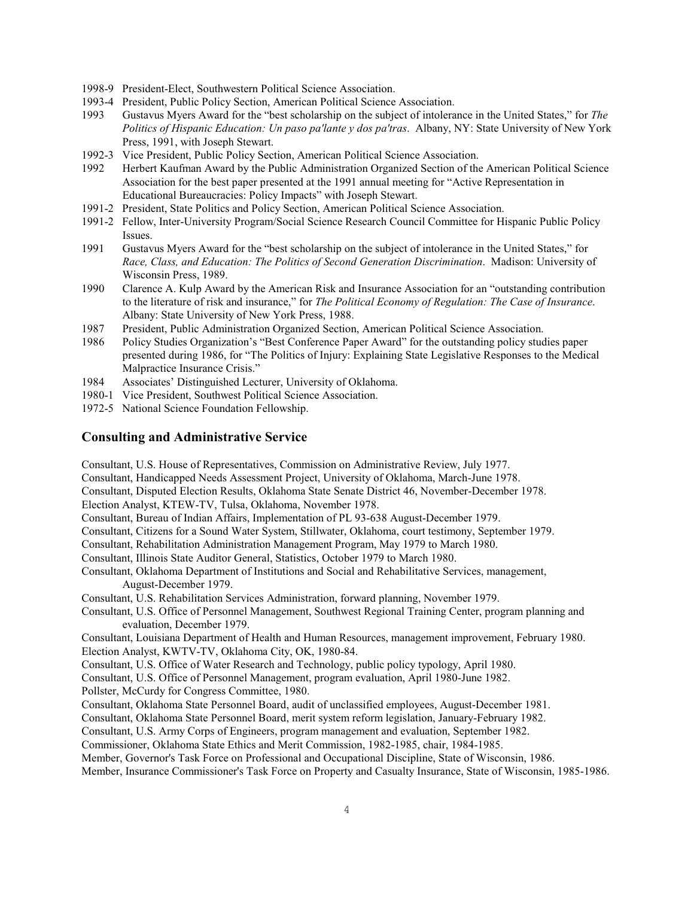1998-9 President-Elect, Southwestern Political Science Association.

1993-4 President, Public Policy Section, American Political Science Association.

1993 Gustavus Myers Award for the "best scholarship on the subject of intolerance in the United States," for *The Politics of Hispanic Education: Un paso pa'lante y dos pa'tras*. Albany, NY: State University of New York Press, 1991, with Joseph Stewart.

1992-3 Vice President, Public Policy Section, American Political Science Association.

1992 Herbert Kaufman Award by the Public Administration Organized Section of the American Political Science Association for the best paper presented at the 1991 annual meeting for "Active Representation in Educational Bureaucracies: Policy Impacts" with Joseph Stewart.

1991-2 President, State Politics and Policy Section, American Political Science Association.

1991-2 Fellow, Inter-University Program/Social Science Research Council Committee for Hispanic Public Policy Issues.

1991 Gustavus Myers Award for the "best scholarship on the subject of intolerance in the United States," for *Race, Class, and Education: The Politics of Second Generation Discrimination*. Madison: University of Wisconsin Press, 1989.

1990 Clarence A. Kulp Award by the American Risk and Insurance Association for an "outstanding contribution to the literature of risk and insurance," for *The Political Economy of Regulation: The Case of Insurance*. Albany: State University of New York Press, 1988.

1987 President, Public Administration Organized Section, American Political Science Association.

1986 Policy Studies Organization's "Best Conference Paper Award" for the outstanding policy studies paper presented during 1986, for "The Politics of Injury: Explaining State Legislative Responses to the Medical Malpractice Insurance Crisis."

1984 Associates' Distinguished Lecturer, University of Oklahoma.

1980-1 Vice President, Southwest Political Science Association.

1972-5 National Science Foundation Fellowship.

## Consulting and Administrative Service

Consultant, U.S. House of Representatives, Commission on Administrative Review, July 1977.

Consultant, Handicapped Needs Assessment Project, University of Oklahoma, March-June 1978.

Consultant, Disputed Election Results, Oklahoma State Senate District 46, November-December 1978.

Election Analyst, KTEW-TV, Tulsa, Oklahoma, November 1978.

Consultant, Bureau of Indian Affairs, Implementation of PL 93-638 August-December 1979.

Consultant, Citizens for a Sound Water System, Stillwater, Oklahoma, court testimony, September 1979.

Consultant, Rehabilitation Administration Management Program, May 1979 to March 1980.

Consultant, Illinois State Auditor General, Statistics, October 1979 to March 1980.

Consultant, Oklahoma Department of Institutions and Social and Rehabilitative Services, management, August-December 1979.

Consultant, U.S. Rehabilitation Services Administration, forward planning, November 1979.

Consultant, U.S. Office of Personnel Management, Southwest Regional Training Center, program planning and evaluation, December 1979.

Consultant, Louisiana Department of Health and Human Resources, management improvement, February 1980.

Election Analyst, KWTV-TV, Oklahoma City, OK, 1980-84.

Consultant, U.S. Office of Water Research and Technology, public policy typology, April 1980.

Consultant, U.S. Office of Personnel Management, program evaluation, April 1980-June 1982.

Pollster, McCurdy for Congress Committee, 1980.

Consultant, Oklahoma State Personnel Board, audit of unclassified employees, August-December 1981.

Consultant, Oklahoma State Personnel Board, merit system reform legislation, January-February 1982.

Consultant, U.S. Army Corps of Engineers, program management and evaluation, September 1982.

Commissioner, Oklahoma State Ethics and Merit Commission, 1982-1985, chair, 1984-1985.

Member, Governor's Task Force on Professional and Occupational Discipline, State of Wisconsin, 1986.

Member, Insurance Commissioner's Task Force on Property and Casualty Insurance, State of Wisconsin, 1985-1986.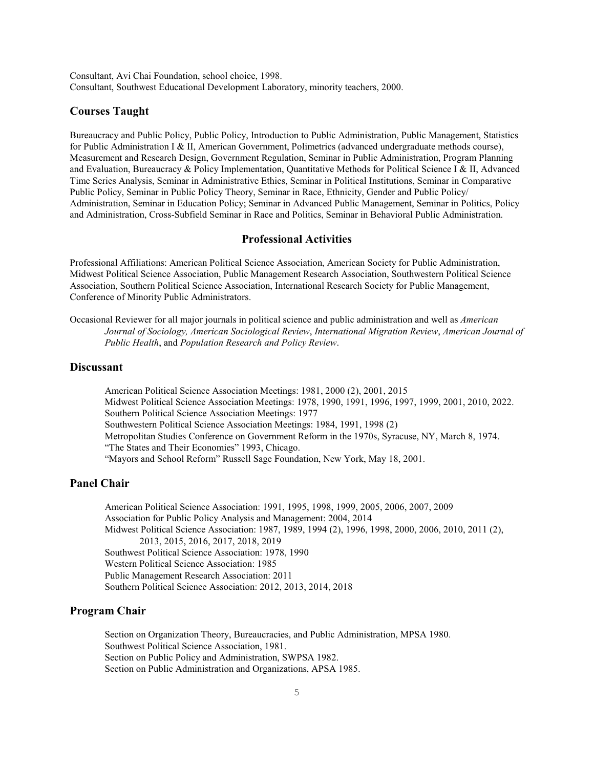Consultant, Avi Chai Foundation, school choice, 1998.
Consultant, Southwest Educational Development Laboratory, minority teachers, 2000.

## Courses Taught

Bureaucracy and Public Policy, Public Policy, Introduction to Public Administration, Public Management, Statistics for Public Administration I & II, American Government, Polimetrics (advanced undergraduate methods course), Measurement and Research Design, Government Regulation, Seminar in Public Administration, Program Planning and Evaluation, Bureaucracy & Policy Implementation, Quantitative Methods for Political Science I & II, Advanced Time Series Analysis, Seminar in Administrative Ethics, Seminar in Political Institutions, Seminar in Comparative Public Policy, Seminar in Public Policy Theory, Seminar in Race, Ethnicity, Gender and Public Policy/ Administration, Seminar in Education Policy; Seminar in Advanced Public Management, Seminar in Politics, Policy and Administration, Cross-Subfield Seminar in Race and Politics, Seminar in Behavioral Public Administration.

## Professional Activities

Professional Affiliations: American Political Science Association, American Society for Public Administration, Midwest Political Science Association, Public Management Research Association, Southwestern Political Science Association, Southern Political Science Association, International Research Society for Public Management, Conference of Minority Public Administrators.

Occasional Reviewer for all major journals in political science and public administration and well as *American Journal of Sociology, American Sociological Review*, *International Migration Review*, *American Journal of Public Health*, and *Population Research and Policy Review*.

## Discussant

American Political Science Association Meetings: 1981, 2000 (2), 2001, 2015
Midwest Political Science Association Meetings: 1978, 1990, 1991, 1996, 1997, 1999, 2001, 2010, 2022.
Southern Political Science Association Meetings: 1977
Southwestern Political Science Association Meetings: 1984, 1991, 1998 (2)
Metropolitan Studies Conference on Government Reform in the 1970s, Syracuse, NY, March 8, 1974.
"The States and Their Economies" 1993, Chicago.
"Mayors and School Reform" Russell Sage Foundation, New York, May 18, 2001.

## Panel Chair

American Political Science Association: 1991, 1995, 1998, 1999, 2005, 2006, 2007, 2009
Association for Public Policy Analysis and Management: 2004, 2014
Midwest Political Science Association: 1987, 1989, 1994 (2), 1996, 1998, 2000, 2006, 2010, 2011 (2), 2013, 2015, 2016, 2017, 2018, 2019
Southwest Political Science Association: 1978, 1990
Western Political Science Association: 1985
Public Management Research Association: 2011
Southern Political Science Association: 2012, 2013, 2014, 2018

## Program Chair

Section on Organization Theory, Bureaucracies, and Public Administration, MPSA 1980.
Southwest Political Science Association, 1981.
Section on Public Policy and Administration, SWPSA 1982.
Section on Public Administration and Organizations, APSA 1985.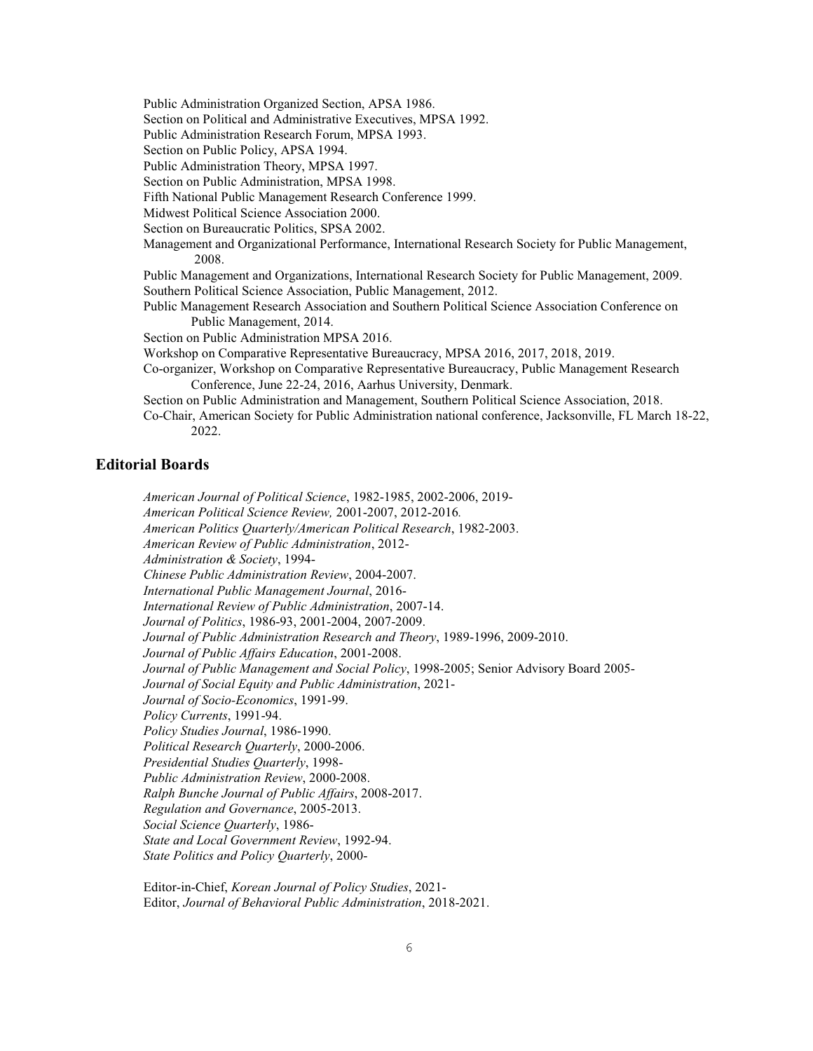Public Administration Organized Section, APSA 1986.
Section on Political and Administrative Executives, MPSA 1992.
Public Administration Research Forum, MPSA 1993.
Section on Public Policy, APSA 1994.
Public Administration Theory, MPSA 1997.
Section on Public Administration, MPSA 1998.
Fifth National Public Management Research Conference 1999.
Midwest Political Science Association 2000.
Section on Bureaucratic Politics, SPSA 2002.
Management and Organizational Performance, International Research Society for Public Management, 2008.
Public Management and Organizations, International Research Society for Public Management, 2009.
Southern Political Science Association, Public Management, 2012.
Public Management Research Association and Southern Political Science Association Conference on Public Management, 2014.
Section on Public Administration MPSA 2016.
Workshop on Comparative Representative Bureaucracy, MPSA 2016, 2017, 2018, 2019.
Co-organizer, Workshop on Comparative Representative Bureaucracy, Public Management Research Conference, June 22-24, 2016, Aarhus University, Denmark.
Section on Public Administration and Management, Southern Political Science Association, 2018.
Co-Chair, American Society for Public Administration national conference, Jacksonville, FL March 18-22, 2022.

## Editorial Boards

*American Journal of Political Science*, 1982-1985, 2002-2006, 2019-
*American Political Science Review,* 2001-2007, 2012-2016.
*American Politics Quarterly/American Political Research*, 1982-2003.
*American Review of Public Administration*, 2012-
*Administration & Society*, 1994-
*Chinese Public Administration Review*, 2004-2007.
*International Public Management Journal*, 2016-
*International Review of Public Administration*, 2007-14.
*Journal of Politics*, 1986-93, 2001-2004, 2007-2009.
*Journal of Public Administration Research and Theory*, 1989-1996, 2009-2010.
*Journal of Public Affairs Education*, 2001-2008.
*Journal of Public Management and Social Policy*, 1998-2005; Senior Advisory Board 2005-
*Journal of Social Equity and Public Administration*, 2021-
*Journal of Socio-Economics*, 1991-99.
*Policy Currents*, 1991-94.
*Policy Studies Journal*, 1986-1990.
*Political Research Quarterly*, 2000-2006.
*Presidential Studies Quarterly*, 1998-
*Public Administration Review*, 2000-2008.
*Ralph Bunche Journal of Public Affairs*, 2008-2017.
*Regulation and Governance*, 2005-2013.
*Social Science Quarterly*, 1986-
*State and Local Government Review*, 1992-94.
*State Politics and Policy Quarterly*, 2000-

Editor-in-Chief, *Korean Journal of Policy Studies*, 2021-
Editor, *Journal of Behavioral Public Administration*, 2018-2021.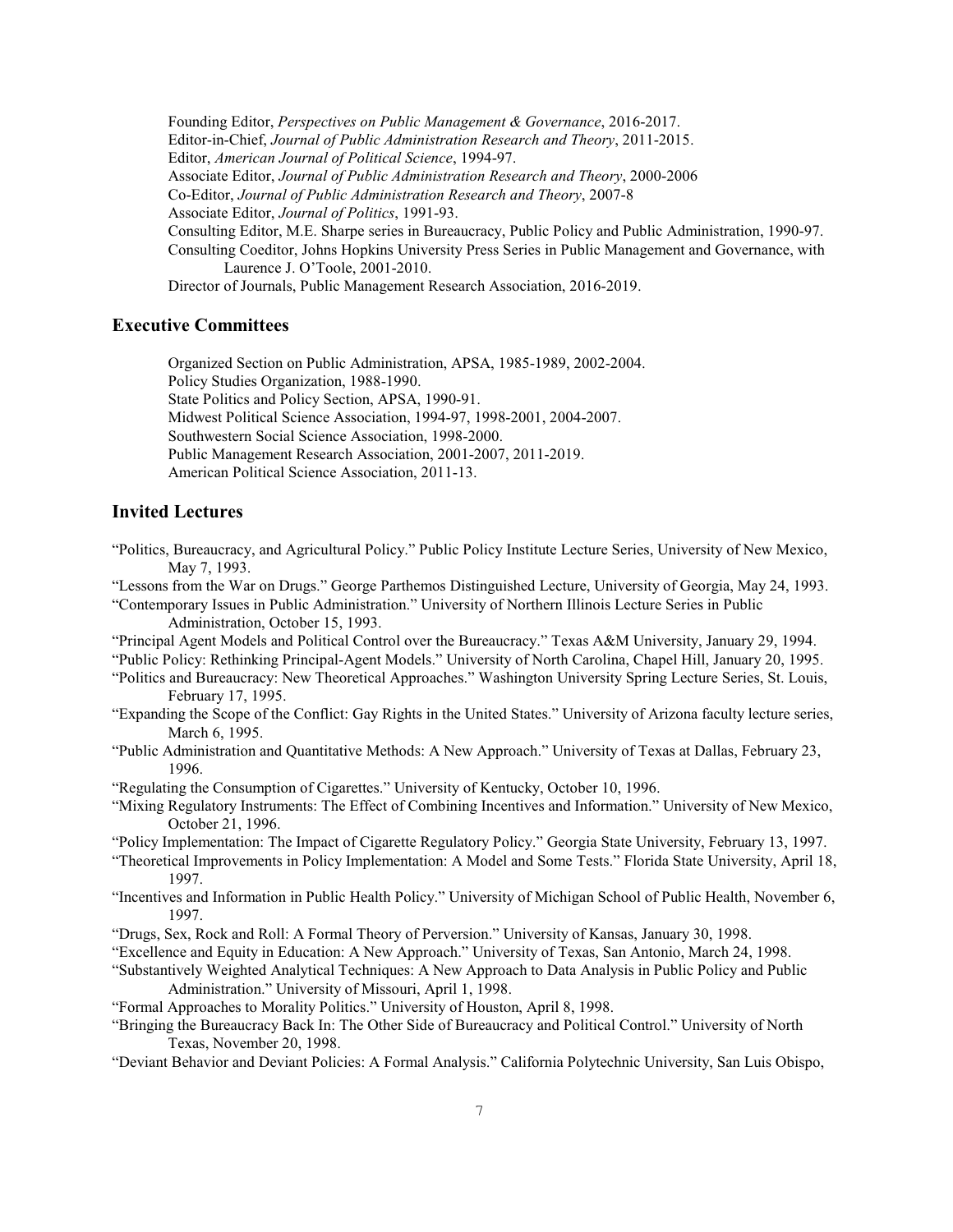Founding Editor, *Perspectives on Public Management & Governance*, 2016-2017.
Editor-in-Chief, *Journal of Public Administration Research and Theory*, 2011-2015.
Editor, *American Journal of Political Science*, 1994-97.
Associate Editor, *Journal of Public Administration Research and Theory*, 2000-2006
Co-Editor, *Journal of Public Administration Research and Theory*, 2007-8
Associate Editor, *Journal of Politics*, 1991-93.
Consulting Editor, M.E. Sharpe series in Bureaucracy, Public Policy and Public Administration, 1990-97.
Consulting Coeditor, Johns Hopkins University Press Series in Public Management and Governance, with Laurence J. O'Toole, 2001-2010.
Director of Journals, Public Management Research Association, 2016-2019.

## Executive Committees

Organized Section on Public Administration, APSA, 1985-1989, 2002-2004.
Policy Studies Organization, 1988-1990.
State Politics and Policy Section, APSA, 1990-91.
Midwest Political Science Association, 1994-97, 1998-2001, 2004-2007.
Southwestern Social Science Association, 1998-2000.
Public Management Research Association, 2001-2007, 2011-2019.
American Political Science Association, 2011-13.

## Invited Lectures

"Politics, Bureaucracy, and Agricultural Policy." Public Policy Institute Lecture Series, University of New Mexico, May 7, 1993.

"Lessons from the War on Drugs." George Parthemos Distinguished Lecture, University of Georgia, May 24, 1993.

"Contemporary Issues in Public Administration." University of Northern Illinois Lecture Series in Public Administration, October 15, 1993.

"Principal Agent Models and Political Control over the Bureaucracy." Texas A&M University, January 29, 1994.

"Public Policy: Rethinking Principal-Agent Models." University of North Carolina, Chapel Hill, January 20, 1995.

"Politics and Bureaucracy: New Theoretical Approaches." Washington University Spring Lecture Series, St. Louis, February 17, 1995.

"Expanding the Scope of the Conflict: Gay Rights in the United States." University of Arizona faculty lecture series, March 6, 1995.

"Public Administration and Quantitative Methods: A New Approach." University of Texas at Dallas, February 23, 1996.

"Regulating the Consumption of Cigarettes." University of Kentucky, October 10, 1996.

"Mixing Regulatory Instruments: The Effect of Combining Incentives and Information." University of New Mexico, October 21, 1996.

"Policy Implementation: The Impact of Cigarette Regulatory Policy." Georgia State University, February 13, 1997.

"Theoretical Improvements in Policy Implementation: A Model and Some Tests." Florida State University, April 18, 1997.

"Incentives and Information in Public Health Policy." University of Michigan School of Public Health, November 6, 1997.

"Drugs, Sex, Rock and Roll: A Formal Theory of Perversion." University of Kansas, January 30, 1998.

"Excellence and Equity in Education: A New Approach." University of Texas, San Antonio, March 24, 1998.

"Substantively Weighted Analytical Techniques: A New Approach to Data Analysis in Public Policy and Public Administration." University of Missouri, April 1, 1998.

"Formal Approaches to Morality Politics." University of Houston, April 8, 1998.

"Bringing the Bureaucracy Back In: The Other Side of Bureaucracy and Political Control." University of North Texas, November 20, 1998.

"Deviant Behavior and Deviant Policies: A Formal Analysis." California Polytechnic University, San Luis Obispo,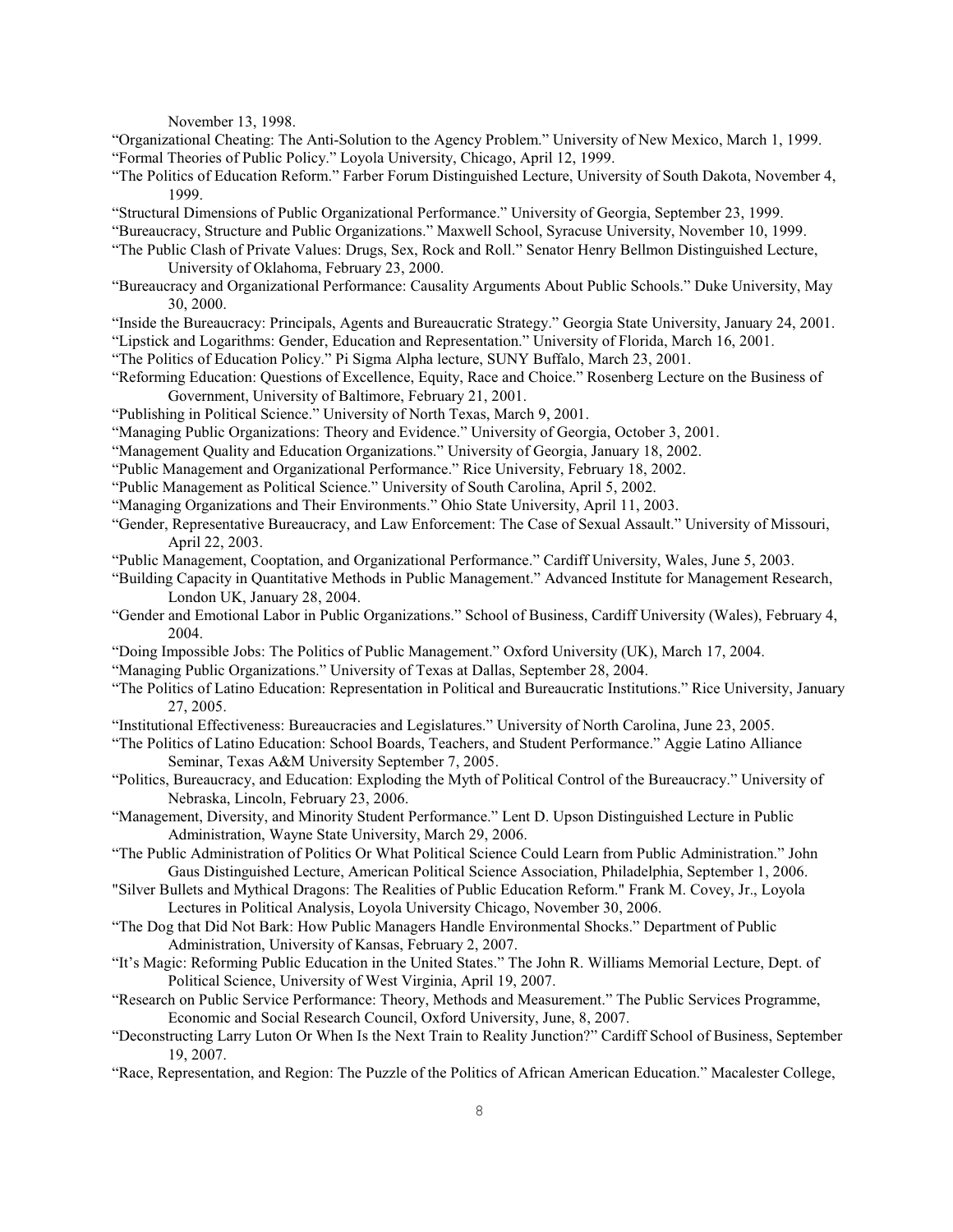November 13, 1998.

"Organizational Cheating: The Anti-Solution to the Agency Problem." University of New Mexico, March 1, 1999.

"Formal Theories of Public Policy." Loyola University, Chicago, April 12, 1999.

"The Politics of Education Reform." Farber Forum Distinguished Lecture, University of South Dakota, November 4, 1999.

"Structural Dimensions of Public Organizational Performance." University of Georgia, September 23, 1999.

"Bureaucracy, Structure and Public Organizations." Maxwell School, Syracuse University, November 10, 1999.

"The Public Clash of Private Values: Drugs, Sex, Rock and Roll." Senator Henry Bellmon Distinguished Lecture, University of Oklahoma, February 23, 2000.

"Bureaucracy and Organizational Performance: Causality Arguments About Public Schools." Duke University, May 30, 2000.

"Inside the Bureaucracy: Principals, Agents and Bureaucratic Strategy." Georgia State University, January 24, 2001.

"Lipstick and Logarithms: Gender, Education and Representation." University of Florida, March 16, 2001.

"The Politics of Education Policy." Pi Sigma Alpha lecture, SUNY Buffalo, March 23, 2001.

"Reforming Education: Questions of Excellence, Equity, Race and Choice." Rosenberg Lecture on the Business of Government, University of Baltimore, February 21, 2001.

"Publishing in Political Science." University of North Texas, March 9, 2001.

"Managing Public Organizations: Theory and Evidence." University of Georgia, October 3, 2001.

"Management Quality and Education Organizations." University of Georgia, January 18, 2002.

"Public Management and Organizational Performance." Rice University, February 18, 2002.

"Public Management as Political Science." University of South Carolina, April 5, 2002.

"Managing Organizations and Their Environments." Ohio State University, April 11, 2003.

"Gender, Representative Bureaucracy, and Law Enforcement: The Case of Sexual Assault." University of Missouri, April 22, 2003.

"Public Management, Cooptation, and Organizational Performance." Cardiff University, Wales, June 5, 2003.

"Building Capacity in Quantitative Methods in Public Management." Advanced Institute for Management Research, London UK, January 28, 2004.

"Gender and Emotional Labor in Public Organizations." School of Business, Cardiff University (Wales), February 4, 2004.

"Doing Impossible Jobs: The Politics of Public Management." Oxford University (UK), March 17, 2004.

"Managing Public Organizations." University of Texas at Dallas, September 28, 2004.

"The Politics of Latino Education: Representation in Political and Bureaucratic Institutions." Rice University, January 27, 2005.

"Institutional Effectiveness: Bureaucracies and Legislatures." University of North Carolina, June 23, 2005.

"The Politics of Latino Education: School Boards, Teachers, and Student Performance." Aggie Latino Alliance Seminar, Texas A&M University September 7, 2005.

"Politics, Bureaucracy, and Education: Exploding the Myth of Political Control of the Bureaucracy." University of Nebraska, Lincoln, February 23, 2006.

"Management, Diversity, and Minority Student Performance." Lent D. Upson Distinguished Lecture in Public Administration, Wayne State University, March 29, 2006.

"The Public Administration of Politics Or What Political Science Could Learn from Public Administration." John Gaus Distinguished Lecture, American Political Science Association, Philadelphia, September 1, 2006.

"Silver Bullets and Mythical Dragons: The Realities of Public Education Reform." Frank M. Covey, Jr., Loyola Lectures in Political Analysis, Loyola University Chicago, November 30, 2006.

"The Dog that Did Not Bark: How Public Managers Handle Environmental Shocks." Department of Public Administration, University of Kansas, February 2, 2007.

"It's Magic: Reforming Public Education in the United States." The John R. Williams Memorial Lecture, Dept. of Political Science, University of West Virginia, April 19, 2007.

"Research on Public Service Performance: Theory, Methods and Measurement." The Public Services Programme, Economic and Social Research Council, Oxford University, June, 8, 2007.

"Deconstructing Larry Luton Or When Is the Next Train to Reality Junction?" Cardiff School of Business, September 19, 2007.

"Race, Representation, and Region: The Puzzle of the Politics of African American Education." Macalester College,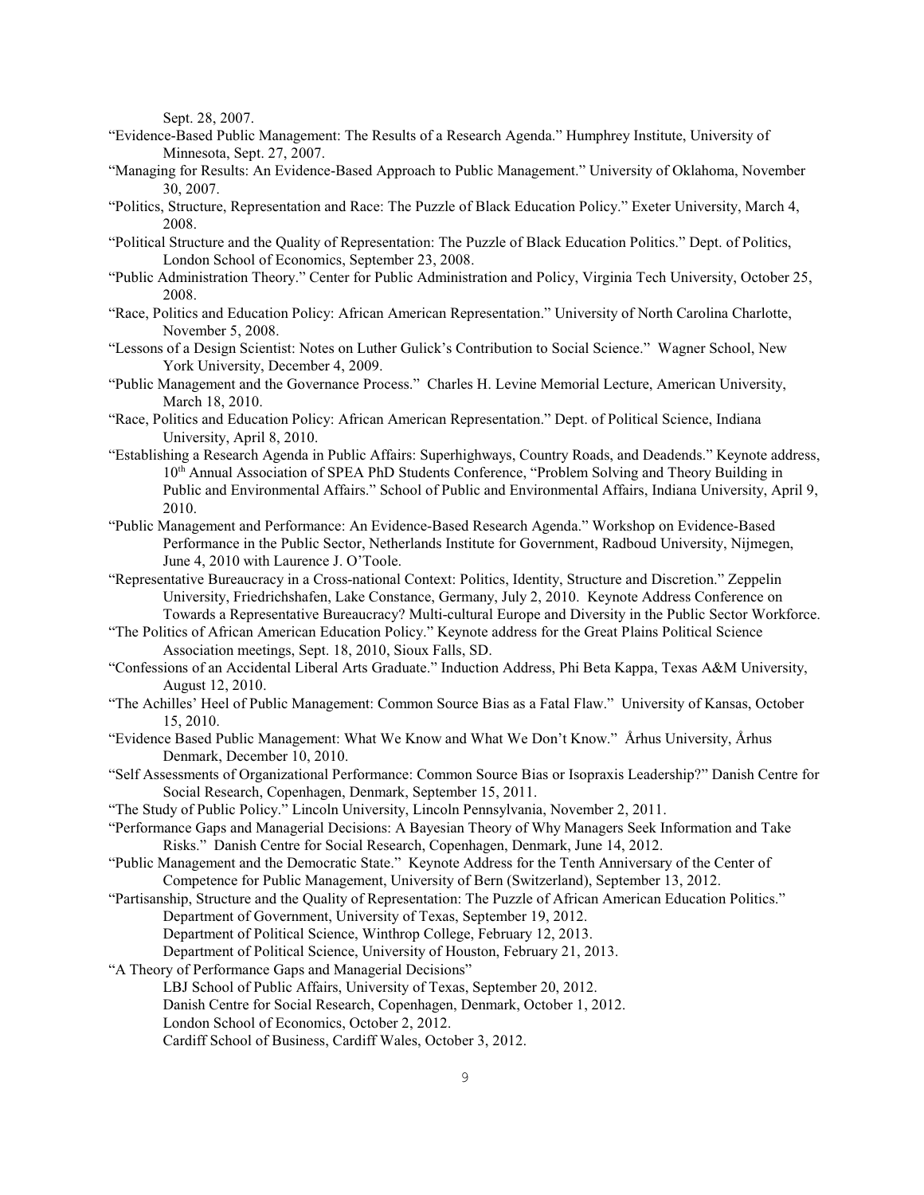Sept. 28, 2007.

"Evidence-Based Public Management: The Results of a Research Agenda." Humphrey Institute, University of Minnesota, Sept. 27, 2007.

"Managing for Results: An Evidence-Based Approach to Public Management." University of Oklahoma, November 30, 2007.

"Politics, Structure, Representation and Race: The Puzzle of Black Education Policy." Exeter University, March 4, 2008.

"Political Structure and the Quality of Representation: The Puzzle of Black Education Politics." Dept. of Politics, London School of Economics, September 23, 2008.

"Public Administration Theory." Center for Public Administration and Policy, Virginia Tech University, October 25, 2008.

"Race, Politics and Education Policy: African American Representation." University of North Carolina Charlotte, November 5, 2008.

"Lessons of a Design Scientist: Notes on Luther Gulick's Contribution to Social Science." Wagner School, New York University, December 4, 2009.

"Public Management and the Governance Process." Charles H. Levine Memorial Lecture, American University, March 18, 2010.

"Race, Politics and Education Policy: African American Representation." Dept. of Political Science, Indiana University, April 8, 2010.

"Establishing a Research Agenda in Public Affairs: Superhighways, Country Roads, and Deadends." Keynote address, 10th Annual Association of SPEA PhD Students Conference, "Problem Solving and Theory Building in Public and Environmental Affairs." School of Public and Environmental Affairs, Indiana University, April 9, 2010.

"Public Management and Performance: An Evidence-Based Research Agenda." Workshop on Evidence-Based Performance in the Public Sector, Netherlands Institute for Government, Radboud University, Nijmegen, June 4, 2010 with Laurence J. O'Toole.

"Representative Bureaucracy in a Cross-national Context: Politics, Identity, Structure and Discretion." Zeppelin University, Friedrichshafen, Lake Constance, Germany, July 2, 2010. Keynote Address Conference on Towards a Representative Bureaucracy? Multi-cultural Europe and Diversity in the Public Sector Workforce.

"The Politics of African American Education Policy." Keynote address for the Great Plains Political Science Association meetings, Sept. 18, 2010, Sioux Falls, SD.

"Confessions of an Accidental Liberal Arts Graduate." Induction Address, Phi Beta Kappa, Texas A&M University, August 12, 2010.

"The Achilles' Heel of Public Management: Common Source Bias as a Fatal Flaw." University of Kansas, October 15, 2010.

"Evidence Based Public Management: What We Know and What We Don't Know." Århus University, Århus Denmark, December 10, 2010.

"Self Assessments of Organizational Performance: Common Source Bias or Isopraxis Leadership?" Danish Centre for Social Research, Copenhagen, Denmark, September 15, 2011.

"The Study of Public Policy." Lincoln University, Lincoln Pennsylvania, November 2, 2011.

"Performance Gaps and Managerial Decisions: A Bayesian Theory of Why Managers Seek Information and Take Risks." Danish Centre for Social Research, Copenhagen, Denmark, June 14, 2012.

"Public Management and the Democratic State." Keynote Address for the Tenth Anniversary of the Center of Competence for Public Management, University of Bern (Switzerland), September 13, 2012.

"Partisanship, Structure and the Quality of Representation: The Puzzle of African American Education Politics."
- Department of Government, University of Texas, September 19, 2012.
- Department of Political Science, Winthrop College, February 12, 2013.
- Department of Political Science, University of Houston, February 21, 2013.

"A Theory of Performance Gaps and Managerial Decisions"
- LBJ School of Public Affairs, University of Texas, September 20, 2012.
- Danish Centre for Social Research, Copenhagen, Denmark, October 1, 2012.
- London School of Economics, October 2, 2012.
- Cardiff School of Business, Cardiff Wales, October 3, 2012.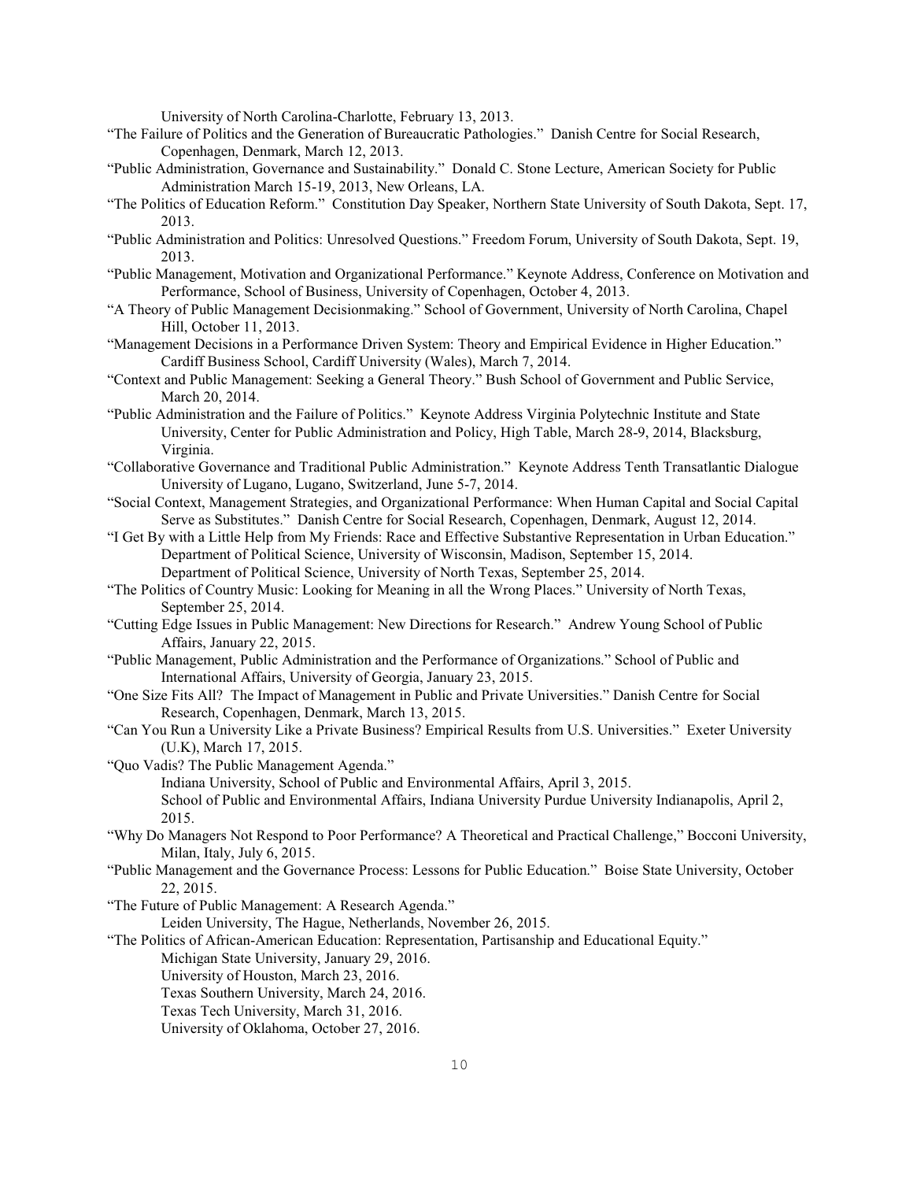University of North Carolina-Charlotte, February 13, 2013.

"The Failure of Politics and the Generation of Bureaucratic Pathologies." Danish Centre for Social Research, Copenhagen, Denmark, March 12, 2013.

"Public Administration, Governance and Sustainability." Donald C. Stone Lecture, American Society for Public Administration March 15-19, 2013, New Orleans, LA.

"The Politics of Education Reform." Constitution Day Speaker, Northern State University of South Dakota, Sept. 17, 2013.

"Public Administration and Politics: Unresolved Questions." Freedom Forum, University of South Dakota, Sept. 19, 2013.

"Public Management, Motivation and Organizational Performance." Keynote Address, Conference on Motivation and Performance, School of Business, University of Copenhagen, October 4, 2013.

"A Theory of Public Management Decisionmaking." School of Government, University of North Carolina, Chapel Hill, October 11, 2013.

"Management Decisions in a Performance Driven System: Theory and Empirical Evidence in Higher Education." Cardiff Business School, Cardiff University (Wales), March 7, 2014.

"Context and Public Management: Seeking a General Theory." Bush School of Government and Public Service, March 20, 2014.

"Public Administration and the Failure of Politics." Keynote Address Virginia Polytechnic Institute and State University, Center for Public Administration and Policy, High Table, March 28-9, 2014, Blacksburg, Virginia.

"Collaborative Governance and Traditional Public Administration." Keynote Address Tenth Transatlantic Dialogue University of Lugano, Lugano, Switzerland, June 5-7, 2014.

"Social Context, Management Strategies, and Organizational Performance: When Human Capital and Social Capital Serve as Substitutes." Danish Centre for Social Research, Copenhagen, Denmark, August 12, 2014.

"I Get By with a Little Help from My Friends: Race and Effective Substantive Representation in Urban Education."
Department of Political Science, University of Wisconsin, Madison, September 15, 2014.
Department of Political Science, University of North Texas, September 25, 2014.

"The Politics of Country Music: Looking for Meaning in all the Wrong Places." University of North Texas, September 25, 2014.

"Cutting Edge Issues in Public Management: New Directions for Research." Andrew Young School of Public Affairs, January 22, 2015.

"Public Management, Public Administration and the Performance of Organizations." School of Public and International Affairs, University of Georgia, January 23, 2015.

"One Size Fits All? The Impact of Management in Public and Private Universities." Danish Centre for Social Research, Copenhagen, Denmark, March 13, 2015.

"Can You Run a University Like a Private Business? Empirical Results from U.S. Universities." Exeter University (U.K), March 17, 2015.

"Quo Vadis? The Public Management Agenda."
Indiana University, School of Public and Environmental Affairs, April 3, 2015.
School of Public and Environmental Affairs, Indiana University Purdue University Indianapolis, April 2, 2015.

"Why Do Managers Not Respond to Poor Performance? A Theoretical and Practical Challenge," Bocconi University, Milan, Italy, July 6, 2015.

"Public Management and the Governance Process: Lessons for Public Education." Boise State University, October 22, 2015.

"The Future of Public Management: A Research Agenda."
Leiden University, The Hague, Netherlands, November 26, 2015.

"The Politics of African-American Education: Representation, Partisanship and Educational Equity."
Michigan State University, January 29, 2016.
University of Houston, March 23, 2016.
Texas Southern University, March 24, 2016.
Texas Tech University, March 31, 2016.
University of Oklahoma, October 27, 2016.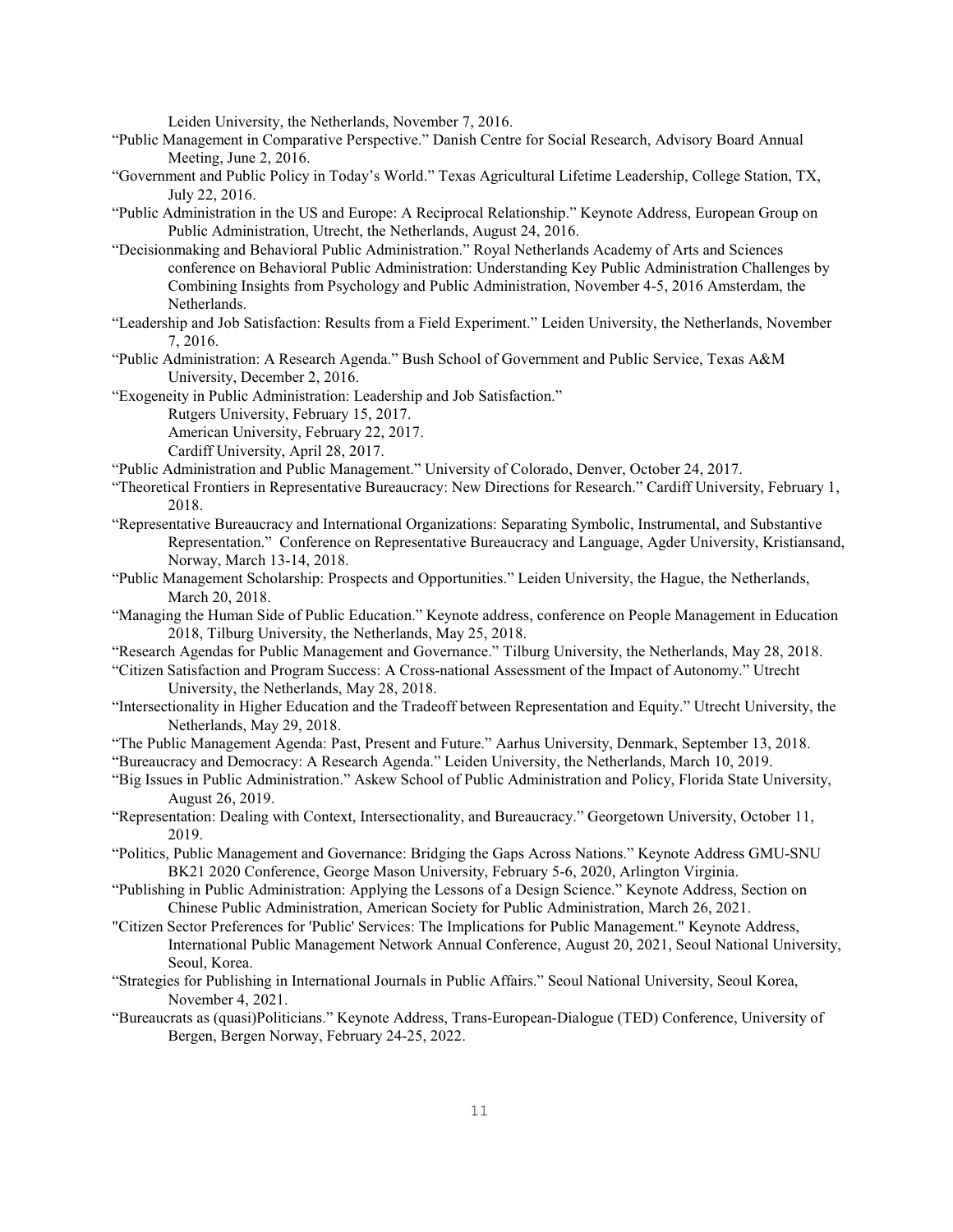Leiden University, the Netherlands, November 7, 2016.

"Public Management in Comparative Perspective." Danish Centre for Social Research, Advisory Board Annual Meeting, June 2, 2016.

"Government and Public Policy in Today's World." Texas Agricultural Lifetime Leadership, College Station, TX, July 22, 2016.

"Public Administration in the US and Europe: A Reciprocal Relationship." Keynote Address, European Group on Public Administration, Utrecht, the Netherlands, August 24, 2016.

"Decisionmaking and Behavioral Public Administration." Royal Netherlands Academy of Arts and Sciences conference on Behavioral Public Administration: Understanding Key Public Administration Challenges by Combining Insights from Psychology and Public Administration, November 4-5, 2016 Amsterdam, the Netherlands.

"Leadership and Job Satisfaction: Results from a Field Experiment." Leiden University, the Netherlands, November 7, 2016.

"Public Administration: A Research Agenda." Bush School of Government and Public Service, Texas A&M University, December 2, 2016.

"Exogeneity in Public Administration: Leadership and Job Satisfaction."
Rutgers University, February 15, 2017.
American University, February 22, 2017.
Cardiff University, April 28, 2017.

"Public Administration and Public Management." University of Colorado, Denver, October 24, 2017.

"Theoretical Frontiers in Representative Bureaucracy: New Directions for Research." Cardiff University, February 1, 2018.

"Representative Bureaucracy and International Organizations: Separating Symbolic, Instrumental, and Substantive Representation." Conference on Representative Bureaucracy and Language, Agder University, Kristiansand, Norway, March 13-14, 2018.

"Public Management Scholarship: Prospects and Opportunities." Leiden University, the Hague, the Netherlands, March 20, 2018.

"Managing the Human Side of Public Education." Keynote address, conference on People Management in Education 2018, Tilburg University, the Netherlands, May 25, 2018.

"Research Agendas for Public Management and Governance." Tilburg University, the Netherlands, May 28, 2018.

"Citizen Satisfaction and Program Success: A Cross-national Assessment of the Impact of Autonomy." Utrecht University, the Netherlands, May 28, 2018.

"Intersectionality in Higher Education and the Tradeoff between Representation and Equity." Utrecht University, the Netherlands, May 29, 2018.

"The Public Management Agenda: Past, Present and Future." Aarhus University, Denmark, September 13, 2018.

"Bureaucracy and Democracy: A Research Agenda." Leiden University, the Netherlands, March 10, 2019.

"Big Issues in Public Administration." Askew School of Public Administration and Policy, Florida State University, August 26, 2019.

"Representation: Dealing with Context, Intersectionality, and Bureaucracy." Georgetown University, October 11, 2019.

"Politics, Public Management and Governance: Bridging the Gaps Across Nations." Keynote Address GMU-SNU BK21 2020 Conference, George Mason University, February 5-6, 2020, Arlington Virginia.

"Publishing in Public Administration: Applying the Lessons of a Design Science." Keynote Address, Section on Chinese Public Administration, American Society for Public Administration, March 26, 2021.

"Citizen Sector Preferences for 'Public' Services: The Implications for Public Management." Keynote Address, International Public Management Network Annual Conference, August 20, 2021, Seoul National University, Seoul, Korea.

"Strategies for Publishing in International Journals in Public Affairs." Seoul National University, Seoul Korea, November 4, 2021.

"Bureaucrats as (quasi)Politicians." Keynote Address, Trans-European-Dialogue (TED) Conference, University of Bergen, Bergen Norway, February 24-25, 2022.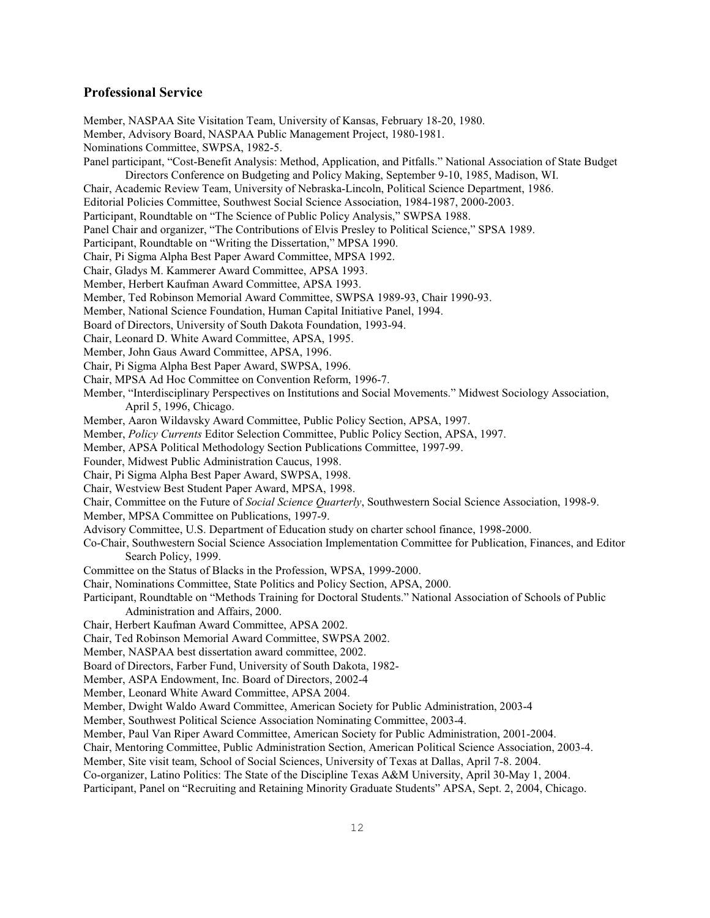## Professional Service

Member, NASPAA Site Visitation Team, University of Kansas, February 18-20, 1980.
Member, Advisory Board, NASPAA Public Management Project, 1980-1981.
Nominations Committee, SWPSA, 1982-5.
Panel participant, "Cost-Benefit Analysis: Method, Application, and Pitfalls." National Association of State Budget Directors Conference on Budgeting and Policy Making, September 9-10, 1985, Madison, WI.
Chair, Academic Review Team, University of Nebraska-Lincoln, Political Science Department, 1986.
Editorial Policies Committee, Southwest Social Science Association, 1984-1987, 2000-2003.
Participant, Roundtable on "The Science of Public Policy Analysis," SWPSA 1988.
Panel Chair and organizer, "The Contributions of Elvis Presley to Political Science," SPSA 1989.
Participant, Roundtable on "Writing the Dissertation," MPSA 1990.
Chair, Pi Sigma Alpha Best Paper Award Committee, MPSA 1992.
Chair, Gladys M. Kammerer Award Committee, APSA 1993.
Member, Herbert Kaufman Award Committee, APSA 1993.
Member, Ted Robinson Memorial Award Committee, SWPSA 1989-93, Chair 1990-93.
Member, National Science Foundation, Human Capital Initiative Panel, 1994.
Board of Directors, University of South Dakota Foundation, 1993-94.
Chair, Leonard D. White Award Committee, APSA, 1995.
Member, John Gaus Award Committee, APSA, 1996.
Chair, Pi Sigma Alpha Best Paper Award, SWPSA, 1996.
Chair, MPSA Ad Hoc Committee on Convention Reform, 1996-7.
Member, "Interdisciplinary Perspectives on Institutions and Social Movements." Midwest Sociology Association, April 5, 1996, Chicago.
Member, Aaron Wildavsky Award Committee, Public Policy Section, APSA, 1997.
Member, *Policy Currents* Editor Selection Committee, Public Policy Section, APSA, 1997.
Member, APSA Political Methodology Section Publications Committee, 1997-99.
Founder, Midwest Public Administration Caucus, 1998.
Chair, Pi Sigma Alpha Best Paper Award, SWPSA, 1998.
Chair, Westview Best Student Paper Award, MPSA, 1998.
Chair, Committee on the Future of *Social Science Quarterly*, Southwestern Social Science Association, 1998-9.
Member, MPSA Committee on Publications, 1997-9.
Advisory Committee, U.S. Department of Education study on charter school finance, 1998-2000.
Co-Chair, Southwestern Social Science Association Implementation Committee for Publication, Finances, and Editor Search Policy, 1999.
Committee on the Status of Blacks in the Profession, WPSA, 1999-2000.
Chair, Nominations Committee, State Politics and Policy Section, APSA, 2000.
Participant, Roundtable on "Methods Training for Doctoral Students." National Association of Schools of Public Administration and Affairs, 2000.
Chair, Herbert Kaufman Award Committee, APSA 2002.
Chair, Ted Robinson Memorial Award Committee, SWPSA 2002.
Member, NASPAA best dissertation award committee, 2002.
Board of Directors, Farber Fund, University of South Dakota, 1982-
Member, ASPA Endowment, Inc. Board of Directors, 2002-4
Member, Leonard White Award Committee, APSA 2004.
Member, Dwight Waldo Award Committee, American Society for Public Administration, 2003-4
Member, Southwest Political Science Association Nominating Committee, 2003-4.
Member, Paul Van Riper Award Committee, American Society for Public Administration, 2001-2004.
Chair, Mentoring Committee, Public Administration Section, American Political Science Association, 2003-4.
Member, Site visit team, School of Social Sciences, University of Texas at Dallas, April 7-8. 2004.
Co-organizer, Latino Politics: The State of the Discipline Texas A&M University, April 30-May 1, 2004.
Participant, Panel on "Recruiting and Retaining Minority Graduate Students" APSA, Sept. 2, 2004, Chicago.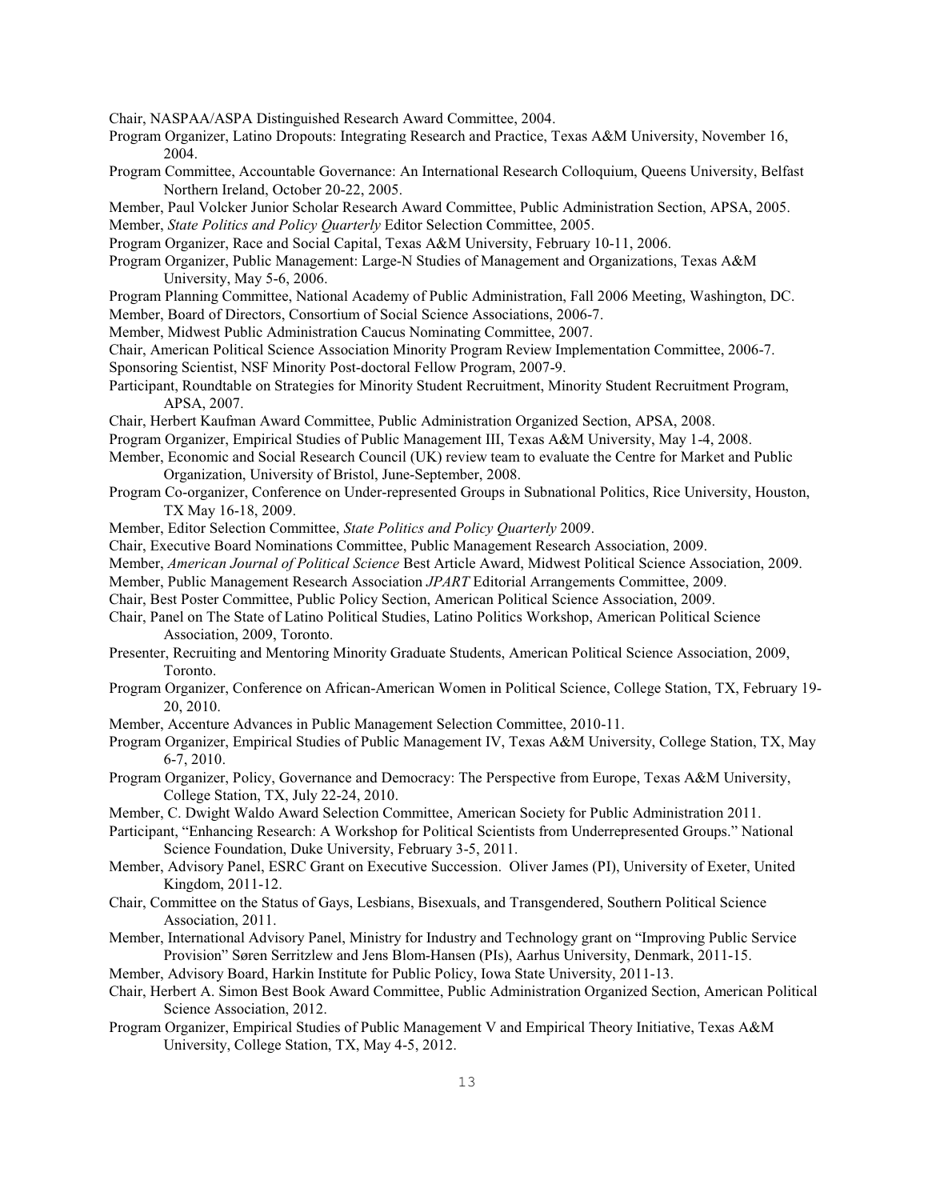Chair, NASPAA/ASPA Distinguished Research Award Committee, 2004.

Program Organizer, Latino Dropouts: Integrating Research and Practice, Texas A&M University, November 16, 2004.

Program Committee, Accountable Governance: An International Research Colloquium, Queens University, Belfast Northern Ireland, October 20-22, 2005.

Member, Paul Volcker Junior Scholar Research Award Committee, Public Administration Section, APSA, 2005.

Member, *State Politics and Policy Quarterly* Editor Selection Committee, 2005.

Program Organizer, Race and Social Capital, Texas A&M University, February 10-11, 2006.

Program Organizer, Public Management: Large-N Studies of Management and Organizations, Texas A&M University, May 5-6, 2006.

Program Planning Committee, National Academy of Public Administration, Fall 2006 Meeting, Washington, DC.

Member, Board of Directors, Consortium of Social Science Associations, 2006-7.

Member, Midwest Public Administration Caucus Nominating Committee, 2007.

Chair, American Political Science Association Minority Program Review Implementation Committee, 2006-7.

Sponsoring Scientist, NSF Minority Post-doctoral Fellow Program, 2007-9.

Participant, Roundtable on Strategies for Minority Student Recruitment, Minority Student Recruitment Program, APSA, 2007.

Chair, Herbert Kaufman Award Committee, Public Administration Organized Section, APSA, 2008.

Program Organizer, Empirical Studies of Public Management III, Texas A&M University, May 1-4, 2008.

Member, Economic and Social Research Council (UK) review team to evaluate the Centre for Market and Public Organization, University of Bristol, June-September, 2008.

Program Co-organizer, Conference on Under-represented Groups in Subnational Politics, Rice University, Houston, TX May 16-18, 2009.

Member, Editor Selection Committee, *State Politics and Policy Quarterly* 2009.

Chair, Executive Board Nominations Committee, Public Management Research Association, 2009.

Member, *American Journal of Political Science* Best Article Award, Midwest Political Science Association, 2009.

Member, Public Management Research Association *JPART* Editorial Arrangements Committee, 2009.

Chair, Best Poster Committee, Public Policy Section, American Political Science Association, 2009.

Chair, Panel on The State of Latino Political Studies, Latino Politics Workshop, American Political Science Association, 2009, Toronto.

Presenter, Recruiting and Mentoring Minority Graduate Students, American Political Science Association, 2009, Toronto.

Program Organizer, Conference on African-American Women in Political Science, College Station, TX, February 19-20, 2010.

Member, Accenture Advances in Public Management Selection Committee, 2010-11.

Program Organizer, Empirical Studies of Public Management IV, Texas A&M University, College Station, TX, May 6-7, 2010.

Program Organizer, Policy, Governance and Democracy: The Perspective from Europe, Texas A&M University, College Station, TX, July 22-24, 2010.

Member, C. Dwight Waldo Award Selection Committee, American Society for Public Administration 2011.

Participant, "Enhancing Research: A Workshop for Political Scientists from Underrepresented Groups." National Science Foundation, Duke University, February 3-5, 2011.

Member, Advisory Panel, ESRC Grant on Executive Succession. Oliver James (PI), University of Exeter, United Kingdom, 2011-12.

Chair, Committee on the Status of Gays, Lesbians, Bisexuals, and Transgendered, Southern Political Science Association, 2011.

Member, International Advisory Panel, Ministry for Industry and Technology grant on "Improving Public Service Provision" Søren Serritzlew and Jens Blom-Hansen (PIs), Aarhus University, Denmark, 2011-15.

Member, Advisory Board, Harkin Institute for Public Policy, Iowa State University, 2011-13.

Chair, Herbert A. Simon Best Book Award Committee, Public Administration Organized Section, American Political Science Association, 2012.

Program Organizer, Empirical Studies of Public Management V and Empirical Theory Initiative, Texas A&M University, College Station, TX, May 4-5, 2012.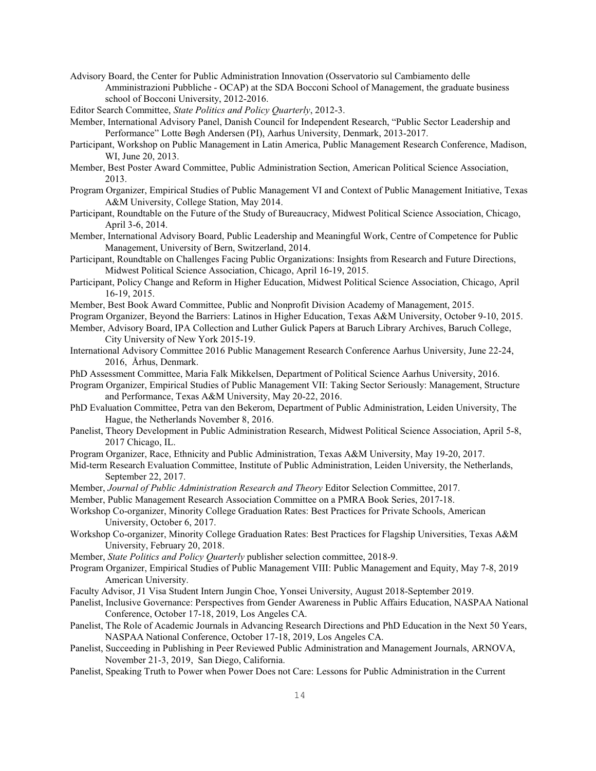Advisory Board, the Center for Public Administration Innovation (Osservatorio sul Cambiamento delle Amministrazioni Pubbliche - OCAP) at the SDA Bocconi School of Management, the graduate business school of Bocconi University, 2012-2016.

Editor Search Committee, *State Politics and Policy Quarterly*, 2012-3.

Member, International Advisory Panel, Danish Council for Independent Research, "Public Sector Leadership and Performance" Lotte Bøgh Andersen (PI), Aarhus University, Denmark, 2013-2017.

Participant, Workshop on Public Management in Latin America, Public Management Research Conference, Madison, WI, June 20, 2013.

Member, Best Poster Award Committee, Public Administration Section, American Political Science Association, 2013.

Program Organizer, Empirical Studies of Public Management VI and Context of Public Management Initiative, Texas A&M University, College Station, May 2014.

Participant, Roundtable on the Future of the Study of Bureaucracy, Midwest Political Science Association, Chicago, April 3-6, 2014.

Member, International Advisory Board, Public Leadership and Meaningful Work, Centre of Competence for Public Management, University of Bern, Switzerland, 2014.

Participant, Roundtable on Challenges Facing Public Organizations: Insights from Research and Future Directions, Midwest Political Science Association, Chicago, April 16-19, 2015.

Participant, Policy Change and Reform in Higher Education, Midwest Political Science Association, Chicago, April 16-19, 2015.

Member, Best Book Award Committee, Public and Nonprofit Division Academy of Management, 2015.

Program Organizer, Beyond the Barriers: Latinos in Higher Education, Texas A&M University, October 9-10, 2015.

Member, Advisory Board, IPA Collection and Luther Gulick Papers at Baruch Library Archives, Baruch College, City University of New York 2015-19.

International Advisory Committee 2016 Public Management Research Conference Aarhus University, June 22-24, 2016, Århus, Denmark.

PhD Assessment Committee, Maria Falk Mikkelsen, Department of Political Science Aarhus University, 2016.

Program Organizer, Empirical Studies of Public Management VII: Taking Sector Seriously: Management, Structure and Performance, Texas A&M University, May 20-22, 2016.

PhD Evaluation Committee, Petra van den Bekerom, Department of Public Administration, Leiden University, The Hague, the Netherlands November 8, 2016.

Panelist, Theory Development in Public Administration Research, Midwest Political Science Association, April 5-8, 2017 Chicago, IL.

Program Organizer, Race, Ethnicity and Public Administration, Texas A&M University, May 19-20, 2017.

Mid-term Research Evaluation Committee, Institute of Public Administration, Leiden University, the Netherlands, September 22, 2017.

Member, *Journal of Public Administration Research and Theory* Editor Selection Committee, 2017.

Member, Public Management Research Association Committee on a PMRA Book Series, 2017-18.

Workshop Co-organizer, Minority College Graduation Rates: Best Practices for Private Schools, American University, October 6, 2017.

Workshop Co-organizer, Minority College Graduation Rates: Best Practices for Flagship Universities, Texas A&M University, February 20, 2018.

Member, *State Politics and Policy Quarterly* publisher selection committee, 2018-9.

Program Organizer, Empirical Studies of Public Management VIII: Public Management and Equity, May 7-8, 2019 American University.

Faculty Advisor, J1 Visa Student Intern Jungin Choe, Yonsei University, August 2018-September 2019.

Panelist, Inclusive Governance: Perspectives from Gender Awareness in Public Affairs Education, NASPAA National Conference, October 17-18, 2019, Los Angeles CA.

Panelist, The Role of Academic Journals in Advancing Research Directions and PhD Education in the Next 50 Years, NASPAA National Conference, October 17-18, 2019, Los Angeles CA.

Panelist, Succeeding in Publishing in Peer Reviewed Public Administration and Management Journals, ARNOVA, November 21-3, 2019, San Diego, California.

Panelist, Speaking Truth to Power when Power Does not Care: Lessons for Public Administration in the Current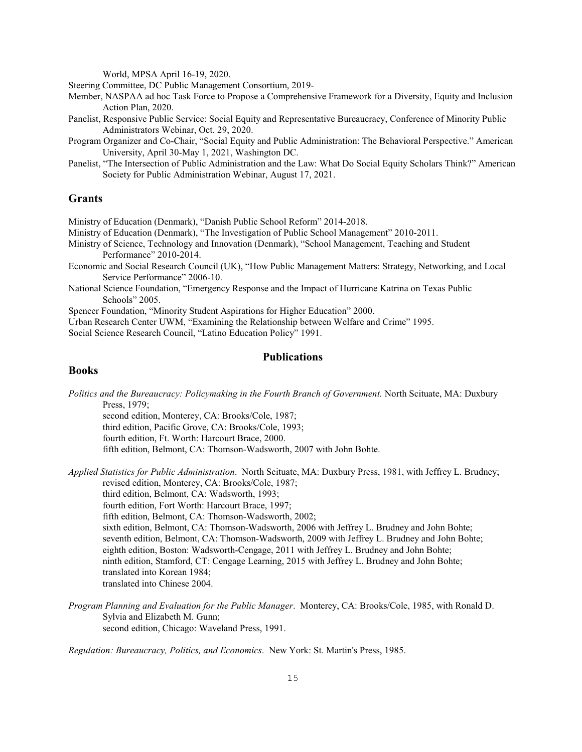World, MPSA April 16-19, 2020.

Steering Committee, DC Public Management Consortium, 2019-

Member, NASPAA ad hoc Task Force to Propose a Comprehensive Framework for a Diversity, Equity and Inclusion Action Plan, 2020.

Panelist, Responsive Public Service: Social Equity and Representative Bureaucracy, Conference of Minority Public Administrators Webinar, Oct. 29, 2020.

Program Organizer and Co-Chair, "Social Equity and Public Administration: The Behavioral Perspective." American University, April 30-May 1, 2021, Washington DC.

Panelist, "The Intersection of Public Administration and the Law: What Do Social Equity Scholars Think?" American Society for Public Administration Webinar, August 17, 2021.

## Grants

Ministry of Education (Denmark), "Danish Public School Reform" 2014-2018.

Ministry of Education (Denmark), "The Investigation of Public School Management" 2010-2011.

Ministry of Science, Technology and Innovation (Denmark), "School Management, Teaching and Student Performance" 2010-2014.

Economic and Social Research Council (UK), "How Public Management Matters: Strategy, Networking, and Local Service Performance" 2006-10.

National Science Foundation, "Emergency Response and the Impact of Hurricane Katrina on Texas Public Schools" 2005.

Spencer Foundation, "Minority Student Aspirations for Higher Education" 2000.

Urban Research Center UWM, "Examining the Relationship between Welfare and Crime" 1995.

Social Science Research Council, "Latino Education Policy" 1991.

# Publications

## Books

*Politics and the Bureaucracy: Policymaking in the Fourth Branch of Government.* North Scituate, MA: Duxbury Press, 1979;
second edition, Monterey, CA: Brooks/Cole, 1987;
third edition, Pacific Grove, CA: Brooks/Cole, 1993;
fourth edition, Ft. Worth: Harcourt Brace, 2000.
fifth edition, Belmont, CA: Thomson-Wadsworth, 2007 with John Bohte.

*Applied Statistics for Public Administration*. North Scituate, MA: Duxbury Press, 1981, with Jeffrey L. Brudney;
revised edition, Monterey, CA: Brooks/Cole, 1987;
third edition, Belmont, CA: Wadsworth, 1993;
fourth edition, Fort Worth: Harcourt Brace, 1997;
fifth edition, Belmont, CA: Thomson-Wadsworth, 2002;
sixth edition, Belmont, CA: Thomson-Wadsworth, 2006 with Jeffrey L. Brudney and John Bohte;
seventh edition, Belmont, CA: Thomson-Wadsworth, 2009 with Jeffrey L. Brudney and John Bohte;
eighth edition, Boston: Wadsworth-Cengage, 2011 with Jeffrey L. Brudney and John Bohte;
ninth edition, Stamford, CT: Cengage Learning, 2015 with Jeffrey L. Brudney and John Bohte;
translated into Korean 1984;
translated into Chinese 2004.

*Program Planning and Evaluation for the Public Manager*. Monterey, CA: Brooks/Cole, 1985, with Ronald D. Sylvia and Elizabeth M. Gunn;
second edition, Chicago: Waveland Press, 1991.

*Regulation: Bureaucracy, Politics, and Economics*. New York: St. Martin's Press, 1985.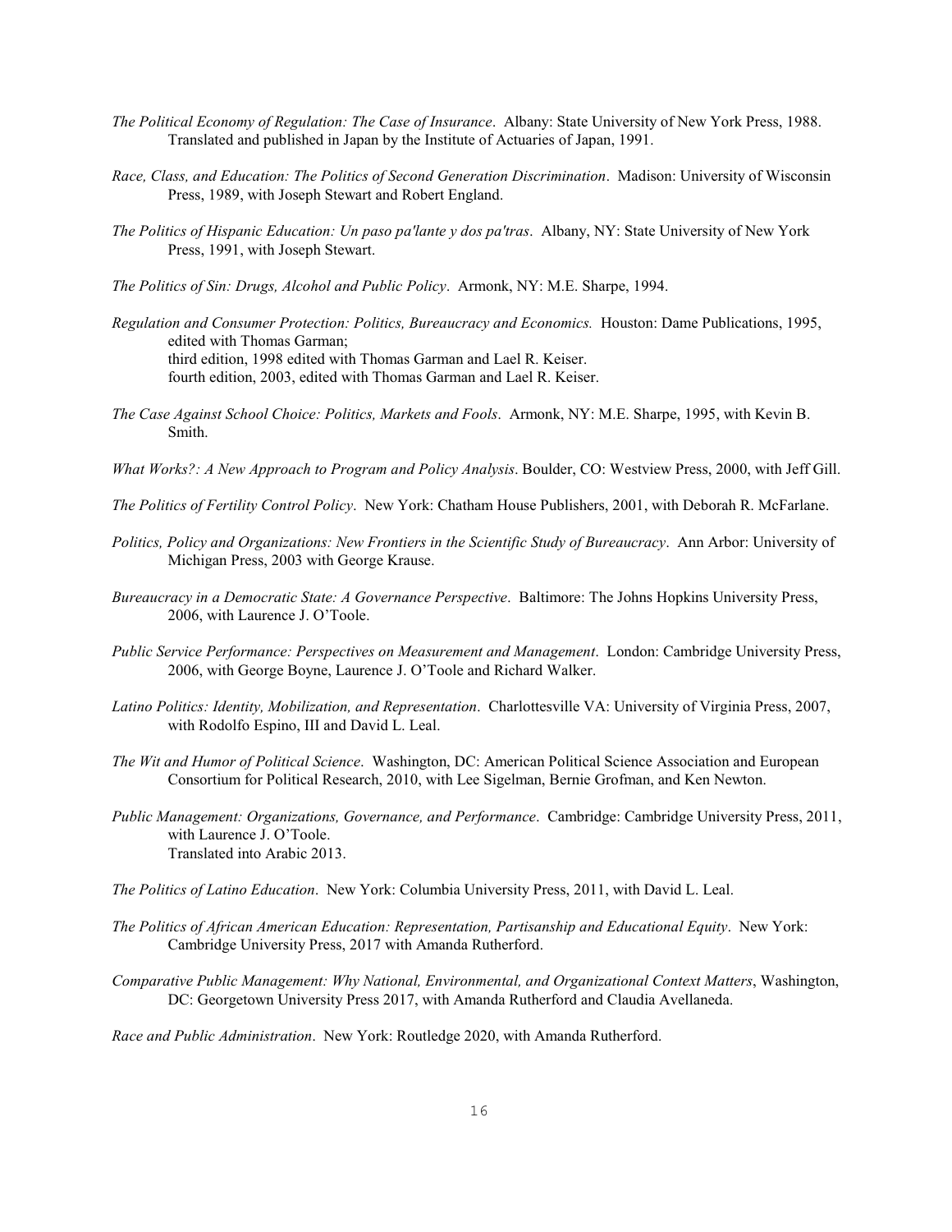*The Political Economy of Regulation: The Case of Insurance*. Albany: State University of New York Press, 1988. Translated and published in Japan by the Institute of Actuaries of Japan, 1991.

*Race, Class, and Education: The Politics of Second Generation Discrimination*. Madison: University of Wisconsin Press, 1989, with Joseph Stewart and Robert England.

*The Politics of Hispanic Education: Un paso pa'lante y dos pa'tras*. Albany, NY: State University of New York Press, 1991, with Joseph Stewart.

*The Politics of Sin: Drugs, Alcohol and Public Policy*. Armonk, NY: M.E. Sharpe, 1994.

*Regulation and Consumer Protection: Politics, Bureaucracy and Economics.* Houston: Dame Publications, 1995, edited with Thomas Garman;
third edition, 1998 edited with Thomas Garman and Lael R. Keiser.
fourth edition, 2003, edited with Thomas Garman and Lael R. Keiser.

*The Case Against School Choice: Politics, Markets and Fools*. Armonk, NY: M.E. Sharpe, 1995, with Kevin B. Smith.

*What Works?: A New Approach to Program and Policy Analysis*. Boulder, CO: Westview Press, 2000, with Jeff Gill.

*The Politics of Fertility Control Policy*. New York: Chatham House Publishers, 2001, with Deborah R. McFarlane.

*Politics, Policy and Organizations: New Frontiers in the Scientific Study of Bureaucracy*. Ann Arbor: University of Michigan Press, 2003 with George Krause.

*Bureaucracy in a Democratic State: A Governance Perspective*. Baltimore: The Johns Hopkins University Press, 2006, with Laurence J. O'Toole.

*Public Service Performance: Perspectives on Measurement and Management*. London: Cambridge University Press, 2006, with George Boyne, Laurence J. O'Toole and Richard Walker.

*Latino Politics: Identity, Mobilization, and Representation*. Charlottesville VA: University of Virginia Press, 2007, with Rodolfo Espino, III and David L. Leal.

*The Wit and Humor of Political Science*. Washington, DC: American Political Science Association and European Consortium for Political Research, 2010, with Lee Sigelman, Bernie Grofman, and Ken Newton.

*Public Management: Organizations, Governance, and Performance*. Cambridge: Cambridge University Press, 2011, with Laurence J. O'Toole.
Translated into Arabic 2013.

*The Politics of Latino Education*. New York: Columbia University Press, 2011, with David L. Leal.

*The Politics of African American Education: Representation, Partisanship and Educational Equity*. New York: Cambridge University Press, 2017 with Amanda Rutherford.

*Comparative Public Management: Why National, Environmental, and Organizational Context Matters*, Washington, DC: Georgetown University Press 2017, with Amanda Rutherford and Claudia Avellaneda.

*Race and Public Administration*. New York: Routledge 2020, with Amanda Rutherford.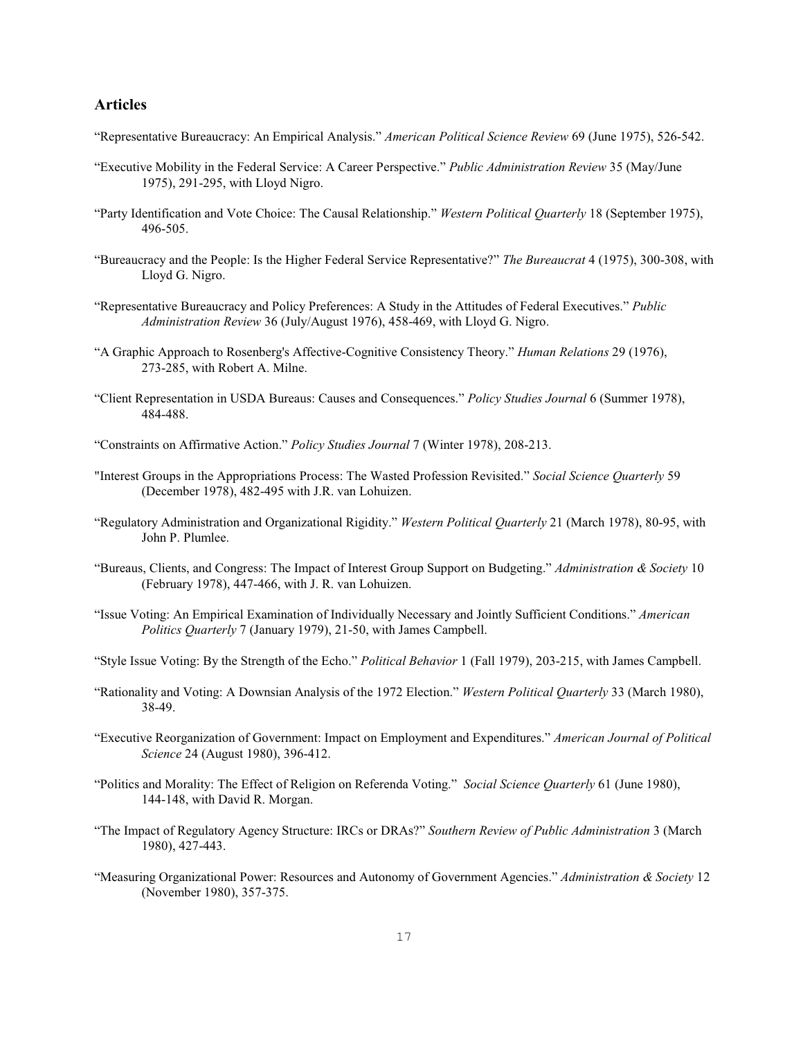## Articles

"Representative Bureaucracy: An Empirical Analysis." *American Political Science Review* 69 (June 1975), 526-542.

"Executive Mobility in the Federal Service: A Career Perspective." *Public Administration Review* 35 (May/June 1975), 291-295, with Lloyd Nigro.

"Party Identification and Vote Choice: The Causal Relationship." *Western Political Quarterly* 18 (September 1975), 496-505.

"Bureaucracy and the People: Is the Higher Federal Service Representative?" *The Bureaucrat* 4 (1975), 300-308, with Lloyd G. Nigro.

"Representative Bureaucracy and Policy Preferences: A Study in the Attitudes of Federal Executives." *Public Administration Review* 36 (July/August 1976), 458-469, with Lloyd G. Nigro.

"A Graphic Approach to Rosenberg's Affective-Cognitive Consistency Theory." *Human Relations* 29 (1976), 273-285, with Robert A. Milne.

"Client Representation in USDA Bureaus: Causes and Consequences." *Policy Studies Journal* 6 (Summer 1978), 484-488.

"Constraints on Affirmative Action." *Policy Studies Journal* 7 (Winter 1978), 208-213.

"Interest Groups in the Appropriations Process: The Wasted Profession Revisited." *Social Science Quarterly* 59 (December 1978), 482-495 with J.R. van Lohuizen.

"Regulatory Administration and Organizational Rigidity." *Western Political Quarterly* 21 (March 1978), 80-95, with John P. Plumlee.

"Bureaus, Clients, and Congress: The Impact of Interest Group Support on Budgeting." *Administration & Society* 10 (February 1978), 447-466, with J. R. van Lohuizen.

"Issue Voting: An Empirical Examination of Individually Necessary and Jointly Sufficient Conditions." *American Politics Quarterly* 7 (January 1979), 21-50, with James Campbell.

"Style Issue Voting: By the Strength of the Echo." *Political Behavior* 1 (Fall 1979), 203-215, with James Campbell.

"Rationality and Voting: A Downsian Analysis of the 1972 Election." *Western Political Quarterly* 33 (March 1980), 38-49.

"Executive Reorganization of Government: Impact on Employment and Expenditures." *American Journal of Political Science* 24 (August 1980), 396-412.

"Politics and Morality: The Effect of Religion on Referenda Voting." *Social Science Quarterly* 61 (June 1980), 144-148, with David R. Morgan.

"The Impact of Regulatory Agency Structure: IRCs or DRAs?" *Southern Review of Public Administration* 3 (March 1980), 427-443.

"Measuring Organizational Power: Resources and Autonomy of Government Agencies." *Administration & Society* 12 (November 1980), 357-375.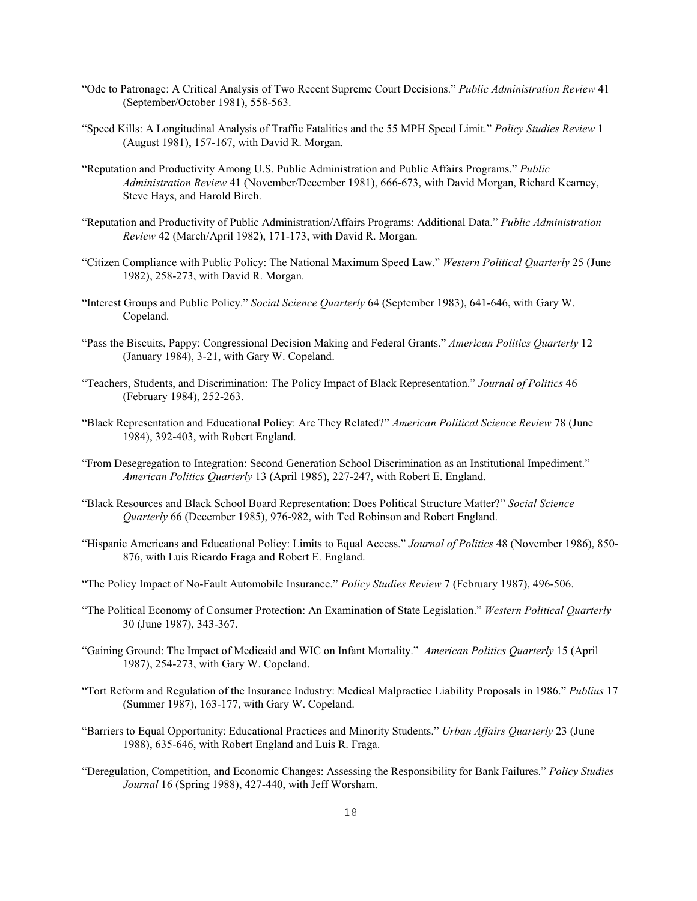"Ode to Patronage: A Critical Analysis of Two Recent Supreme Court Decisions." *Public Administration Review* 41 (September/October 1981), 558-563.

"Speed Kills: A Longitudinal Analysis of Traffic Fatalities and the 55 MPH Speed Limit." *Policy Studies Review* 1 (August 1981), 157-167, with David R. Morgan.

"Reputation and Productivity Among U.S. Public Administration and Public Affairs Programs." *Public Administration Review* 41 (November/December 1981), 666-673, with David Morgan, Richard Kearney, Steve Hays, and Harold Birch.

"Reputation and Productivity of Public Administration/Affairs Programs: Additional Data." *Public Administration Review* 42 (March/April 1982), 171-173, with David R. Morgan.

"Citizen Compliance with Public Policy: The National Maximum Speed Law." *Western Political Quarterly* 25 (June 1982), 258-273, with David R. Morgan.

"Interest Groups and Public Policy." *Social Science Quarterly* 64 (September 1983), 641-646, with Gary W. Copeland.

"Pass the Biscuits, Pappy: Congressional Decision Making and Federal Grants." *American Politics Quarterly* 12 (January 1984), 3-21, with Gary W. Copeland.

"Teachers, Students, and Discrimination: The Policy Impact of Black Representation." *Journal of Politics* 46 (February 1984), 252-263.

"Black Representation and Educational Policy: Are They Related?" *American Political Science Review* 78 (June 1984), 392-403, with Robert England.

"From Desegregation to Integration: Second Generation School Discrimination as an Institutional Impediment." *American Politics Quarterly* 13 (April 1985), 227-247, with Robert E. England.

"Black Resources and Black School Board Representation: Does Political Structure Matter?" *Social Science Quarterly* 66 (December 1985), 976-982, with Ted Robinson and Robert England.

"Hispanic Americans and Educational Policy: Limits to Equal Access." *Journal of Politics* 48 (November 1986), 850-876, with Luis Ricardo Fraga and Robert E. England.

"The Policy Impact of No-Fault Automobile Insurance." *Policy Studies Review* 7 (February 1987), 496-506.

"The Political Economy of Consumer Protection: An Examination of State Legislation." *Western Political Quarterly* 30 (June 1987), 343-367.

"Gaining Ground: The Impact of Medicaid and WIC on Infant Mortality." *American Politics Quarterly* 15 (April 1987), 254-273, with Gary W. Copeland.

"Tort Reform and Regulation of the Insurance Industry: Medical Malpractice Liability Proposals in 1986." *Publius* 17 (Summer 1987), 163-177, with Gary W. Copeland.

"Barriers to Equal Opportunity: Educational Practices and Minority Students." *Urban Affairs Quarterly* 23 (June 1988), 635-646, with Robert England and Luis R. Fraga.

"Deregulation, Competition, and Economic Changes: Assessing the Responsibility for Bank Failures." *Policy Studies Journal* 16 (Spring 1988), 427-440, with Jeff Worsham.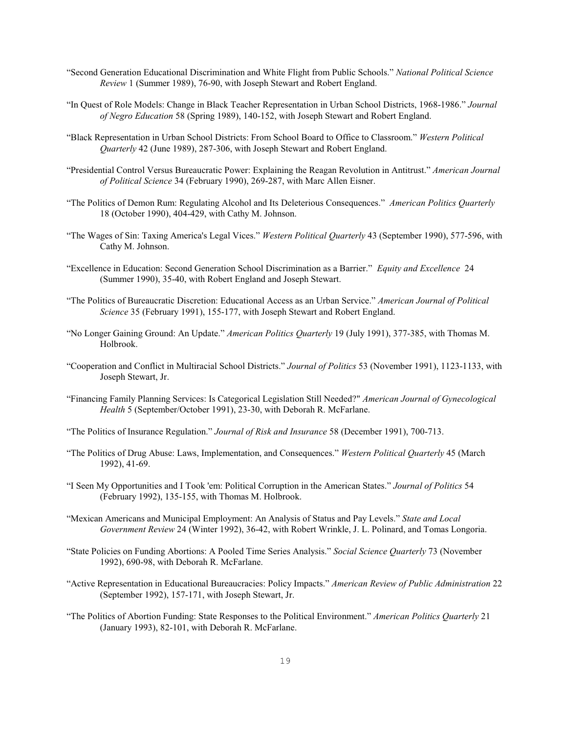"Second Generation Educational Discrimination and White Flight from Public Schools." *National Political Science Review* 1 (Summer 1989), 76-90, with Joseph Stewart and Robert England.

"In Quest of Role Models: Change in Black Teacher Representation in Urban School Districts, 1968-1986." *Journal of Negro Education* 58 (Spring 1989), 140-152, with Joseph Stewart and Robert England.

"Black Representation in Urban School Districts: From School Board to Office to Classroom." *Western Political Quarterly* 42 (June 1989), 287-306, with Joseph Stewart and Robert England.

"Presidential Control Versus Bureaucratic Power: Explaining the Reagan Revolution in Antitrust." *American Journal of Political Science* 34 (February 1990), 269-287, with Marc Allen Eisner.

"The Politics of Demon Rum: Regulating Alcohol and Its Deleterious Consequences." *American Politics Quarterly* 18 (October 1990), 404-429, with Cathy M. Johnson.

"The Wages of Sin: Taxing America's Legal Vices." *Western Political Quarterly* 43 (September 1990), 577-596, with Cathy M. Johnson.

"Excellence in Education: Second Generation School Discrimination as a Barrier." *Equity and Excellence* 24 (Summer 1990), 35-40, with Robert England and Joseph Stewart.

"The Politics of Bureaucratic Discretion: Educational Access as an Urban Service." *American Journal of Political Science* 35 (February 1991), 155-177, with Joseph Stewart and Robert England.

"No Longer Gaining Ground: An Update." *American Politics Quarterly* 19 (July 1991), 377-385, with Thomas M. Holbrook.

"Cooperation and Conflict in Multiracial School Districts." *Journal of Politics* 53 (November 1991), 1123-1133, with Joseph Stewart, Jr.

"Financing Family Planning Services: Is Categorical Legislation Still Needed?" *American Journal of Gynecological Health* 5 (September/October 1991), 23-30, with Deborah R. McFarlane.

"The Politics of Insurance Regulation." *Journal of Risk and Insurance* 58 (December 1991), 700-713.

"The Politics of Drug Abuse: Laws, Implementation, and Consequences." *Western Political Quarterly* 45 (March 1992), 41-69.

"I Seen My Opportunities and I Took 'em: Political Corruption in the American States." *Journal of Politics* 54 (February 1992), 135-155, with Thomas M. Holbrook.

"Mexican Americans and Municipal Employment: An Analysis of Status and Pay Levels." *State and Local Government Review* 24 (Winter 1992), 36-42, with Robert Wrinkle, J. L. Polinard, and Tomas Longoria.

"State Policies on Funding Abortions: A Pooled Time Series Analysis." *Social Science Quarterly* 73 (November 1992), 690-98, with Deborah R. McFarlane.

"Active Representation in Educational Bureaucracies: Policy Impacts." *American Review of Public Administration* 22 (September 1992), 157-171, with Joseph Stewart, Jr.

"The Politics of Abortion Funding: State Responses to the Political Environment." *American Politics Quarterly* 21 (January 1993), 82-101, with Deborah R. McFarlane.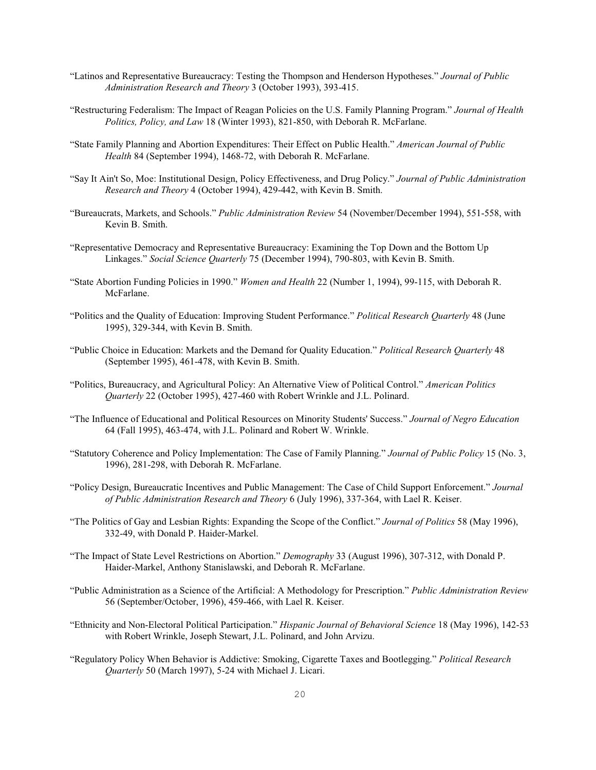"Latinos and Representative Bureaucracy: Testing the Thompson and Henderson Hypotheses." *Journal of Public Administration Research and Theory* 3 (October 1993), 393-415.

"Restructuring Federalism: The Impact of Reagan Policies on the U.S. Family Planning Program." *Journal of Health Politics, Policy, and Law* 18 (Winter 1993), 821-850, with Deborah R. McFarlane.

"State Family Planning and Abortion Expenditures: Their Effect on Public Health." *American Journal of Public Health* 84 (September 1994), 1468-72, with Deborah R. McFarlane.

"Say It Ain't So, Moe: Institutional Design, Policy Effectiveness, and Drug Policy." *Journal of Public Administration Research and Theory* 4 (October 1994), 429-442, with Kevin B. Smith.

"Bureaucrats, Markets, and Schools." *Public Administration Review* 54 (November/December 1994), 551-558, with Kevin B. Smith.

"Representative Democracy and Representative Bureaucracy: Examining the Top Down and the Bottom Up Linkages." *Social Science Quarterly* 75 (December 1994), 790-803, with Kevin B. Smith.

"State Abortion Funding Policies in 1990." *Women and Health* 22 (Number 1, 1994), 99-115, with Deborah R. McFarlane.

"Politics and the Quality of Education: Improving Student Performance." *Political Research Quarterly* 48 (June 1995), 329-344, with Kevin B. Smith.

"Public Choice in Education: Markets and the Demand for Quality Education." *Political Research Quarterly* 48 (September 1995), 461-478, with Kevin B. Smith.

"Politics, Bureaucracy, and Agricultural Policy: An Alternative View of Political Control." *American Politics Quarterly* 22 (October 1995), 427-460 with Robert Wrinkle and J.L. Polinard.

"The Influence of Educational and Political Resources on Minority Students' Success." *Journal of Negro Education* 64 (Fall 1995), 463-474, with J.L. Polinard and Robert W. Wrinkle.

"Statutory Coherence and Policy Implementation: The Case of Family Planning." *Journal of Public Policy* 15 (No. 3, 1996), 281-298, with Deborah R. McFarlane.

"Policy Design, Bureaucratic Incentives and Public Management: The Case of Child Support Enforcement." *Journal of Public Administration Research and Theory* 6 (July 1996), 337-364, with Lael R. Keiser.

"The Politics of Gay and Lesbian Rights: Expanding the Scope of the Conflict." *Journal of Politics* 58 (May 1996), 332-49, with Donald P. Haider-Markel.

"The Impact of State Level Restrictions on Abortion." *Demography* 33 (August 1996), 307-312, with Donald P. Haider-Markel, Anthony Stanislawski, and Deborah R. McFarlane.

"Public Administration as a Science of the Artificial: A Methodology for Prescription." *Public Administration Review* 56 (September/October, 1996), 459-466, with Lael R. Keiser.

"Ethnicity and Non-Electoral Political Participation." *Hispanic Journal of Behavioral Science* 18 (May 1996), 142-53 with Robert Wrinkle, Joseph Stewart, J.L. Polinard, and John Arvizu.

"Regulatory Policy When Behavior is Addictive: Smoking, Cigarette Taxes and Bootlegging." *Political Research Quarterly* 50 (March 1997), 5-24 with Michael J. Licari.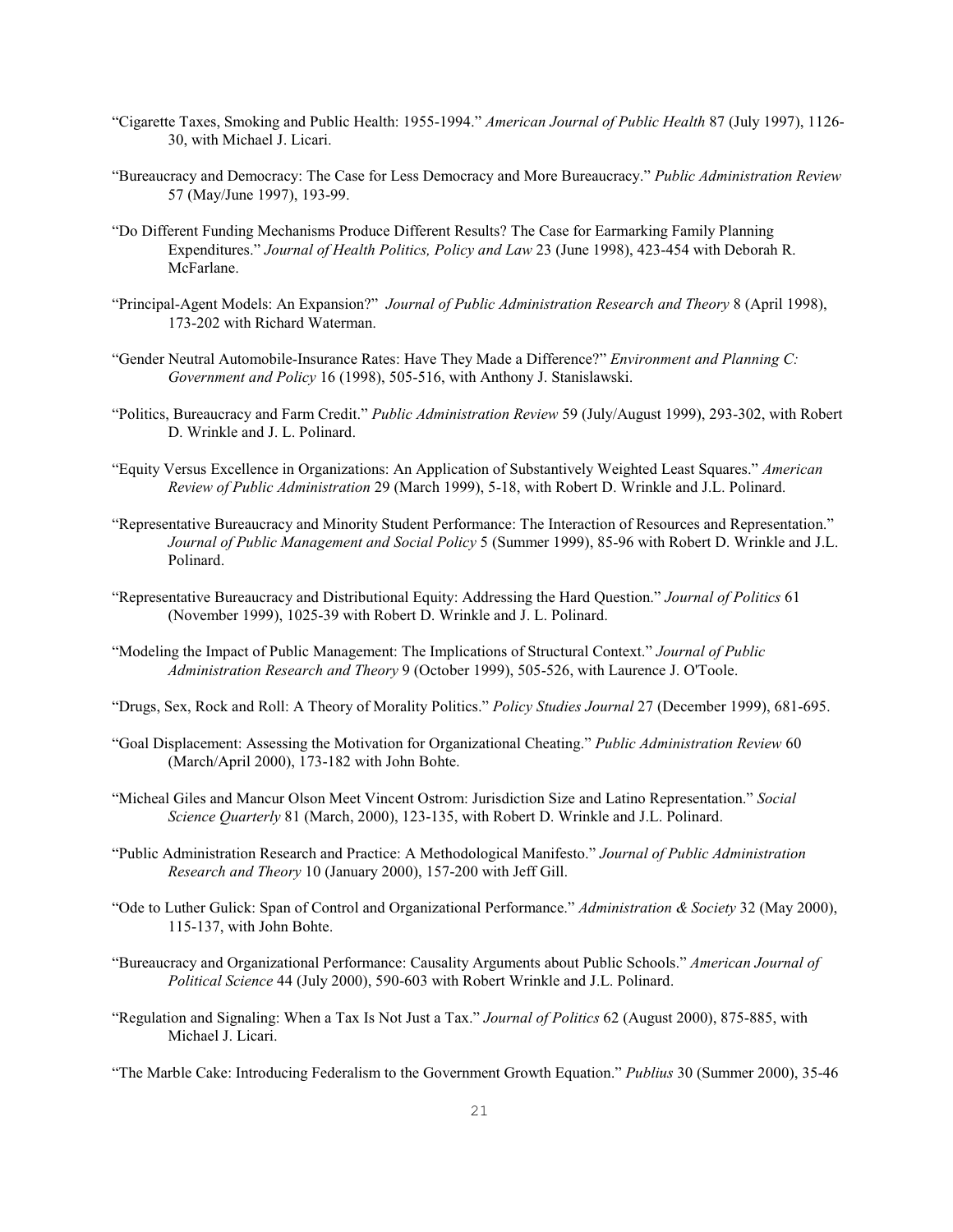"Cigarette Taxes, Smoking and Public Health: 1955-1994." *American Journal of Public Health* 87 (July 1997), 1126-30, with Michael J. Licari.

"Bureaucracy and Democracy: The Case for Less Democracy and More Bureaucracy." *Public Administration Review* 57 (May/June 1997), 193-99.

"Do Different Funding Mechanisms Produce Different Results? The Case for Earmarking Family Planning Expenditures." *Journal of Health Politics, Policy and Law* 23 (June 1998), 423-454 with Deborah R. McFarlane.

"Principal-Agent Models: An Expansion?" *Journal of Public Administration Research and Theory* 8 (April 1998), 173-202 with Richard Waterman.

"Gender Neutral Automobile-Insurance Rates: Have They Made a Difference?" *Environment and Planning C: Government and Policy* 16 (1998), 505-516, with Anthony J. Stanislawski.

"Politics, Bureaucracy and Farm Credit." *Public Administration Review* 59 (July/August 1999), 293-302, with Robert D. Wrinkle and J. L. Polinard.

"Equity Versus Excellence in Organizations: An Application of Substantively Weighted Least Squares." *American Review of Public Administration* 29 (March 1999), 5-18, with Robert D. Wrinkle and J.L. Polinard.

"Representative Bureaucracy and Minority Student Performance: The Interaction of Resources and Representation." *Journal of Public Management and Social Policy* 5 (Summer 1999), 85-96 with Robert D. Wrinkle and J.L. Polinard.

"Representative Bureaucracy and Distributional Equity: Addressing the Hard Question." *Journal of Politics* 61 (November 1999), 1025-39 with Robert D. Wrinkle and J. L. Polinard.

"Modeling the Impact of Public Management: The Implications of Structural Context." *Journal of Public Administration Research and Theory* 9 (October 1999), 505-526, with Laurence J. O'Toole.

"Drugs, Sex, Rock and Roll: A Theory of Morality Politics." *Policy Studies Journal* 27 (December 1999), 681-695.

"Goal Displacement: Assessing the Motivation for Organizational Cheating." *Public Administration Review* 60 (March/April 2000), 173-182 with John Bohte.

"Micheal Giles and Mancur Olson Meet Vincent Ostrom: Jurisdiction Size and Latino Representation." *Social Science Quarterly* 81 (March, 2000), 123-135, with Robert D. Wrinkle and J.L. Polinard.

"Public Administration Research and Practice: A Methodological Manifesto." *Journal of Public Administration Research and Theory* 10 (January 2000), 157-200 with Jeff Gill.

"Ode to Luther Gulick: Span of Control and Organizational Performance." *Administration & Society* 32 (May 2000), 115-137, with John Bohte.

"Bureaucracy and Organizational Performance: Causality Arguments about Public Schools." *American Journal of Political Science* 44 (July 2000), 590-603 with Robert Wrinkle and J.L. Polinard.

"Regulation and Signaling: When a Tax Is Not Just a Tax." *Journal of Politics* 62 (August 2000), 875-885, with Michael J. Licari.

"The Marble Cake: Introducing Federalism to the Government Growth Equation." *Publius* 30 (Summer 2000), 35-46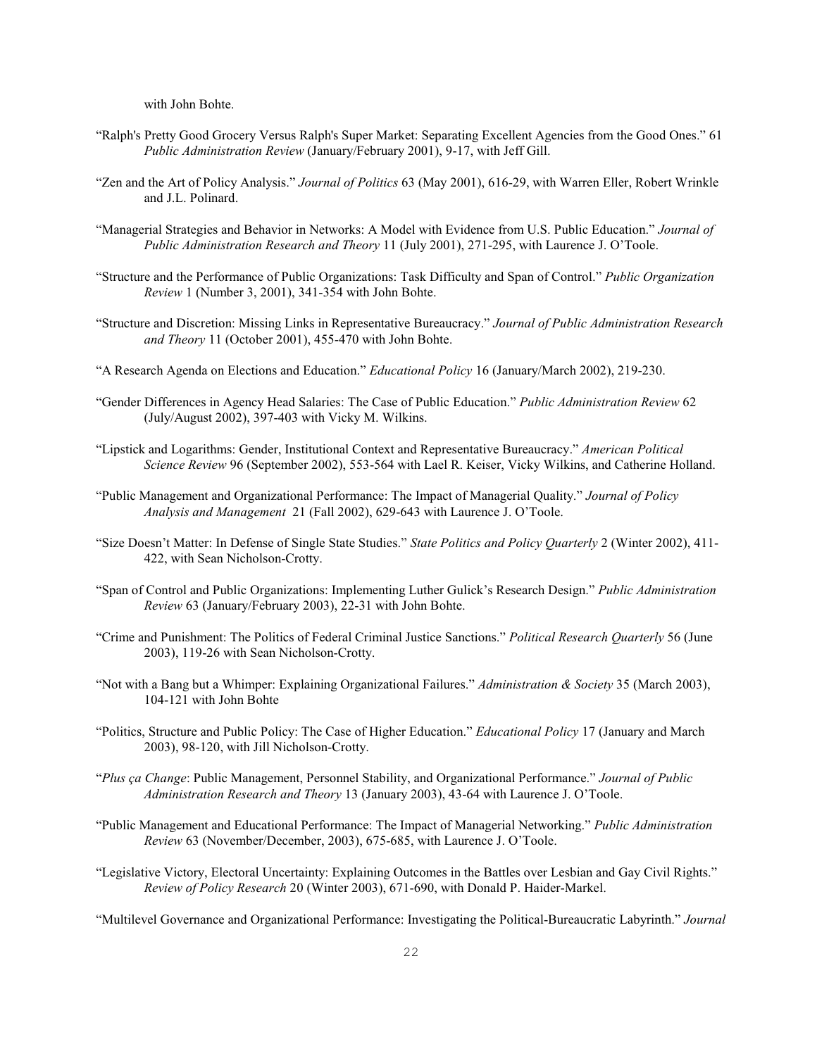with John Bohte.

"Ralph's Pretty Good Grocery Versus Ralph's Super Market: Separating Excellent Agencies from the Good Ones." 61 *Public Administration Review* (January/February 2001), 9-17, with Jeff Gill.

"Zen and the Art of Policy Analysis." *Journal of Politics* 63 (May 2001), 616-29, with Warren Eller, Robert Wrinkle and J.L. Polinard.

"Managerial Strategies and Behavior in Networks: A Model with Evidence from U.S. Public Education." *Journal of Public Administration Research and Theory* 11 (July 2001), 271-295, with Laurence J. O'Toole.

"Structure and the Performance of Public Organizations: Task Difficulty and Span of Control." *Public Organization Review* 1 (Number 3, 2001), 341-354 with John Bohte.

"Structure and Discretion: Missing Links in Representative Bureaucracy." *Journal of Public Administration Research and Theory* 11 (October 2001), 455-470 with John Bohte.

"A Research Agenda on Elections and Education." *Educational Policy* 16 (January/March 2002), 219-230.

"Gender Differences in Agency Head Salaries: The Case of Public Education." *Public Administration Review* 62 (July/August 2002), 397-403 with Vicky M. Wilkins.

"Lipstick and Logarithms: Gender, Institutional Context and Representative Bureaucracy." *American Political Science Review* 96 (September 2002), 553-564 with Lael R. Keiser, Vicky Wilkins, and Catherine Holland.

"Public Management and Organizational Performance: The Impact of Managerial Quality." *Journal of Policy Analysis and Management* 21 (Fall 2002), 629-643 with Laurence J. O'Toole.

"Size Doesn't Matter: In Defense of Single State Studies." *State Politics and Policy Quarterly* 2 (Winter 2002), 411-422, with Sean Nicholson-Crotty.

"Span of Control and Public Organizations: Implementing Luther Gulick's Research Design." *Public Administration Review* 63 (January/February 2003), 22-31 with John Bohte.

"Crime and Punishment: The Politics of Federal Criminal Justice Sanctions." *Political Research Quarterly* 56 (June 2003), 119-26 with Sean Nicholson-Crotty.

"Not with a Bang but a Whimper: Explaining Organizational Failures." *Administration & Society* 35 (March 2003), 104-121 with John Bohte

"Politics, Structure and Public Policy: The Case of Higher Education." *Educational Policy* 17 (January and March 2003), 98-120, with Jill Nicholson-Crotty.

"*Plus ça Change*: Public Management, Personnel Stability, and Organizational Performance." *Journal of Public Administration Research and Theory* 13 (January 2003), 43-64 with Laurence J. O'Toole.

"Public Management and Educational Performance: The Impact of Managerial Networking." *Public Administration Review* 63 (November/December, 2003), 675-685, with Laurence J. O'Toole.

"Legislative Victory, Electoral Uncertainty: Explaining Outcomes in the Battles over Lesbian and Gay Civil Rights." *Review of Policy Research* 20 (Winter 2003), 671-690, with Donald P. Haider-Markel.

"Multilevel Governance and Organizational Performance: Investigating the Political-Bureaucratic Labyrinth." *Journal*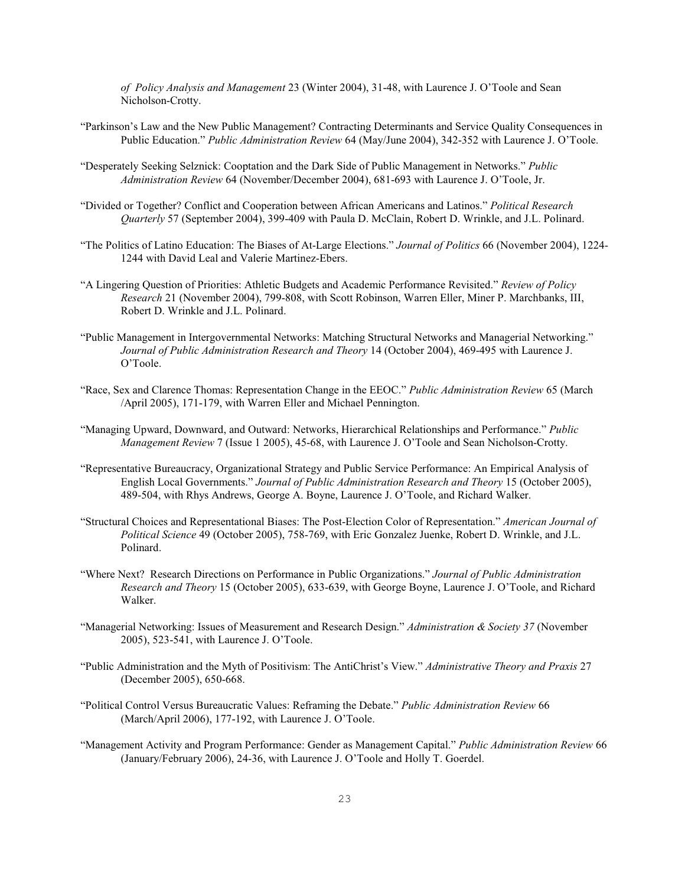*of Policy Analysis and Management* 23 (Winter 2004), 31-48, with Laurence J. O'Toole and Sean Nicholson-Crotty.

"Parkinson's Law and the New Public Management? Contracting Determinants and Service Quality Consequences in Public Education." *Public Administration Review* 64 (May/June 2004), 342-352 with Laurence J. O'Toole.

"Desperately Seeking Selznick: Cooptation and the Dark Side of Public Management in Networks." *Public Administration Review* 64 (November/December 2004), 681-693 with Laurence J. O'Toole, Jr.

"Divided or Together? Conflict and Cooperation between African Americans and Latinos." *Political Research Quarterly* 57 (September 2004), 399-409 with Paula D. McClain, Robert D. Wrinkle, and J.L. Polinard.

"The Politics of Latino Education: The Biases of At-Large Elections." *Journal of Politics* 66 (November 2004), 1224-1244 with David Leal and Valerie Martinez-Ebers.

"A Lingering Question of Priorities: Athletic Budgets and Academic Performance Revisited." *Review of Policy Research* 21 (November 2004), 799-808, with Scott Robinson, Warren Eller, Miner P. Marchbanks, III, Robert D. Wrinkle and J.L. Polinard.

"Public Management in Intergovernmental Networks: Matching Structural Networks and Managerial Networking." *Journal of Public Administration Research and Theory* 14 (October 2004), 469-495 with Laurence J. O'Toole.

"Race, Sex and Clarence Thomas: Representation Change in the EEOC." *Public Administration Review* 65 (March /April 2005), 171-179, with Warren Eller and Michael Pennington.

"Managing Upward, Downward, and Outward: Networks, Hierarchical Relationships and Performance." *Public Management Review* 7 (Issue 1 2005), 45-68, with Laurence J. O'Toole and Sean Nicholson-Crotty.

"Representative Bureaucracy, Organizational Strategy and Public Service Performance: An Empirical Analysis of English Local Governments." *Journal of Public Administration Research and Theory* 15 (October 2005), 489-504, with Rhys Andrews, George A. Boyne, Laurence J. O'Toole, and Richard Walker.

"Structural Choices and Representational Biases: The Post-Election Color of Representation." *American Journal of Political Science* 49 (October 2005), 758-769, with Eric Gonzalez Juenke, Robert D. Wrinkle, and J.L. Polinard.

"Where Next? Research Directions on Performance in Public Organizations." *Journal of Public Administration Research and Theory* 15 (October 2005), 633-639, with George Boyne, Laurence J. O'Toole, and Richard Walker.

"Managerial Networking: Issues of Measurement and Research Design." *Administration & Society 37* (November 2005), 523-541, with Laurence J. O'Toole.

"Public Administration and the Myth of Positivism: The AntiChrist's View." *Administrative Theory and Praxis* 27 (December 2005), 650-668.

"Political Control Versus Bureaucratic Values: Reframing the Debate." *Public Administration Review* 66 (March/April 2006), 177-192, with Laurence J. O'Toole.

"Management Activity and Program Performance: Gender as Management Capital." *Public Administration Review* 66 (January/February 2006), 24-36, with Laurence J. O'Toole and Holly T. Goerdel.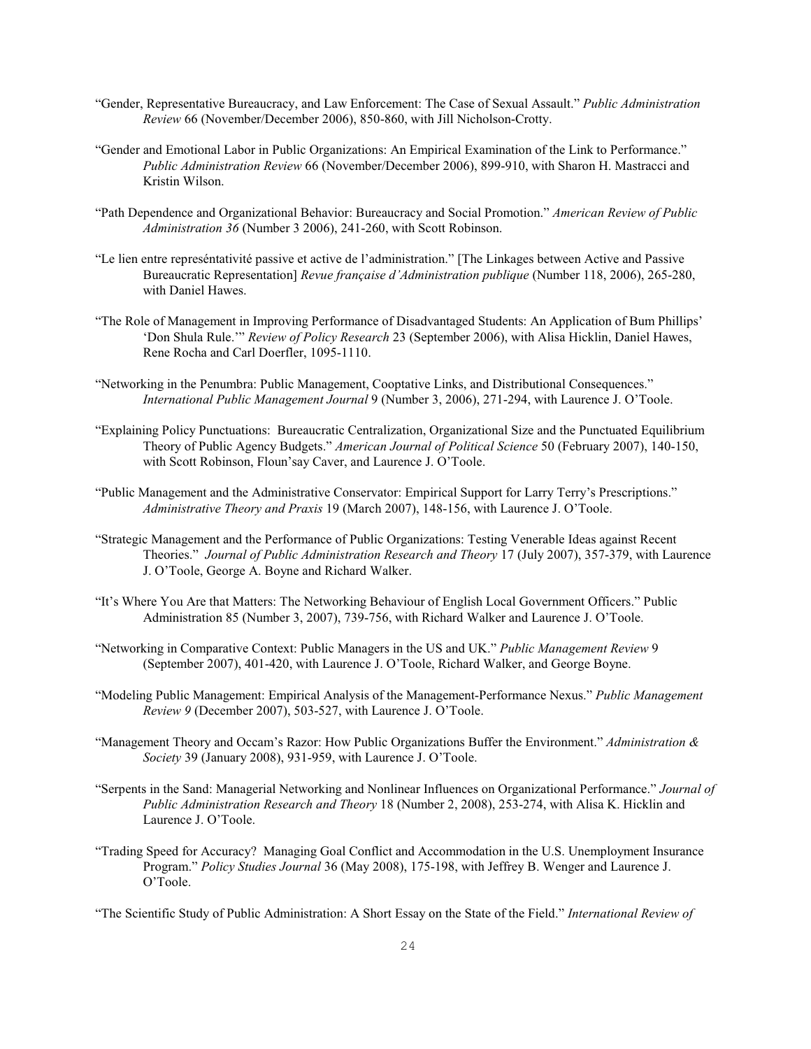"Gender, Representative Bureaucracy, and Law Enforcement: The Case of Sexual Assault." *Public Administration Review* 66 (November/December 2006), 850-860, with Jill Nicholson-Crotty.

"Gender and Emotional Labor in Public Organizations: An Empirical Examination of the Link to Performance." *Public Administration Review* 66 (November/December 2006), 899-910, with Sharon H. Mastracci and Kristin Wilson.

"Path Dependence and Organizational Behavior: Bureaucracy and Social Promotion." *American Review of Public Administration 36* (Number 3 2006), 241-260, with Scott Robinson.

"Le lien entre represéntativité passive et active de l'administration." [The Linkages between Active and Passive Bureaucratic Representation] *Revue française d'Administration publique* (Number 118, 2006), 265-280, with Daniel Hawes.

"The Role of Management in Improving Performance of Disadvantaged Students: An Application of Bum Phillips' 'Don Shula Rule.'" *Review of Policy Research* 23 (September 2006), with Alisa Hicklin, Daniel Hawes, Rene Rocha and Carl Doerfler, 1095-1110.

"Networking in the Penumbra: Public Management, Cooptative Links, and Distributional Consequences." *International Public Management Journal* 9 (Number 3, 2006), 271-294, with Laurence J. O'Toole.

"Explaining Policy Punctuations: Bureaucratic Centralization, Organizational Size and the Punctuated Equilibrium Theory of Public Agency Budgets." *American Journal of Political Science* 50 (February 2007), 140-150, with Scott Robinson, Floun'say Caver, and Laurence J. O'Toole.

"Public Management and the Administrative Conservator: Empirical Support for Larry Terry's Prescriptions." *Administrative Theory and Praxis* 19 (March 2007), 148-156, with Laurence J. O'Toole.

"Strategic Management and the Performance of Public Organizations: Testing Venerable Ideas against Recent Theories." *Journal of Public Administration Research and Theory* 17 (July 2007), 357-379, with Laurence J. O'Toole, George A. Boyne and Richard Walker.

"It's Where You Are that Matters: The Networking Behaviour of English Local Government Officers." Public Administration 85 (Number 3, 2007), 739-756, with Richard Walker and Laurence J. O'Toole.

"Networking in Comparative Context: Public Managers in the US and UK." *Public Management Review* 9 (September 2007), 401-420, with Laurence J. O'Toole, Richard Walker, and George Boyne.

"Modeling Public Management: Empirical Analysis of the Management-Performance Nexus." *Public Management Review 9* (December 2007), 503-527, with Laurence J. O'Toole.

"Management Theory and Occam's Razor: How Public Organizations Buffer the Environment." *Administration & Society* 39 (January 2008), 931-959, with Laurence J. O'Toole.

"Serpents in the Sand: Managerial Networking and Nonlinear Influences on Organizational Performance." *Journal of Public Administration Research and Theory* 18 (Number 2, 2008), 253-274, with Alisa K. Hicklin and Laurence J. O'Toole.

"Trading Speed for Accuracy? Managing Goal Conflict and Accommodation in the U.S. Unemployment Insurance Program." *Policy Studies Journal* 36 (May 2008), 175-198, with Jeffrey B. Wenger and Laurence J. O'Toole.

"The Scientific Study of Public Administration: A Short Essay on the State of the Field." *International Review of*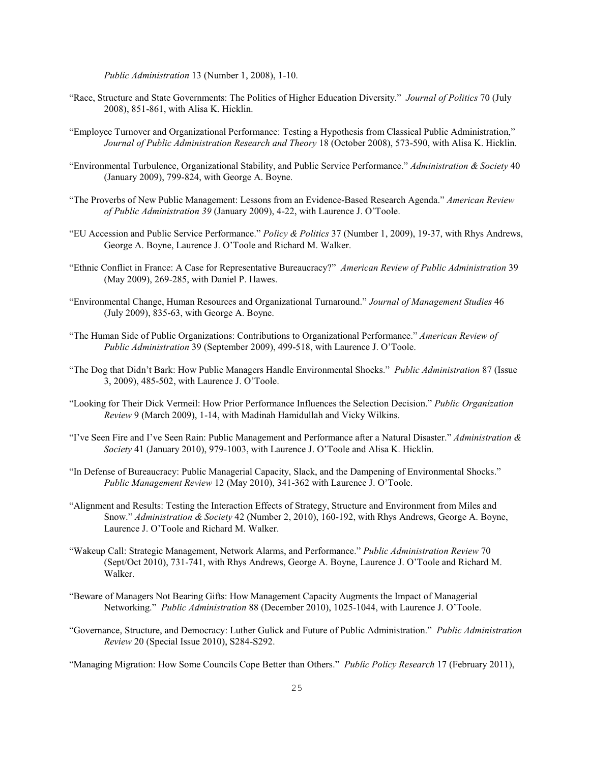*Public Administration* 13 (Number 1, 2008), 1-10.

"Race, Structure and State Governments: The Politics of Higher Education Diversity." *Journal of Politics* 70 (July 2008), 851-861, with Alisa K. Hicklin.

"Employee Turnover and Organizational Performance: Testing a Hypothesis from Classical Public Administration," *Journal of Public Administration Research and Theory* 18 (October 2008), 573-590, with Alisa K. Hicklin.

"Environmental Turbulence, Organizational Stability, and Public Service Performance." *Administration & Society* 40 (January 2009), 799-824, with George A. Boyne.

"The Proverbs of New Public Management: Lessons from an Evidence-Based Research Agenda." *American Review of Public Administration 39* (January 2009), 4-22, with Laurence J. O'Toole.

"EU Accession and Public Service Performance." *Policy & Politics* 37 (Number 1, 2009), 19-37, with Rhys Andrews, George A. Boyne, Laurence J. O'Toole and Richard M. Walker.

"Ethnic Conflict in France: A Case for Representative Bureaucracy?" *American Review of Public Administration* 39 (May 2009), 269-285, with Daniel P. Hawes.

"Environmental Change, Human Resources and Organizational Turnaround." *Journal of Management Studies* 46 (July 2009), 835-63, with George A. Boyne.

"The Human Side of Public Organizations: Contributions to Organizational Performance." *American Review of Public Administration* 39 (September 2009), 499-518, with Laurence J. O'Toole.

"The Dog that Didn't Bark: How Public Managers Handle Environmental Shocks." *Public Administration* 87 (Issue 3, 2009), 485-502, with Laurence J. O'Toole.

"Looking for Their Dick Vermeil: How Prior Performance Influences the Selection Decision." *Public Organization Review* 9 (March 2009), 1-14, with Madinah Hamidullah and Vicky Wilkins.

"I've Seen Fire and I've Seen Rain: Public Management and Performance after a Natural Disaster." *Administration & Society* 41 (January 2010), 979-1003, with Laurence J. O'Toole and Alisa K. Hicklin.

"In Defense of Bureaucracy: Public Managerial Capacity, Slack, and the Dampening of Environmental Shocks." *Public Management Review* 12 (May 2010), 341-362 with Laurence J. O'Toole.

"Alignment and Results: Testing the Interaction Effects of Strategy, Structure and Environment from Miles and Snow." *Administration & Society* 42 (Number 2, 2010), 160-192, with Rhys Andrews, George A. Boyne, Laurence J. O'Toole and Richard M. Walker.

"Wakeup Call: Strategic Management, Network Alarms, and Performance." *Public Administration Review* 70 (Sept/Oct 2010), 731-741, with Rhys Andrews, George A. Boyne, Laurence J. O'Toole and Richard M. Walker.

"Beware of Managers Not Bearing Gifts: How Management Capacity Augments the Impact of Managerial Networking." *Public Administration* 88 (December 2010), 1025-1044, with Laurence J. O'Toole.

"Governance, Structure, and Democracy: Luther Gulick and Future of Public Administration." *Public Administration Review* 20 (Special Issue 2010), S284-S292.

"Managing Migration: How Some Councils Cope Better than Others." *Public Policy Research* 17 (February 2011),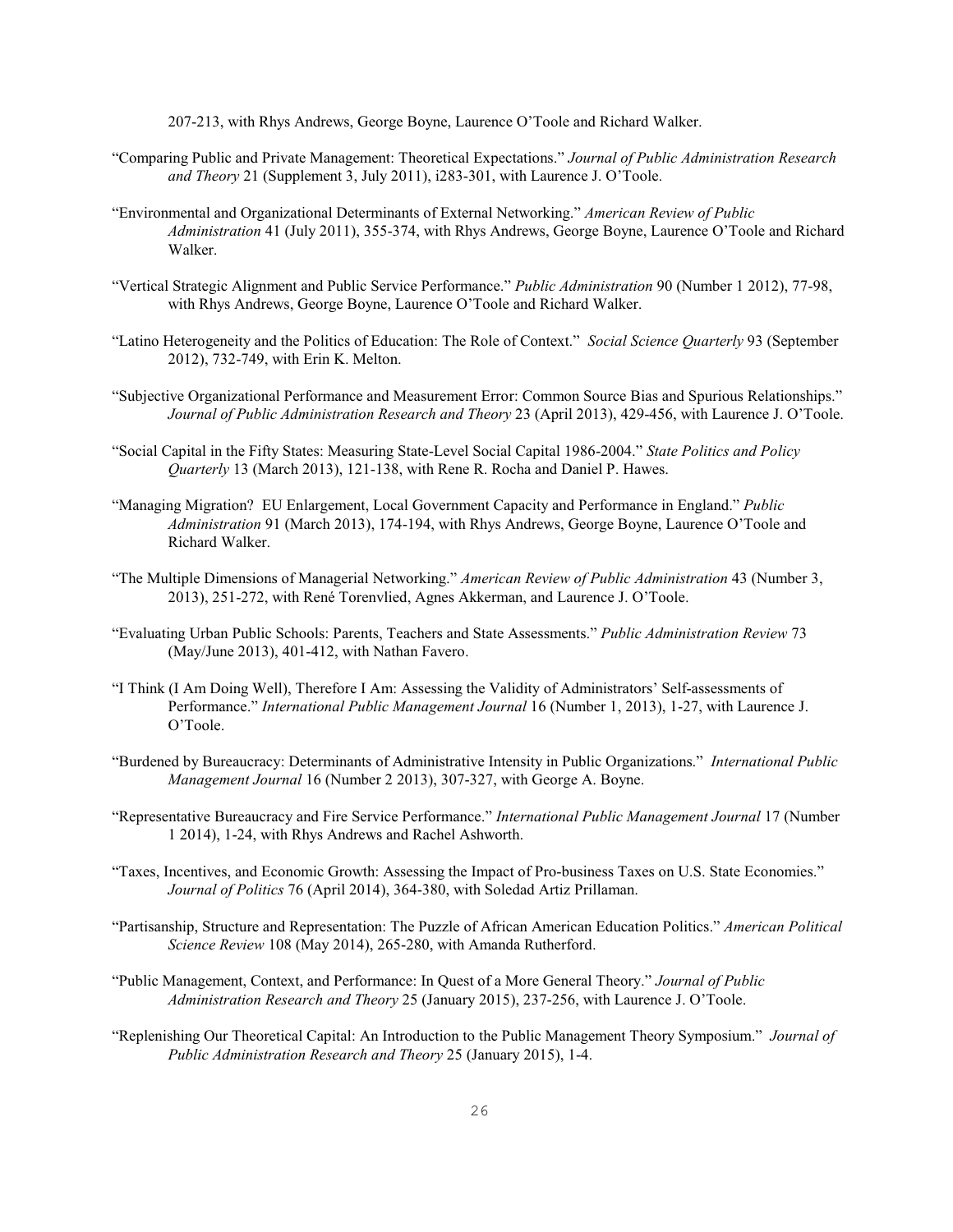207-213, with Rhys Andrews, George Boyne, Laurence O'Toole and Richard Walker.

"Comparing Public and Private Management: Theoretical Expectations." *Journal of Public Administration Research and Theory* 21 (Supplement 3, July 2011), i283-301, with Laurence J. O'Toole.

"Environmental and Organizational Determinants of External Networking." *American Review of Public Administration* 41 (July 2011), 355-374, with Rhys Andrews, George Boyne, Laurence O'Toole and Richard Walker.

"Vertical Strategic Alignment and Public Service Performance." *Public Administration* 90 (Number 1 2012), 77-98, with Rhys Andrews, George Boyne, Laurence O'Toole and Richard Walker.

"Latino Heterogeneity and the Politics of Education: The Role of Context." *Social Science Quarterly* 93 (September 2012), 732-749, with Erin K. Melton.

"Subjective Organizational Performance and Measurement Error: Common Source Bias and Spurious Relationships." *Journal of Public Administration Research and Theory* 23 (April 2013), 429-456, with Laurence J. O'Toole.

"Social Capital in the Fifty States: Measuring State-Level Social Capital 1986-2004." *State Politics and Policy Quarterly* 13 (March 2013), 121-138, with Rene R. Rocha and Daniel P. Hawes.

"Managing Migration? EU Enlargement, Local Government Capacity and Performance in England." *Public Administration* 91 (March 2013), 174-194, with Rhys Andrews, George Boyne, Laurence O'Toole and Richard Walker.

"The Multiple Dimensions of Managerial Networking." *American Review of Public Administration* 43 (Number 3, 2013), 251-272, with René Torenvlied, Agnes Akkerman, and Laurence J. O'Toole.

"Evaluating Urban Public Schools: Parents, Teachers and State Assessments." *Public Administration Review* 73 (May/June 2013), 401-412, with Nathan Favero.

"I Think (I Am Doing Well), Therefore I Am: Assessing the Validity of Administrators' Self-assessments of Performance." *International Public Management Journal* 16 (Number 1, 2013), 1-27, with Laurence J. O'Toole.

"Burdened by Bureaucracy: Determinants of Administrative Intensity in Public Organizations." *International Public Management Journal* 16 (Number 2 2013), 307-327, with George A. Boyne.

"Representative Bureaucracy and Fire Service Performance." *International Public Management Journal* 17 (Number 1 2014), 1-24, with Rhys Andrews and Rachel Ashworth.

"Taxes, Incentives, and Economic Growth: Assessing the Impact of Pro-business Taxes on U.S. State Economies." *Journal of Politics* 76 (April 2014), 364-380, with Soledad Artiz Prillaman.

"Partisanship, Structure and Representation: The Puzzle of African American Education Politics." *American Political Science Review* 108 (May 2014), 265-280, with Amanda Rutherford.

"Public Management, Context, and Performance: In Quest of a More General Theory." *Journal of Public Administration Research and Theory* 25 (January 2015), 237-256, with Laurence J. O'Toole.

"Replenishing Our Theoretical Capital: An Introduction to the Public Management Theory Symposium." *Journal of Public Administration Research and Theory* 25 (January 2015), 1-4.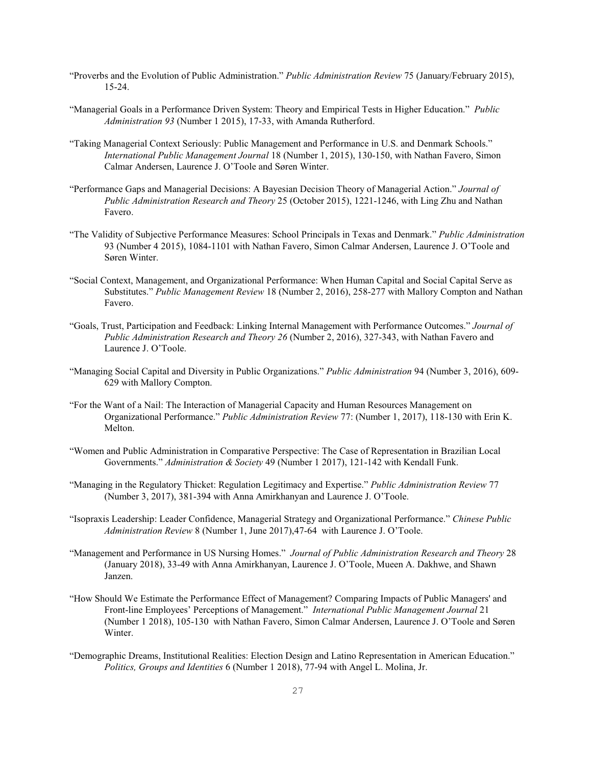"Proverbs and the Evolution of Public Administration." *Public Administration Review* 75 (January/February 2015), 15-24.

"Managerial Goals in a Performance Driven System: Theory and Empirical Tests in Higher Education." *Public Administration 93* (Number 1 2015), 17-33, with Amanda Rutherford.

"Taking Managerial Context Seriously: Public Management and Performance in U.S. and Denmark Schools." *International Public Management Journal* 18 (Number 1, 2015), 130-150, with Nathan Favero, Simon Calmar Andersen, Laurence J. O'Toole and Søren Winter.

"Performance Gaps and Managerial Decisions: A Bayesian Decision Theory of Managerial Action." *Journal of Public Administration Research and Theory* 25 (October 2015), 1221-1246, with Ling Zhu and Nathan Favero.

"The Validity of Subjective Performance Measures: School Principals in Texas and Denmark." *Public Administration* 93 (Number 4 2015), 1084-1101 with Nathan Favero, Simon Calmar Andersen, Laurence J. O'Toole and Søren Winter.

"Social Context, Management, and Organizational Performance: When Human Capital and Social Capital Serve as Substitutes." *Public Management Review* 18 (Number 2, 2016), 258-277 with Mallory Compton and Nathan Favero.

"Goals, Trust, Participation and Feedback: Linking Internal Management with Performance Outcomes." *Journal of Public Administration Research and Theory 26* (Number 2, 2016), 327-343, with Nathan Favero and Laurence J. O'Toole.

"Managing Social Capital and Diversity in Public Organizations." *Public Administration* 94 (Number 3, 2016), 609-629 with Mallory Compton.

"For the Want of a Nail: The Interaction of Managerial Capacity and Human Resources Management on Organizational Performance." *Public Administration Review* 77: (Number 1, 2017), 118-130 with Erin K. Melton.

"Women and Public Administration in Comparative Perspective: The Case of Representation in Brazilian Local Governments." *Administration & Society* 49 (Number 1 2017), 121-142 with Kendall Funk.

"Managing in the Regulatory Thicket: Regulation Legitimacy and Expertise." *Public Administration Review* 77 (Number 3, 2017), 381-394 with Anna Amirkhanyan and Laurence J. O'Toole.

"Isopraxis Leadership: Leader Confidence, Managerial Strategy and Organizational Performance." *Chinese Public Administration Review* 8 (Number 1, June 2017),47-64 with Laurence J. O'Toole.

"Management and Performance in US Nursing Homes." *Journal of Public Administration Research and Theory* 28 (January 2018), 33-49 with Anna Amirkhanyan, Laurence J. O'Toole, Mueen A. Dakhwe, and Shawn Janzen.

"How Should We Estimate the Performance Effect of Management? Comparing Impacts of Public Managers' and Front-line Employees' Perceptions of Management." *International Public Management Journal* 21 (Number 1 2018), 105-130 with Nathan Favero, Simon Calmar Andersen, Laurence J. O'Toole and Søren Winter.

"Demographic Dreams, Institutional Realities: Election Design and Latino Representation in American Education." *Politics, Groups and Identities* 6 (Number 1 2018), 77-94 with Angel L. Molina, Jr.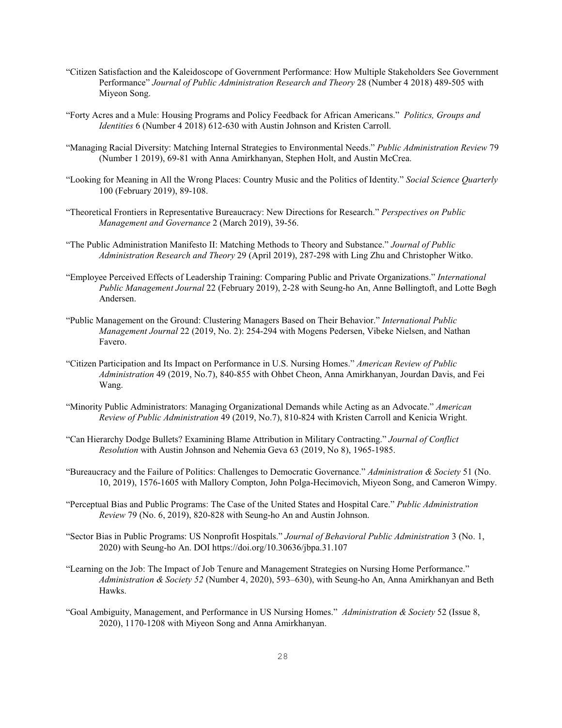"Citizen Satisfaction and the Kaleidoscope of Government Performance: How Multiple Stakeholders See Government Performance" *Journal of Public Administration Research and Theory* 28 (Number 4 2018) 489-505 with Miyeon Song.

"Forty Acres and a Mule: Housing Programs and Policy Feedback for African Americans." *Politics, Groups and Identities* 6 (Number 4 2018) 612-630 with Austin Johnson and Kristen Carroll.

"Managing Racial Diversity: Matching Internal Strategies to Environmental Needs." *Public Administration Review* 79 (Number 1 2019), 69-81 with Anna Amirkhanyan, Stephen Holt, and Austin McCrea.

"Looking for Meaning in All the Wrong Places: Country Music and the Politics of Identity." *Social Science Quarterly* 100 (February 2019), 89-108.

"Theoretical Frontiers in Representative Bureaucracy: New Directions for Research." *Perspectives on Public Management and Governance* 2 (March 2019), 39-56.

"The Public Administration Manifesto II: Matching Methods to Theory and Substance." *Journal of Public Administration Research and Theory* 29 (April 2019), 287-298 with Ling Zhu and Christopher Witko.

"Employee Perceived Effects of Leadership Training: Comparing Public and Private Organizations." *International Public Management Journal* 22 (February 2019), 2-28 with Seung-ho An, Anne Bøllingtoft, and Lotte Bøgh Andersen.

"Public Management on the Ground: Clustering Managers Based on Their Behavior." *International Public Management Journal* 22 (2019, No. 2): 254-294 with Mogens Pedersen, Vibeke Nielsen, and Nathan Favero.

"Citizen Participation and Its Impact on Performance in U.S. Nursing Homes." *American Review of Public Administration* 49 (2019, No.7), 840-855 with Ohbet Cheon, Anna Amirkhanyan, Jourdan Davis, and Fei Wang.

"Minority Public Administrators: Managing Organizational Demands while Acting as an Advocate." *American Review of Public Administration* 49 (2019, No.7), 810-824 with Kristen Carroll and Kenicia Wright.

"Can Hierarchy Dodge Bullets? Examining Blame Attribution in Military Contracting." *Journal of Conflict Resolution* with Austin Johnson and Nehemia Geva 63 (2019, No 8), 1965-1985.

"Bureaucracy and the Failure of Politics: Challenges to Democratic Governance." *Administration & Society* 51 (No. 10, 2019), 1576-1605 with Mallory Compton, John Polga-Hecimovich, Miyeon Song, and Cameron Wimpy.

"Perceptual Bias and Public Programs: The Case of the United States and Hospital Care." *Public Administration Review* 79 (No. 6, 2019), 820-828 with Seung-ho An and Austin Johnson.

"Sector Bias in Public Programs: US Nonprofit Hospitals." *Journal of Behavioral Public Administration* 3 (No. 1, 2020) with Seung-ho An. DOI https://doi.org/10.30636/jbpa.31.107

"Learning on the Job: The Impact of Job Tenure and Management Strategies on Nursing Home Performance." *Administration & Society 52* (Number 4, 2020), 593–630), with Seung-ho An, Anna Amirkhanyan and Beth Hawks.

"Goal Ambiguity, Management, and Performance in US Nursing Homes." *Administration & Society* 52 (Issue 8, 2020), 1170-1208 with Miyeon Song and Anna Amirkhanyan.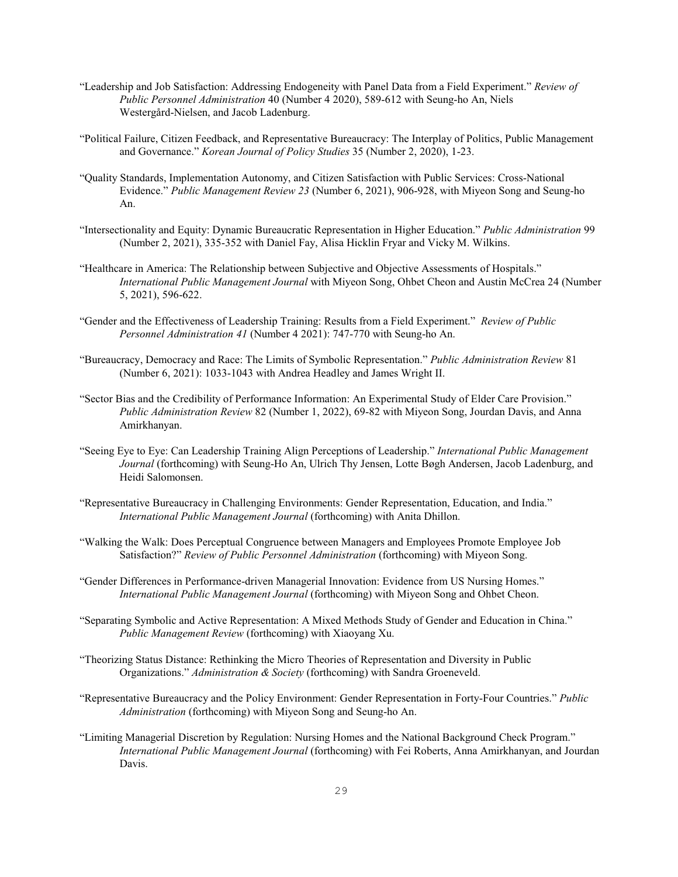"Leadership and Job Satisfaction: Addressing Endogeneity with Panel Data from a Field Experiment." *Review of Public Personnel Administration* 40 (Number 4 2020), 589-612 with Seung-ho An, Niels Westergård-Nielsen, and Jacob Ladenburg.

"Political Failure, Citizen Feedback, and Representative Bureaucracy: The Interplay of Politics, Public Management and Governance." *Korean Journal of Policy Studies* 35 (Number 2, 2020), 1-23.

"Quality Standards, Implementation Autonomy, and Citizen Satisfaction with Public Services: Cross-National Evidence." *Public Management Review 23* (Number 6, 2021), 906-928, with Miyeon Song and Seung-ho An.

"Intersectionality and Equity: Dynamic Bureaucratic Representation in Higher Education." *Public Administration* 99 (Number 2, 2021), 335-352 with Daniel Fay, Alisa Hicklin Fryar and Vicky M. Wilkins.

"Healthcare in America: The Relationship between Subjective and Objective Assessments of Hospitals." *International Public Management Journal* with Miyeon Song, Ohbet Cheon and Austin McCrea 24 (Number 5, 2021), 596-622.

"Gender and the Effectiveness of Leadership Training: Results from a Field Experiment." *Review of Public Personnel Administration 41* (Number 4 2021): 747-770 with Seung-ho An.

"Bureaucracy, Democracy and Race: The Limits of Symbolic Representation." *Public Administration Review* 81 (Number 6, 2021): 1033-1043 with Andrea Headley and James Wright II.

"Sector Bias and the Credibility of Performance Information: An Experimental Study of Elder Care Provision." *Public Administration Review* 82 (Number 1, 2022), 69-82 with Miyeon Song, Jourdan Davis, and Anna Amirkhanyan.

"Seeing Eye to Eye: Can Leadership Training Align Perceptions of Leadership." *International Public Management Journal* (forthcoming) with Seung-Ho An, Ulrich Thy Jensen, Lotte Bøgh Andersen, Jacob Ladenburg, and Heidi Salomonsen.

"Representative Bureaucracy in Challenging Environments: Gender Representation, Education, and India." *International Public Management Journal* (forthcoming) with Anita Dhillon.

"Walking the Walk: Does Perceptual Congruence between Managers and Employees Promote Employee Job Satisfaction?" *Review of Public Personnel Administration* (forthcoming) with Miyeon Song.

"Gender Differences in Performance-driven Managerial Innovation: Evidence from US Nursing Homes." *International Public Management Journal* (forthcoming) with Miyeon Song and Ohbet Cheon.

"Separating Symbolic and Active Representation: A Mixed Methods Study of Gender and Education in China." *Public Management Review* (forthcoming) with Xiaoyang Xu.

"Theorizing Status Distance: Rethinking the Micro Theories of Representation and Diversity in Public Organizations." *Administration & Society* (forthcoming) with Sandra Groeneveld.

"Representative Bureaucracy and the Policy Environment: Gender Representation in Forty-Four Countries." *Public Administration* (forthcoming) with Miyeon Song and Seung-ho An.

"Limiting Managerial Discretion by Regulation: Nursing Homes and the National Background Check Program." *International Public Management Journal* (forthcoming) with Fei Roberts, Anna Amirkhanyan, and Jourdan Davis.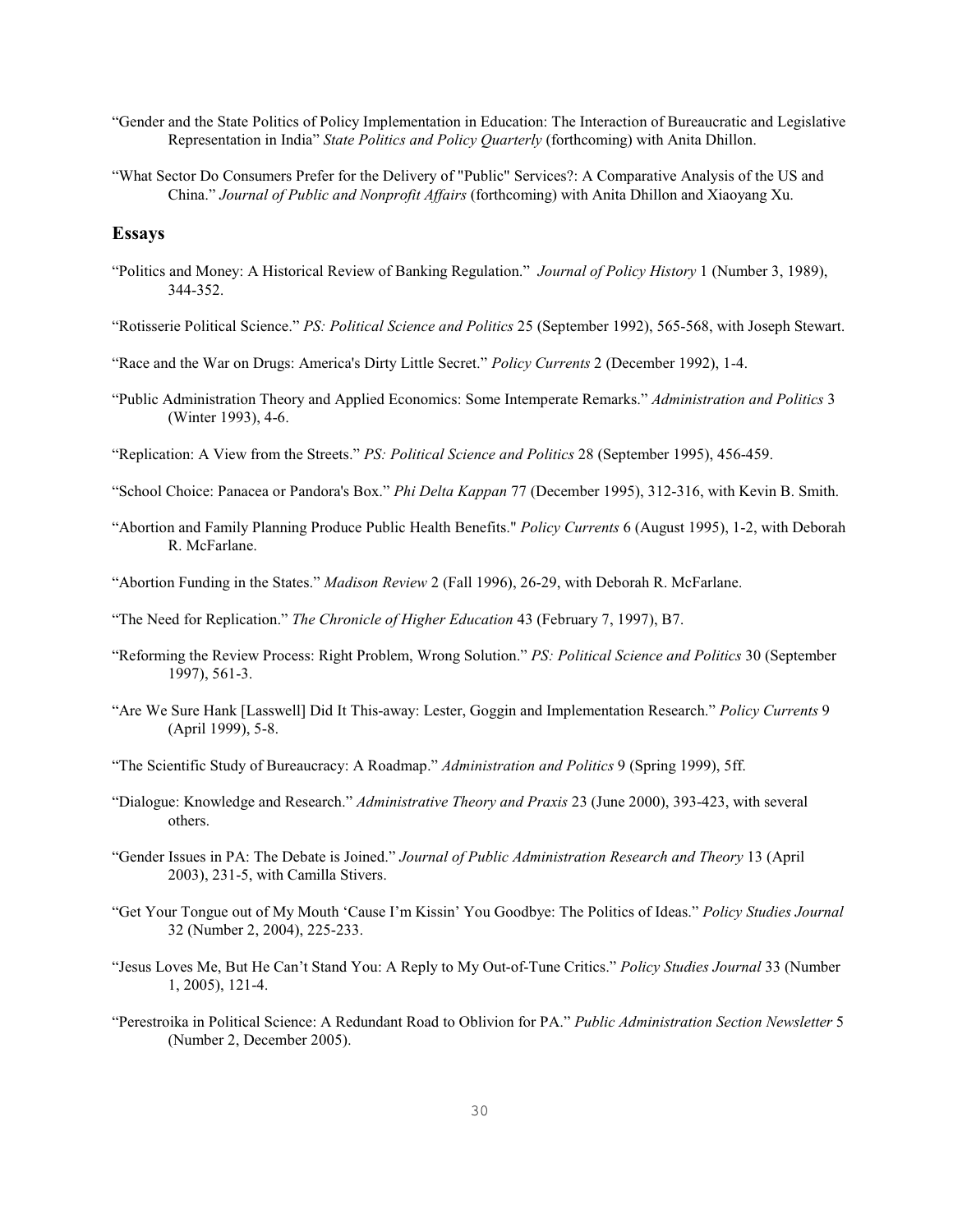"Gender and the State Politics of Policy Implementation in Education: The Interaction of Bureaucratic and Legislative Representation in India" *State Politics and Policy Quarterly* (forthcoming) with Anita Dhillon.

"What Sector Do Consumers Prefer for the Delivery of "Public" Services?: A Comparative Analysis of the US and China." *Journal of Public and Nonprofit Affairs* (forthcoming) with Anita Dhillon and Xiaoyang Xu.

### Essays

"Politics and Money: A Historical Review of Banking Regulation." *Journal of Policy History* 1 (Number 3, 1989), 344-352.

"Rotisserie Political Science." *PS: Political Science and Politics* 25 (September 1992), 565-568, with Joseph Stewart.

"Race and the War on Drugs: America's Dirty Little Secret." *Policy Currents* 2 (December 1992), 1-4.

"Public Administration Theory and Applied Economics: Some Intemperate Remarks." *Administration and Politics* 3 (Winter 1993), 4-6.

"Replication: A View from the Streets." *PS: Political Science and Politics* 28 (September 1995), 456-459.

"School Choice: Panacea or Pandora's Box." *Phi Delta Kappan* 77 (December 1995), 312-316, with Kevin B. Smith.

"Abortion and Family Planning Produce Public Health Benefits." *Policy Currents* 6 (August 1995), 1-2, with Deborah R. McFarlane.

"Abortion Funding in the States." *Madison Review* 2 (Fall 1996), 26-29, with Deborah R. McFarlane.

"The Need for Replication." *The Chronicle of Higher Education* 43 (February 7, 1997), B7.

"Reforming the Review Process: Right Problem, Wrong Solution." *PS: Political Science and Politics* 30 (September 1997), 561-3.

"Are We Sure Hank [Lasswell] Did It This-away: Lester, Goggin and Implementation Research." *Policy Currents* 9 (April 1999), 5-8.

"The Scientific Study of Bureaucracy: A Roadmap." *Administration and Politics* 9 (Spring 1999), 5ff.

"Dialogue: Knowledge and Research." *Administrative Theory and Praxis* 23 (June 2000), 393-423, with several others.

"Gender Issues in PA: The Debate is Joined." *Journal of Public Administration Research and Theory* 13 (April 2003), 231-5, with Camilla Stivers.

"Get Your Tongue out of My Mouth 'Cause I'm Kissin' You Goodbye: The Politics of Ideas." *Policy Studies Journal* 32 (Number 2, 2004), 225-233.

"Jesus Loves Me, But He Can't Stand You: A Reply to My Out-of-Tune Critics." *Policy Studies Journal* 33 (Number 1, 2005), 121-4.

"Perestroika in Political Science: A Redundant Road to Oblivion for PA." *Public Administration Section Newsletter* 5 (Number 2, December 2005).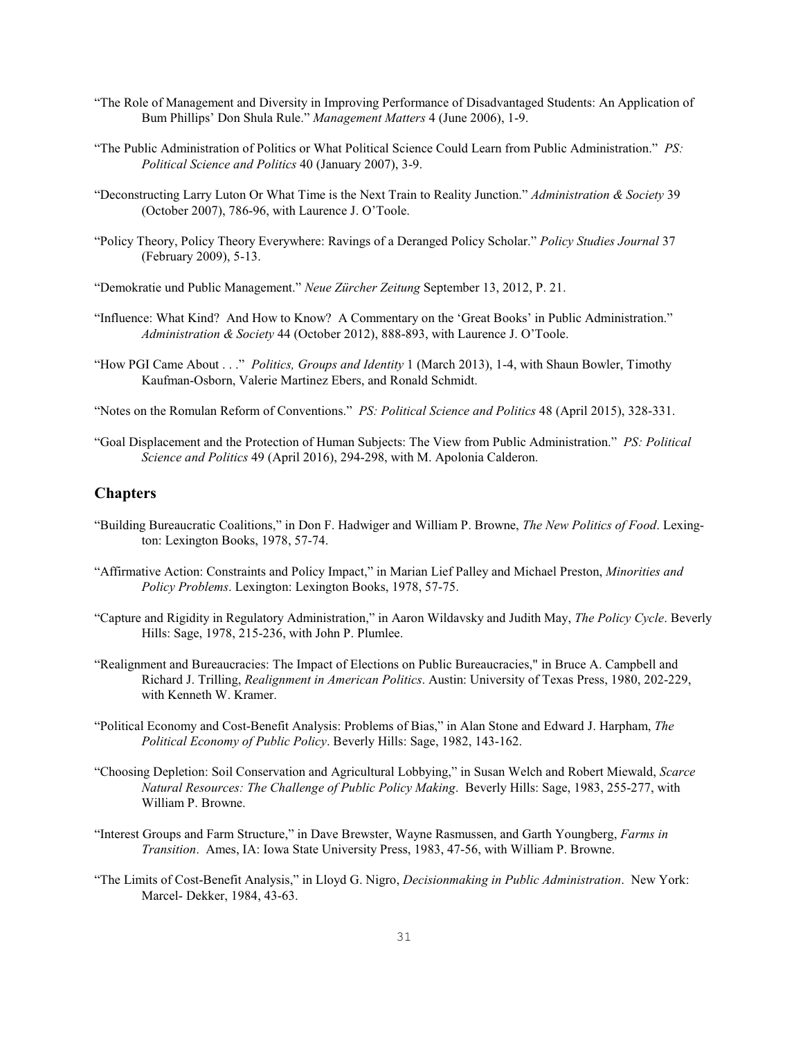"The Role of Management and Diversity in Improving Performance of Disadvantaged Students: An Application of Bum Phillips' Don Shula Rule." *Management Matters* 4 (June 2006), 1-9.

"The Public Administration of Politics or What Political Science Could Learn from Public Administration." *PS: Political Science and Politics* 40 (January 2007), 3-9.

"Deconstructing Larry Luton Or What Time is the Next Train to Reality Junction." *Administration & Society* 39 (October 2007), 786-96, with Laurence J. O'Toole.

"Policy Theory, Policy Theory Everywhere: Ravings of a Deranged Policy Scholar." *Policy Studies Journal* 37 (February 2009), 5-13.

"Demokratie und Public Management." *Neue Zürcher Zeitung* September 13, 2012, P. 21.

"Influence: What Kind? And How to Know? A Commentary on the 'Great Books' in Public Administration." *Administration & Society* 44 (October 2012), 888-893, with Laurence J. O'Toole.

"How PGI Came About . . ." *Politics, Groups and Identity* 1 (March 2013), 1-4, with Shaun Bowler, Timothy Kaufman-Osborn, Valerie Martinez Ebers, and Ronald Schmidt.

"Notes on the Romulan Reform of Conventions." *PS: Political Science and Politics* 48 (April 2015), 328-331.

"Goal Displacement and the Protection of Human Subjects: The View from Public Administration." *PS: Political Science and Politics* 49 (April 2016), 294-298, with M. Apolonia Calderon.

## Chapters

"Building Bureaucratic Coalitions," in Don F. Hadwiger and William P. Browne, *The New Politics of Food*. Lexington: Lexington Books, 1978, 57-74.

"Affirmative Action: Constraints and Policy Impact," in Marian Lief Palley and Michael Preston, *Minorities and Policy Problems*. Lexington: Lexington Books, 1978, 57-75.

"Capture and Rigidity in Regulatory Administration," in Aaron Wildavsky and Judith May, *The Policy Cycle*. Beverly Hills: Sage, 1978, 215-236, with John P. Plumlee.

"Realignment and Bureaucracies: The Impact of Elections on Public Bureaucracies," in Bruce A. Campbell and Richard J. Trilling, *Realignment in American Politics*. Austin: University of Texas Press, 1980, 202-229, with Kenneth W. Kramer.

"Political Economy and Cost-Benefit Analysis: Problems of Bias," in Alan Stone and Edward J. Harpham, *The Political Economy of Public Policy*. Beverly Hills: Sage, 1982, 143-162.

"Choosing Depletion: Soil Conservation and Agricultural Lobbying," in Susan Welch and Robert Miewald, *Scarce Natural Resources: The Challenge of Public Policy Making*. Beverly Hills: Sage, 1983, 255-277, with William P. Browne.

"Interest Groups and Farm Structure," in Dave Brewster, Wayne Rasmussen, and Garth Youngberg, *Farms in Transition*. Ames, IA: Iowa State University Press, 1983, 47-56, with William P. Browne.

"The Limits of Cost-Benefit Analysis," in Lloyd G. Nigro, *Decisionmaking in Public Administration*. New York: Marcel- Dekker, 1984, 43-63.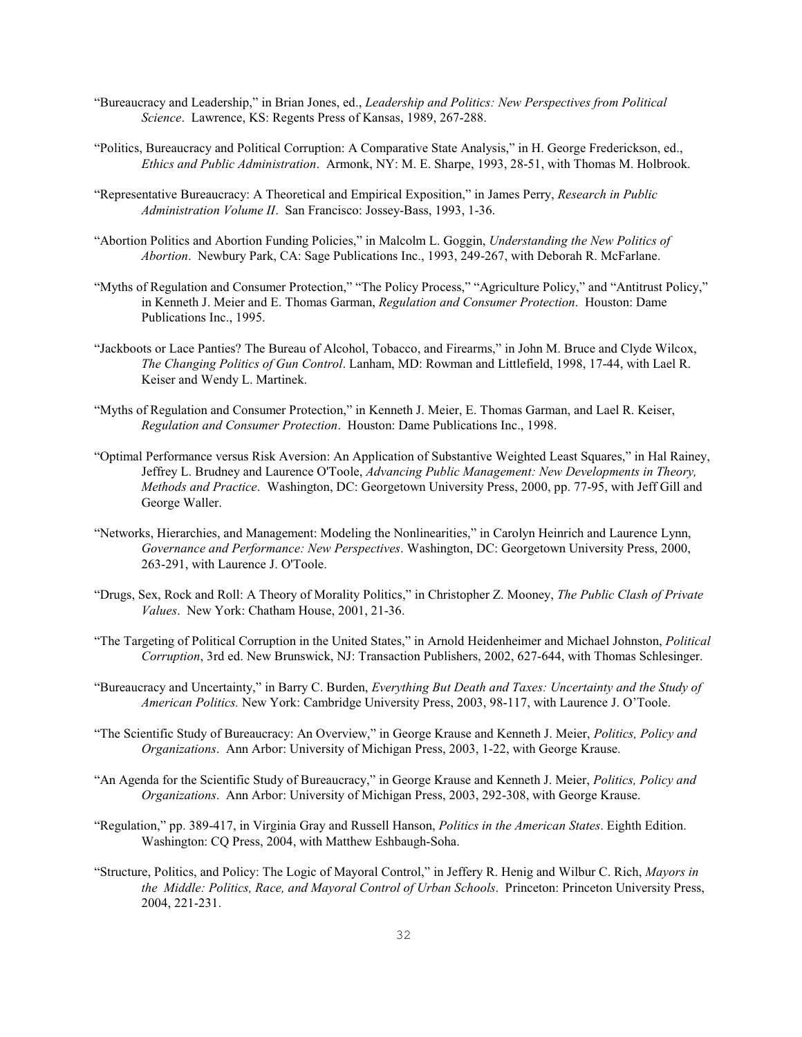"Bureaucracy and Leadership," in Brian Jones, ed., *Leadership and Politics: New Perspectives from Political Science*. Lawrence, KS: Regents Press of Kansas, 1989, 267-288.

"Politics, Bureaucracy and Political Corruption: A Comparative State Analysis," in H. George Frederickson, ed., *Ethics and Public Administration*. Armonk, NY: M. E. Sharpe, 1993, 28-51, with Thomas M. Holbrook.

"Representative Bureaucracy: A Theoretical and Empirical Exposition," in James Perry, *Research in Public Administration Volume II*. San Francisco: Jossey-Bass, 1993, 1-36.

"Abortion Politics and Abortion Funding Policies," in Malcolm L. Goggin, *Understanding the New Politics of Abortion*. Newbury Park, CA: Sage Publications Inc., 1993, 249-267, with Deborah R. McFarlane.

"Myths of Regulation and Consumer Protection," "The Policy Process," "Agriculture Policy," and "Antitrust Policy," in Kenneth J. Meier and E. Thomas Garman, *Regulation and Consumer Protection*. Houston: Dame Publications Inc., 1995.

"Jackboots or Lace Panties? The Bureau of Alcohol, Tobacco, and Firearms," in John M. Bruce and Clyde Wilcox, *The Changing Politics of Gun Control*. Lanham, MD: Rowman and Littlefield, 1998, 17-44, with Lael R. Keiser and Wendy L. Martinek.

"Myths of Regulation and Consumer Protection," in Kenneth J. Meier, E. Thomas Garman, and Lael R. Keiser, *Regulation and Consumer Protection*. Houston: Dame Publications Inc., 1998.

"Optimal Performance versus Risk Aversion: An Application of Substantive Weighted Least Squares," in Hal Rainey, Jeffrey L. Brudney and Laurence O'Toole, *Advancing Public Management: New Developments in Theory, Methods and Practice*. Washington, DC: Georgetown University Press, 2000, pp. 77-95, with Jeff Gill and George Waller.

"Networks, Hierarchies, and Management: Modeling the Nonlinearities," in Carolyn Heinrich and Laurence Lynn, *Governance and Performance: New Perspectives*. Washington, DC: Georgetown University Press, 2000, 263-291, with Laurence J. O'Toole.

"Drugs, Sex, Rock and Roll: A Theory of Morality Politics," in Christopher Z. Mooney, *The Public Clash of Private Values*. New York: Chatham House, 2001, 21-36.

"The Targeting of Political Corruption in the United States," in Arnold Heidenheimer and Michael Johnston, *Political Corruption*, 3rd ed. New Brunswick, NJ: Transaction Publishers, 2002, 627-644, with Thomas Schlesinger.

"Bureaucracy and Uncertainty," in Barry C. Burden, *Everything But Death and Taxes: Uncertainty and the Study of American Politics.* New York: Cambridge University Press, 2003, 98-117, with Laurence J. O'Toole.

"The Scientific Study of Bureaucracy: An Overview," in George Krause and Kenneth J. Meier, *Politics, Policy and Organizations*. Ann Arbor: University of Michigan Press, 2003, 1-22, with George Krause.

"An Agenda for the Scientific Study of Bureaucracy," in George Krause and Kenneth J. Meier, *Politics, Policy and Organizations*. Ann Arbor: University of Michigan Press, 2003, 292-308, with George Krause.

"Regulation," pp. 389-417, in Virginia Gray and Russell Hanson, *Politics in the American States*. Eighth Edition. Washington: CQ Press, 2004, with Matthew Eshbaugh-Soha.

"Structure, Politics, and Policy: The Logic of Mayoral Control," in Jeffery R. Henig and Wilbur C. Rich, *Mayors in the Middle: Politics, Race, and Mayoral Control of Urban Schools*. Princeton: Princeton University Press, 2004, 221-231.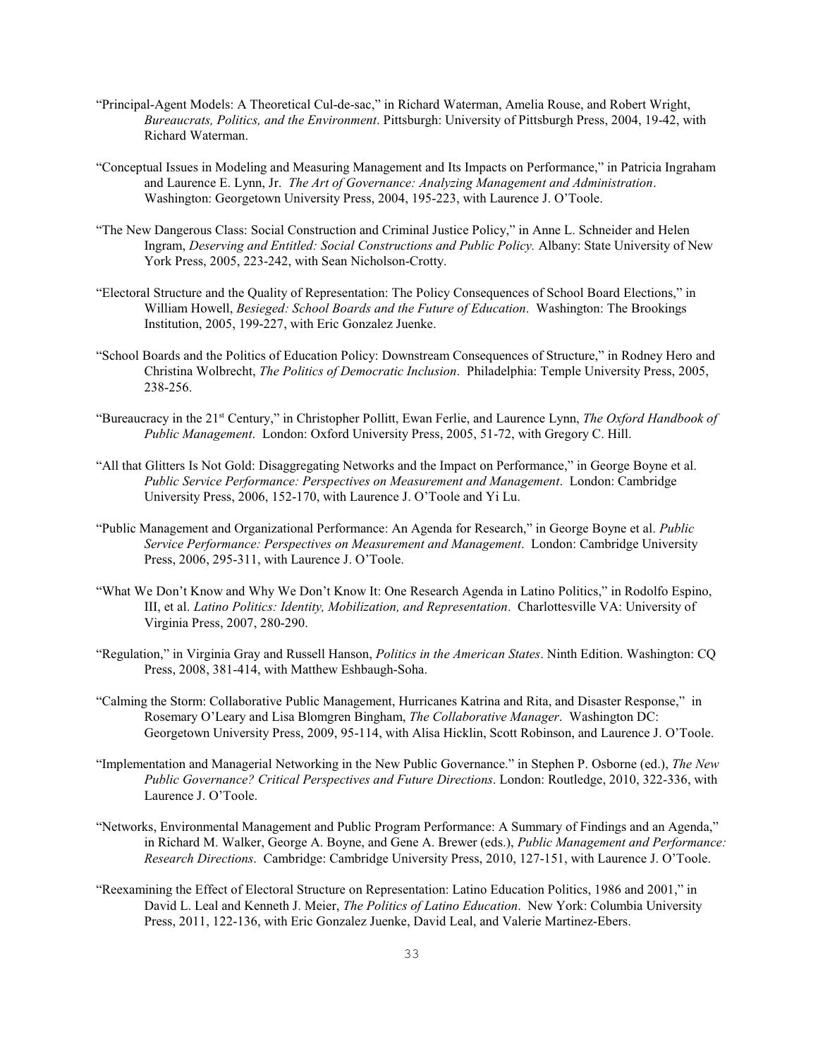"Principal-Agent Models: A Theoretical Cul-de-sac," in Richard Waterman, Amelia Rouse, and Robert Wright, *Bureaucrats, Politics, and the Environment*. Pittsburgh: University of Pittsburgh Press, 2004, 19-42, with Richard Waterman.

"Conceptual Issues in Modeling and Measuring Management and Its Impacts on Performance," in Patricia Ingraham and Laurence E. Lynn, Jr. *The Art of Governance: Analyzing Management and Administration*. Washington: Georgetown University Press, 2004, 195-223, with Laurence J. O'Toole.

"The New Dangerous Class: Social Construction and Criminal Justice Policy," in Anne L. Schneider and Helen Ingram, *Deserving and Entitled: Social Constructions and Public Policy.* Albany: State University of New York Press, 2005, 223-242, with Sean Nicholson-Crotty.

"Electoral Structure and the Quality of Representation: The Policy Consequences of School Board Elections," in William Howell, *Besieged: School Boards and the Future of Education*. Washington: The Brookings Institution, 2005, 199-227, with Eric Gonzalez Juenke.

"School Boards and the Politics of Education Policy: Downstream Consequences of Structure," in Rodney Hero and Christina Wolbrecht, *The Politics of Democratic Inclusion*. Philadelphia: Temple University Press, 2005, 238-256.

"Bureaucracy in the 21st Century," in Christopher Pollitt, Ewan Ferlie, and Laurence Lynn, *The Oxford Handbook of Public Management*. London: Oxford University Press, 2005, 51-72, with Gregory C. Hill.

"All that Glitters Is Not Gold: Disaggregating Networks and the Impact on Performance," in George Boyne et al. *Public Service Performance: Perspectives on Measurement and Management*. London: Cambridge University Press, 2006, 152-170, with Laurence J. O'Toole and Yi Lu.

"Public Management and Organizational Performance: An Agenda for Research," in George Boyne et al. *Public Service Performance: Perspectives on Measurement and Management*. London: Cambridge University Press, 2006, 295-311, with Laurence J. O'Toole.

"What We Don't Know and Why We Don't Know It: One Research Agenda in Latino Politics," in Rodolfo Espino, III, et al. *Latino Politics: Identity, Mobilization, and Representation*. Charlottesville VA: University of Virginia Press, 2007, 280-290.

"Regulation," in Virginia Gray and Russell Hanson, *Politics in the American States*. Ninth Edition. Washington: CQ Press, 2008, 381-414, with Matthew Eshbaugh-Soha.

"Calming the Storm: Collaborative Public Management, Hurricanes Katrina and Rita, and Disaster Response," in Rosemary O'Leary and Lisa Blomgren Bingham, *The Collaborative Manager*. Washington DC: Georgetown University Press, 2009, 95-114, with Alisa Hicklin, Scott Robinson, and Laurence J. O'Toole.

"Implementation and Managerial Networking in the New Public Governance." in Stephen P. Osborne (ed.), *The New Public Governance? Critical Perspectives and Future Directions*. London: Routledge, 2010, 322-336, with Laurence J. O'Toole.

"Networks, Environmental Management and Public Program Performance: A Summary of Findings and an Agenda," in Richard M. Walker, George A. Boyne, and Gene A. Brewer (eds.), *Public Management and Performance: Research Directions*. Cambridge: Cambridge University Press, 2010, 127-151, with Laurence J. O'Toole.

"Reexamining the Effect of Electoral Structure on Representation: Latino Education Politics, 1986 and 2001," in David L. Leal and Kenneth J. Meier, *The Politics of Latino Education*. New York: Columbia University Press, 2011, 122-136, with Eric Gonzalez Juenke, David Leal, and Valerie Martinez-Ebers.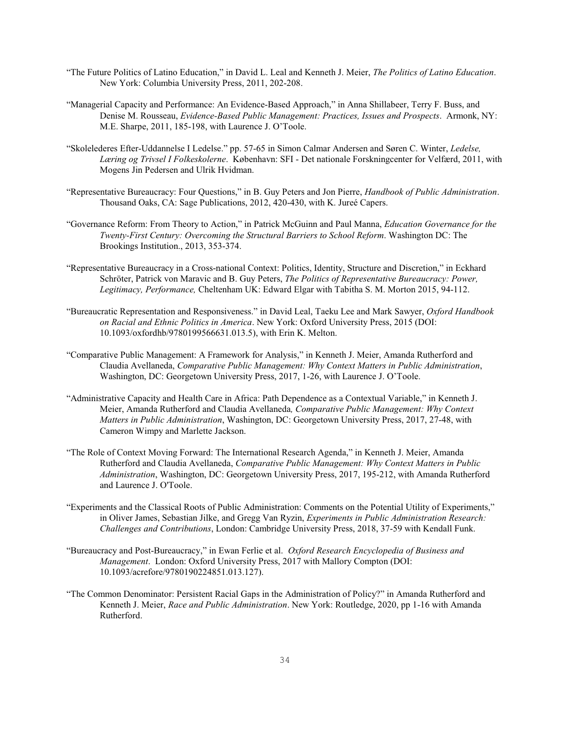"The Future Politics of Latino Education," in David L. Leal and Kenneth J. Meier, *The Politics of Latino Education*. New York: Columbia University Press, 2011, 202-208.

"Managerial Capacity and Performance: An Evidence-Based Approach," in Anna Shillabeer, Terry F. Buss, and Denise M. Rousseau, *Evidence-Based Public Management: Practices, Issues and Prospects*. Armonk, NY: M.E. Sharpe, 2011, 185-198, with Laurence J. O'Toole.

"Skoleledere s Efter-Uddannelse I Ledelse." pp. 57-65 in Simon Calmar Andersen and Søren C. Winter, *Ledelse, Læring og Trivsel I Folkeskolerne*. København: SFI - Det nationale Forskningcenter for Velfærd, 2011, with Mogens Jin Pedersen and Ulrik Hvidman.

"Representative Bureaucracy: Four Questions," in B. Guy Peters and Jon Pierre, *Handbook of Public Administration*. Thousand Oaks, CA: Sage Publications, 2012, 420-430, with K. Jureé Capers.

"Governance Reform: From Theory to Action," in Patrick McGuinn and Paul Manna, *Education Governance for the Twenty-First Century: Overcoming the Structural Barriers to School Reform*. Washington DC: The Brookings Institution., 2013, 353-374.

"Representative Bureaucracy in a Cross-national Context: Politics, Identity, Structure and Discretion," in Eckhard Schröter, Patrick von Maravic and B. Guy Peters, *The Politics of Representative Bureaucracy: Power, Legitimacy, Performance,* Cheltenham UK: Edward Elgar with Tabitha S. M. Morton 2015, 94-112.

"Bureaucratic Representation and Responsiveness." in David Leal, Taeku Lee and Mark Sawyer, *Oxford Handbook on Racial and Ethnic Politics in America*. New York: Oxford University Press, 2015 (DOI: 10.1093/oxfordhb/9780199566631.013.5), with Erin K. Melton.

"Comparative Public Management: A Framework for Analysis," in Kenneth J. Meier, Amanda Rutherford and Claudia Avellaneda, *Comparative Public Management: Why Context Matters in Public Administration*, Washington, DC: Georgetown University Press, 2017, 1-26, with Laurence J. O'Toole.

"Administrative Capacity and Health Care in Africa: Path Dependence as a Contextual Variable," in Kenneth J. Meier, Amanda Rutherford and Claudia Avellaneda*, Comparative Public Management: Why Context Matters in Public Administration*, Washington, DC: Georgetown University Press, 2017, 27-48, with Cameron Wimpy and Marlette Jackson.

"The Role of Context Moving Forward: The International Research Agenda," in Kenneth J. Meier, Amanda Rutherford and Claudia Avellaneda, *Comparative Public Management: Why Context Matters in Public Administration*, Washington, DC: Georgetown University Press, 2017, 195-212, with Amanda Rutherford and Laurence J. O'Toole.

"Experiments and the Classical Roots of Public Administration: Comments on the Potential Utility of Experiments," in Oliver James, Sebastian Jilke, and Gregg Van Ryzin, *Experiments in Public Administration Research: Challenges and Contributions*, London: Cambridge University Press, 2018, 37-59 with Kendall Funk.

"Bureaucracy and Post-Bureaucracy," in Ewan Ferlie et al. *Oxford Research Encyclopedia of Business and Management*. London: Oxford University Press, 2017 with Mallory Compton (DOI: 10.1093/acrefore/9780190224851.013.127).

"The Common Denominator: Persistent Racial Gaps in the Administration of Policy?" in Amanda Rutherford and Kenneth J. Meier, *Race and Public Administration*. New York: Routledge, 2020, pp 1-16 with Amanda Rutherford.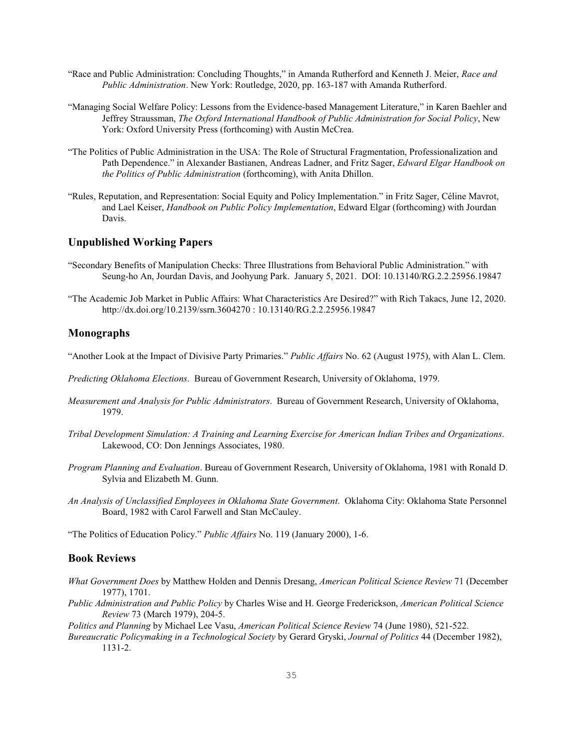"Race and Public Administration: Concluding Thoughts," in Amanda Rutherford and Kenneth J. Meier, *Race and Public Administration*. New York: Routledge, 2020, pp. 163-187 with Amanda Rutherford.

"Managing Social Welfare Policy: Lessons from the Evidence-based Management Literature," in Karen Baehler and Jeffrey Straussman, *The Oxford International Handbook of Public Administration for Social Policy*, New York: Oxford University Press (forthcoming) with Austin McCrea.

"The Politics of Public Administration in the USA: The Role of Structural Fragmentation, Professionalization and Path Dependence." in Alexander Bastianen, Andreas Ladner, and Fritz Sager, *Edward Elgar Handbook on the Politics of Public Administration* (forthcoming), with Anita Dhillon.

"Rules, Reputation, and Representation: Social Equity and Policy Implementation." in Fritz Sager, Céline Mavrot, and Lael Keiser, *Handbook on Public Policy Implementation*, Edward Elgar (forthcoming) with Jourdan Davis.

## Unpublished Working Papers

"Secondary Benefits of Manipulation Checks: Three Illustrations from Behavioral Public Administration." with Seung-ho An, Jourdan Davis, and Joohyung Park. January 5, 2021. DOI: 10.13140/RG.2.2.25956.19847

"The Academic Job Market in Public Affairs: What Characteristics Are Desired?" with Rich Takacs, June 12, 2020. http://dx.doi.org/10.2139/ssrn.3604270 : 10.13140/RG.2.2.25956.19847

## Monographs

"Another Look at the Impact of Divisive Party Primaries." *Public Affairs* No. 62 (August 1975), with Alan L. Clem.

*Predicting Oklahoma Elections*. Bureau of Government Research, University of Oklahoma, 1979.

*Measurement and Analysis for Public Administrators*. Bureau of Government Research, University of Oklahoma, 1979.

*Tribal Development Simulation: A Training and Learning Exercise for American Indian Tribes and Organizations*. Lakewood, CO: Don Jennings Associates, 1980.

*Program Planning and Evaluation*. Bureau of Government Research, University of Oklahoma, 1981 with Ronald D. Sylvia and Elizabeth M. Gunn.

*An Analysis of Unclassified Employees in Oklahoma State Government*. Oklahoma City: Oklahoma State Personnel Board, 1982 with Carol Farwell and Stan McCauley.

"The Politics of Education Policy." *Public Affairs* No. 119 (January 2000), 1-6.

## Book Reviews

*What Government Does* by Matthew Holden and Dennis Dresang, *American Political Science Review* 71 (December 1977), 1701.

*Public Administration and Public Policy* by Charles Wise and H. George Frederickson, *American Political Science Review* 73 (March 1979), 204-5.

*Politics and Planning* by Michael Lee Vasu, *American Political Science Review* 74 (June 1980), 521-522.

*Bureaucratic Policymaking in a Technological Society* by Gerard Gryski, *Journal of Politics* 44 (December 1982), 1131-2.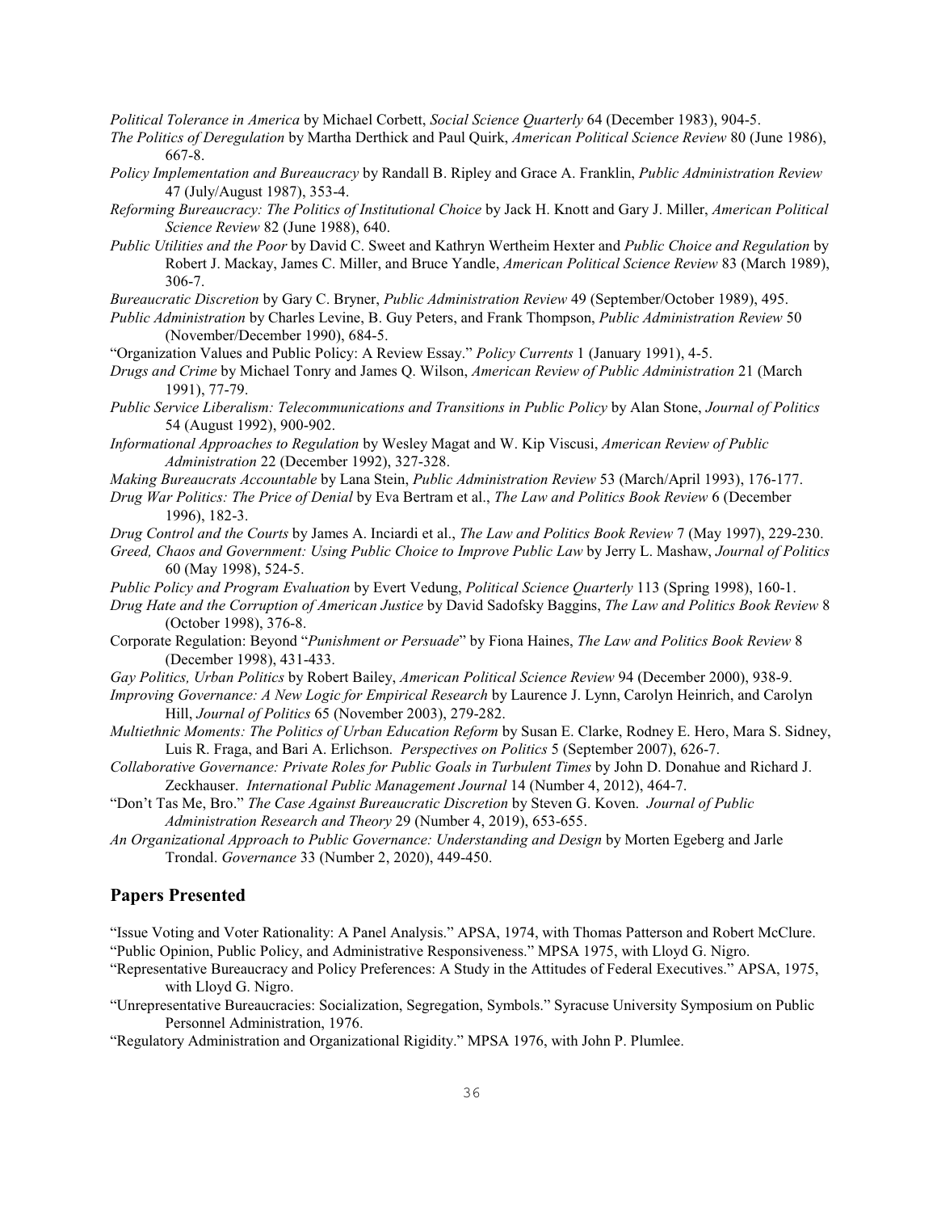*Political Tolerance in America* by Michael Corbett, *Social Science Quarterly* 64 (December 1983), 904-5.

*The Politics of Deregulation* by Martha Derthick and Paul Quirk, *American Political Science Review* 80 (June 1986), 667-8.

*Policy Implementation and Bureaucracy* by Randall B. Ripley and Grace A. Franklin, *Public Administration Review* 47 (July/August 1987), 353-4.

*Reforming Bureaucracy: The Politics of Institutional Choice* by Jack H. Knott and Gary J. Miller, *American Political Science Review* 82 (June 1988), 640.

*Public Utilities and the Poor* by David C. Sweet and Kathryn Wertheim Hexter and *Public Choice and Regulation* by Robert J. Mackay, James C. Miller, and Bruce Yandle, *American Political Science Review* 83 (March 1989), 306-7.

*Bureaucratic Discretion* by Gary C. Bryner, *Public Administration Review* 49 (September/October 1989), 495.

*Public Administration* by Charles Levine, B. Guy Peters, and Frank Thompson, *Public Administration Review* 50 (November/December 1990), 684-5.

"Organization Values and Public Policy: A Review Essay." *Policy Currents* 1 (January 1991), 4-5.

*Drugs and Crime* by Michael Tonry and James Q. Wilson, *American Review of Public Administration* 21 (March 1991), 77-79.

*Public Service Liberalism: Telecommunications and Transitions in Public Policy* by Alan Stone, *Journal of Politics* 54 (August 1992), 900-902.

*Informational Approaches to Regulation* by Wesley Magat and W. Kip Viscusi, *American Review of Public Administration* 22 (December 1992), 327-328.

*Making Bureaucrats Accountable* by Lana Stein, *Public Administration Review* 53 (March/April 1993), 176-177.

*Drug War Politics: The Price of Denial* by Eva Bertram et al., *The Law and Politics Book Review* 6 (December 1996), 182-3.

*Drug Control and the Courts* by James A. Inciardi et al., *The Law and Politics Book Review* 7 (May 1997), 229-230.

*Greed, Chaos and Government: Using Public Choice to Improve Public Law* by Jerry L. Mashaw, *Journal of Politics* 60 (May 1998), 524-5.

*Public Policy and Program Evaluation* by Evert Vedung, *Political Science Quarterly* 113 (Spring 1998), 160-1.

*Drug Hate and the Corruption of American Justice* by David Sadofsky Baggins, *The Law and Politics Book Review* 8 (October 1998), 376-8.

Corporate Regulation: Beyond "*Punishment or Persuade*" by Fiona Haines, *The Law and Politics Book Review* 8 (December 1998), 431-433.

*Gay Politics, Urban Politics* by Robert Bailey, *American Political Science Review* 94 (December 2000), 938-9.

*Improving Governance: A New Logic for Empirical Research* by Laurence J. Lynn, Carolyn Heinrich, and Carolyn Hill, *Journal of Politics* 65 (November 2003), 279-282.

*Multiethnic Moments: The Politics of Urban Education Reform* by Susan E. Clarke, Rodney E. Hero, Mara S. Sidney, Luis R. Fraga, and Bari A. Erlichson. *Perspectives on Politics* 5 (September 2007), 626-7.

*Collaborative Governance: Private Roles for Public Goals in Turbulent Times* by John D. Donahue and Richard J. Zeckhauser. *International Public Management Journal* 14 (Number 4, 2012), 464-7.

"Don't Tas Me, Bro." *The Case Against Bureaucratic Discretion* by Steven G. Koven. *Journal of Public Administration Research and Theory* 29 (Number 4, 2019), 653-655.

*An Organizational Approach to Public Governance: Understanding and Design* by Morten Egeberg and Jarle Trondal. *Governance* 33 (Number 2, 2020), 449-450.

## Papers Presented

"Issue Voting and Voter Rationality: A Panel Analysis." APSA, 1974, with Thomas Patterson and Robert McClure.

"Public Opinion, Public Policy, and Administrative Responsiveness." MPSA 1975, with Lloyd G. Nigro.

"Representative Bureaucracy and Policy Preferences: A Study in the Attitudes of Federal Executives." APSA, 1975, with Lloyd G. Nigro.

"Unrepresentative Bureaucracies: Socialization, Segregation, Symbols." Syracuse University Symposium on Public Personnel Administration, 1976.

"Regulatory Administration and Organizational Rigidity." MPSA 1976, with John P. Plumlee.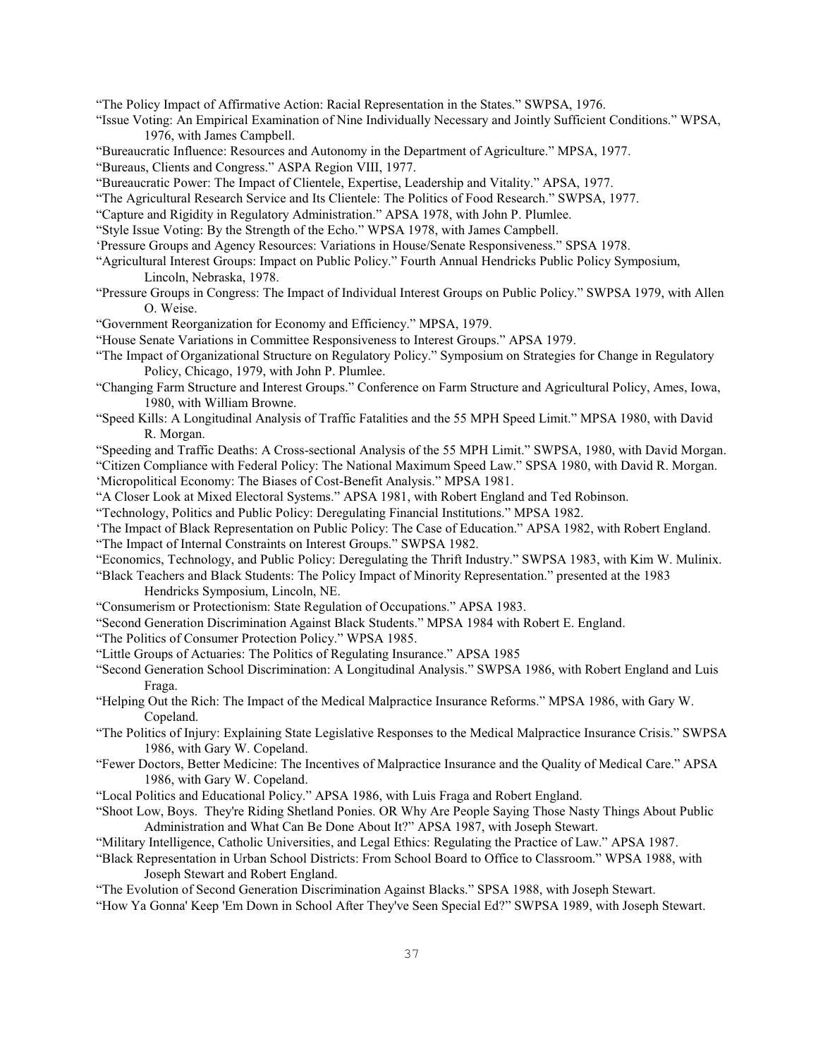"The Policy Impact of Affirmative Action: Racial Representation in the States." SWPSA, 1976.

"Issue Voting: An Empirical Examination of Nine Individually Necessary and Jointly Sufficient Conditions." WPSA, 1976, with James Campbell.

"Bureaucratic Influence: Resources and Autonomy in the Department of Agriculture." MPSA, 1977.

"Bureaus, Clients and Congress." ASPA Region VIII, 1977.

"Bureaucratic Power: The Impact of Clientele, Expertise, Leadership and Vitality." APSA, 1977.

"The Agricultural Research Service and Its Clientele: The Politics of Food Research." SWPSA, 1977.

"Capture and Rigidity in Regulatory Administration." APSA 1978, with John P. Plumlee.

"Style Issue Voting: By the Strength of the Echo." WPSA 1978, with James Campbell.

'Pressure Groups and Agency Resources: Variations in House/Senate Responsiveness." SPSA 1978.

"Agricultural Interest Groups: Impact on Public Policy." Fourth Annual Hendricks Public Policy Symposium, Lincoln, Nebraska, 1978.

"Pressure Groups in Congress: The Impact of Individual Interest Groups on Public Policy." SWPSA 1979, with Allen O. Weise.

"Government Reorganization for Economy and Efficiency." MPSA, 1979.

"House Senate Variations in Committee Responsiveness to Interest Groups." APSA 1979.

"The Impact of Organizational Structure on Regulatory Policy." Symposium on Strategies for Change in Regulatory Policy, Chicago, 1979, with John P. Plumlee.

"Changing Farm Structure and Interest Groups." Conference on Farm Structure and Agricultural Policy, Ames, Iowa, 1980, with William Browne.

"Speed Kills: A Longitudinal Analysis of Traffic Fatalities and the 55 MPH Speed Limit." MPSA 1980, with David R. Morgan.

"Speeding and Traffic Deaths: A Cross-sectional Analysis of the 55 MPH Limit." SWPSA, 1980, with David Morgan.

"Citizen Compliance with Federal Policy: The National Maximum Speed Law." SPSA 1980, with David R. Morgan.

'Micropolitical Economy: The Biases of Cost-Benefit Analysis." MPSA 1981.

"A Closer Look at Mixed Electoral Systems." APSA 1981, with Robert England and Ted Robinson.

"Technology, Politics and Public Policy: Deregulating Financial Institutions." MPSA 1982.

'The Impact of Black Representation on Public Policy: The Case of Education." APSA 1982, with Robert England.

"The Impact of Internal Constraints on Interest Groups." SWPSA 1982.

"Economics, Technology, and Public Policy: Deregulating the Thrift Industry." SWPSA 1983, with Kim W. Mulinix.

"Black Teachers and Black Students: The Policy Impact of Minority Representation." presented at the 1983 Hendricks Symposium, Lincoln, NE.

"Consumerism or Protectionism: State Regulation of Occupations." APSA 1983.

"Second Generation Discrimination Against Black Students." MPSA 1984 with Robert E. England.

"The Politics of Consumer Protection Policy." WPSA 1985.

"Little Groups of Actuaries: The Politics of Regulating Insurance." APSA 1985

"Second Generation School Discrimination: A Longitudinal Analysis." SWPSA 1986, with Robert England and Luis Fraga.

"Helping Out the Rich: The Impact of the Medical Malpractice Insurance Reforms." MPSA 1986, with Gary W. Copeland.

"The Politics of Injury: Explaining State Legislative Responses to the Medical Malpractice Insurance Crisis." SWPSA 1986, with Gary W. Copeland.

"Fewer Doctors, Better Medicine: The Incentives of Malpractice Insurance and the Quality of Medical Care." APSA 1986, with Gary W. Copeland.

"Local Politics and Educational Policy." APSA 1986, with Luis Fraga and Robert England.

"Shoot Low, Boys. They're Riding Shetland Ponies. OR Why Are People Saying Those Nasty Things About Public Administration and What Can Be Done About It?" APSA 1987, with Joseph Stewart.

"Military Intelligence, Catholic Universities, and Legal Ethics: Regulating the Practice of Law." APSA 1987.

"Black Representation in Urban School Districts: From School Board to Office to Classroom." WPSA 1988, with Joseph Stewart and Robert England.

"The Evolution of Second Generation Discrimination Against Blacks." SPSA 1988, with Joseph Stewart.

"How Ya Gonna' Keep 'Em Down in School After They've Seen Special Ed?" SWPSA 1989, with Joseph Stewart.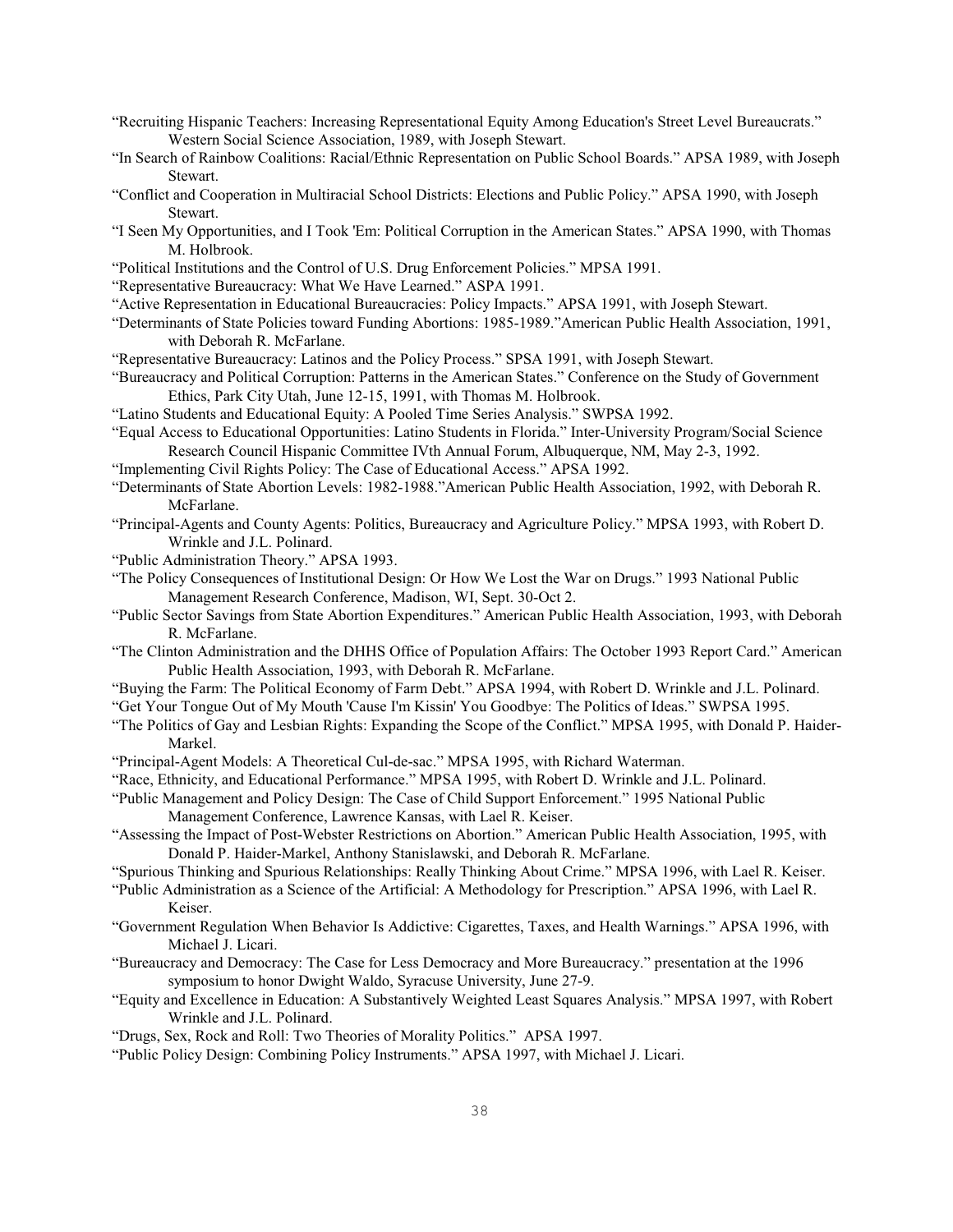"Recruiting Hispanic Teachers: Increasing Representational Equity Among Education's Street Level Bureaucrats." Western Social Science Association, 1989, with Joseph Stewart.

"In Search of Rainbow Coalitions: Racial/Ethnic Representation on Public School Boards." APSA 1989, with Joseph Stewart.

"Conflict and Cooperation in Multiracial School Districts: Elections and Public Policy." APSA 1990, with Joseph Stewart.

"I Seen My Opportunities, and I Took 'Em: Political Corruption in the American States." APSA 1990, with Thomas M. Holbrook.

"Political Institutions and the Control of U.S. Drug Enforcement Policies." MPSA 1991.

"Representative Bureaucracy: What We Have Learned." ASPA 1991.

"Active Representation in Educational Bureaucracies: Policy Impacts." APSA 1991, with Joseph Stewart.

"Determinants of State Policies toward Funding Abortions: 1985-1989."American Public Health Association, 1991, with Deborah R. McFarlane.

"Representative Bureaucracy: Latinos and the Policy Process." SPSA 1991, with Joseph Stewart.

"Bureaucracy and Political Corruption: Patterns in the American States." Conference on the Study of Government Ethics, Park City Utah, June 12-15, 1991, with Thomas M. Holbrook.

"Latino Students and Educational Equity: A Pooled Time Series Analysis." SWPSA 1992.

"Equal Access to Educational Opportunities: Latino Students in Florida." Inter-University Program/Social Science Research Council Hispanic Committee IVth Annual Forum, Albuquerque, NM, May 2-3, 1992.

"Implementing Civil Rights Policy: The Case of Educational Access." APSA 1992.

"Determinants of State Abortion Levels: 1982-1988."American Public Health Association, 1992, with Deborah R. McFarlane.

"Principal-Agents and County Agents: Politics, Bureaucracy and Agriculture Policy." MPSA 1993, with Robert D. Wrinkle and J.L. Polinard.

"Public Administration Theory." APSA 1993.

"The Policy Consequences of Institutional Design: Or How We Lost the War on Drugs." 1993 National Public Management Research Conference, Madison, WI, Sept. 30-Oct 2.

"Public Sector Savings from State Abortion Expenditures." American Public Health Association, 1993, with Deborah R. McFarlane.

"The Clinton Administration and the DHHS Office of Population Affairs: The October 1993 Report Card." American Public Health Association, 1993, with Deborah R. McFarlane.

"Buying the Farm: The Political Economy of Farm Debt." APSA 1994, with Robert D. Wrinkle and J.L. Polinard.

"Get Your Tongue Out of My Mouth 'Cause I'm Kissin' You Goodbye: The Politics of Ideas." SWPSA 1995.

"The Politics of Gay and Lesbian Rights: Expanding the Scope of the Conflict." MPSA 1995, with Donald P. Haider-Markel.

"Principal-Agent Models: A Theoretical Cul-de-sac." MPSA 1995, with Richard Waterman.

"Race, Ethnicity, and Educational Performance." MPSA 1995, with Robert D. Wrinkle and J.L. Polinard.

"Public Management and Policy Design: The Case of Child Support Enforcement." 1995 National Public Management Conference, Lawrence Kansas, with Lael R. Keiser.

"Assessing the Impact of Post-Webster Restrictions on Abortion." American Public Health Association, 1995, with Donald P. Haider-Markel, Anthony Stanislawski, and Deborah R. McFarlane.

"Spurious Thinking and Spurious Relationships: Really Thinking About Crime." MPSA 1996, with Lael R. Keiser.

"Public Administration as a Science of the Artificial: A Methodology for Prescription." APSA 1996, with Lael R. Keiser.

"Government Regulation When Behavior Is Addictive: Cigarettes, Taxes, and Health Warnings." APSA 1996, with Michael J. Licari.

"Bureaucracy and Democracy: The Case for Less Democracy and More Bureaucracy." presentation at the 1996 symposium to honor Dwight Waldo, Syracuse University, June 27-9.

"Equity and Excellence in Education: A Substantively Weighted Least Squares Analysis." MPSA 1997, with Robert Wrinkle and J.L. Polinard.

"Drugs, Sex, Rock and Roll: Two Theories of Morality Politics." APSA 1997.

"Public Policy Design: Combining Policy Instruments." APSA 1997, with Michael J. Licari.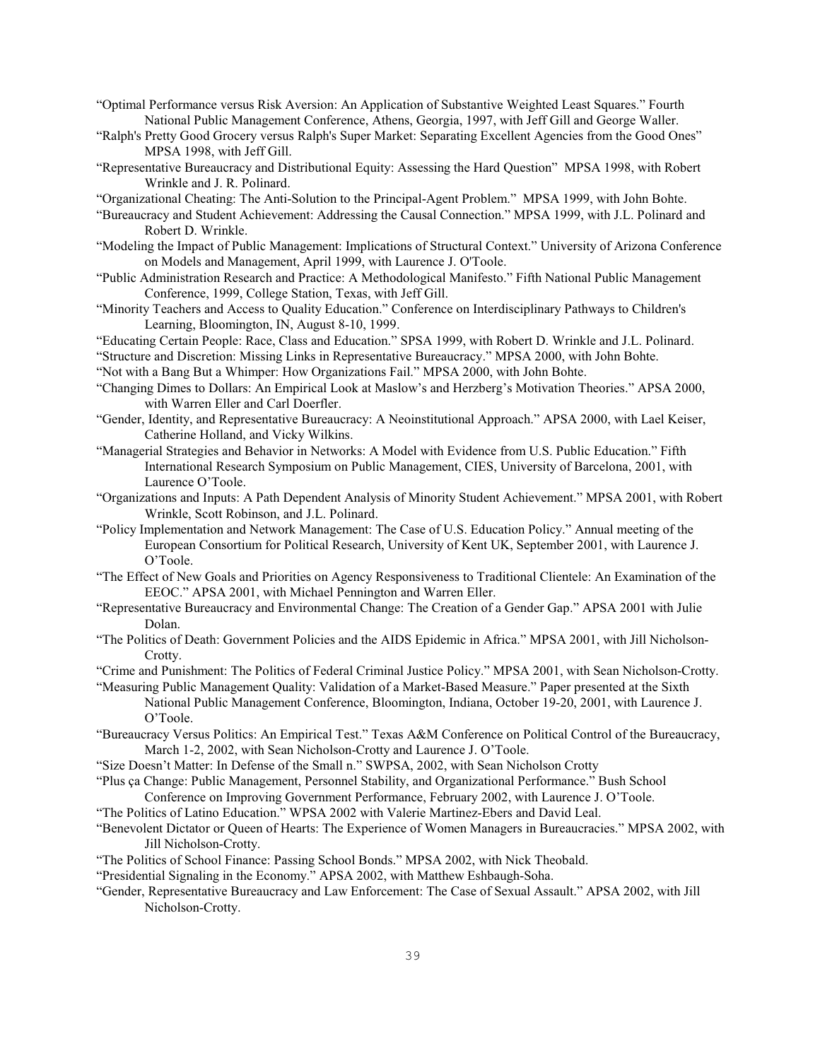"Optimal Performance versus Risk Aversion: An Application of Substantive Weighted Least Squares." Fourth National Public Management Conference, Athens, Georgia, 1997, with Jeff Gill and George Waller.

"Ralph's Pretty Good Grocery versus Ralph's Super Market: Separating Excellent Agencies from the Good Ones" MPSA 1998, with Jeff Gill.

"Representative Bureaucracy and Distributional Equity: Assessing the Hard Question" MPSA 1998, with Robert Wrinkle and J. R. Polinard.

"Organizational Cheating: The Anti-Solution to the Principal-Agent Problem." MPSA 1999, with John Bohte.

"Bureaucracy and Student Achievement: Addressing the Causal Connection." MPSA 1999, with J.L. Polinard and Robert D. Wrinkle.

"Modeling the Impact of Public Management: Implications of Structural Context." University of Arizona Conference on Models and Management, April 1999, with Laurence J. O'Toole.

"Public Administration Research and Practice: A Methodological Manifesto." Fifth National Public Management Conference, 1999, College Station, Texas, with Jeff Gill.

"Minority Teachers and Access to Quality Education." Conference on Interdisciplinary Pathways to Children's Learning, Bloomington, IN, August 8-10, 1999.

"Educating Certain People: Race, Class and Education." SPSA 1999, with Robert D. Wrinkle and J.L. Polinard.

"Structure and Discretion: Missing Links in Representative Bureaucracy." MPSA 2000, with John Bohte.

"Not with a Bang But a Whimper: How Organizations Fail." MPSA 2000, with John Bohte.

"Changing Dimes to Dollars: An Empirical Look at Maslow's and Herzberg's Motivation Theories." APSA 2000, with Warren Eller and Carl Doerfler.

"Gender, Identity, and Representative Bureaucracy: A Neoinstitutional Approach." APSA 2000, with Lael Keiser, Catherine Holland, and Vicky Wilkins.

"Managerial Strategies and Behavior in Networks: A Model with Evidence from U.S. Public Education." Fifth International Research Symposium on Public Management, CIES, University of Barcelona, 2001, with Laurence O'Toole.

"Organizations and Inputs: A Path Dependent Analysis of Minority Student Achievement." MPSA 2001, with Robert Wrinkle, Scott Robinson, and J.L. Polinard.

"Policy Implementation and Network Management: The Case of U.S. Education Policy." Annual meeting of the European Consortium for Political Research, University of Kent UK, September 2001, with Laurence J. O'Toole.

"The Effect of New Goals and Priorities on Agency Responsiveness to Traditional Clientele: An Examination of the EEOC." APSA 2001, with Michael Pennington and Warren Eller.

"Representative Bureaucracy and Environmental Change: The Creation of a Gender Gap." APSA 2001 with Julie Dolan.

"The Politics of Death: Government Policies and the AIDS Epidemic in Africa." MPSA 2001, with Jill Nicholson-Crotty.

"Crime and Punishment: The Politics of Federal Criminal Justice Policy." MPSA 2001, with Sean Nicholson-Crotty.

"Measuring Public Management Quality: Validation of a Market-Based Measure." Paper presented at the Sixth National Public Management Conference, Bloomington, Indiana, October 19-20, 2001, with Laurence J. O'Toole.

"Bureaucracy Versus Politics: An Empirical Test." Texas A&M Conference on Political Control of the Bureaucracy, March 1-2, 2002, with Sean Nicholson-Crotty and Laurence J. O'Toole.

"Size Doesn't Matter: In Defense of the Small n." SWPSA, 2002, with Sean Nicholson Crotty

"Plus ça Change: Public Management, Personnel Stability, and Organizational Performance." Bush School Conference on Improving Government Performance, February 2002, with Laurence J. O'Toole.

"The Politics of Latino Education." WPSA 2002 with Valerie Martinez-Ebers and David Leal.

"Benevolent Dictator or Queen of Hearts: The Experience of Women Managers in Bureaucracies." MPSA 2002, with Jill Nicholson-Crotty.

"The Politics of School Finance: Passing School Bonds." MPSA 2002, with Nick Theobald.

"Presidential Signaling in the Economy." APSA 2002, with Matthew Eshbaugh-Soha.

"Gender, Representative Bureaucracy and Law Enforcement: The Case of Sexual Assault." APSA 2002, with Jill Nicholson-Crotty.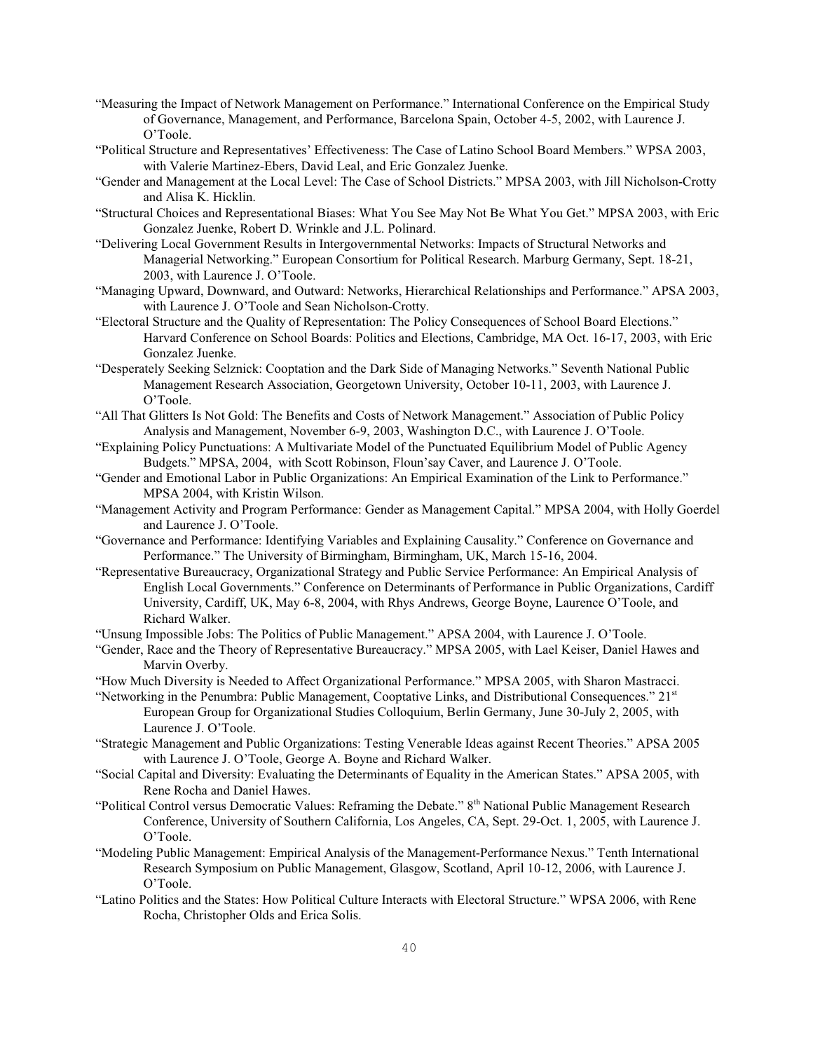"Measuring the Impact of Network Management on Performance." International Conference on the Empirical Study of Governance, Management, and Performance, Barcelona Spain, October 4-5, 2002, with Laurence J. O'Toole.

"Political Structure and Representatives' Effectiveness: The Case of Latino School Board Members." WPSA 2003, with Valerie Martinez-Ebers, David Leal, and Eric Gonzalez Juenke.

"Gender and Management at the Local Level: The Case of School Districts." MPSA 2003, with Jill Nicholson-Crotty and Alisa K. Hicklin.

"Structural Choices and Representational Biases: What You See May Not Be What You Get." MPSA 2003, with Eric Gonzalez Juenke, Robert D. Wrinkle and J.L. Polinard.

"Delivering Local Government Results in Intergovernmental Networks: Impacts of Structural Networks and Managerial Networking." European Consortium for Political Research. Marburg Germany, Sept. 18-21, 2003, with Laurence J. O'Toole.

"Managing Upward, Downward, and Outward: Networks, Hierarchical Relationships and Performance." APSA 2003, with Laurence J. O'Toole and Sean Nicholson-Crotty.

"Electoral Structure and the Quality of Representation: The Policy Consequences of School Board Elections." Harvard Conference on School Boards: Politics and Elections, Cambridge, MA Oct. 16-17, 2003, with Eric Gonzalez Juenke.

"Desperately Seeking Selznick: Cooptation and the Dark Side of Managing Networks." Seventh National Public Management Research Association, Georgetown University, October 10-11, 2003, with Laurence J. O'Toole.

"All That Glitters Is Not Gold: The Benefits and Costs of Network Management." Association of Public Policy Analysis and Management, November 6-9, 2003, Washington D.C., with Laurence J. O'Toole.

"Explaining Policy Punctuations: A Multivariate Model of the Punctuated Equilibrium Model of Public Agency Budgets." MPSA, 2004, with Scott Robinson, Floun'say Caver, and Laurence J. O'Toole.

"Gender and Emotional Labor in Public Organizations: An Empirical Examination of the Link to Performance." MPSA 2004, with Kristin Wilson.

"Management Activity and Program Performance: Gender as Management Capital." MPSA 2004, with Holly Goerdel and Laurence J. O'Toole.

"Governance and Performance: Identifying Variables and Explaining Causality." Conference on Governance and Performance." The University of Birmingham, Birmingham, UK, March 15-16, 2004.

"Representative Bureaucracy, Organizational Strategy and Public Service Performance: An Empirical Analysis of English Local Governments." Conference on Determinants of Performance in Public Organizations, Cardiff University, Cardiff, UK, May 6-8, 2004, with Rhys Andrews, George Boyne, Laurence O'Toole, and Richard Walker.

"Unsung Impossible Jobs: The Politics of Public Management." APSA 2004, with Laurence J. O'Toole.

"Gender, Race and the Theory of Representative Bureaucracy." MPSA 2005, with Lael Keiser, Daniel Hawes and Marvin Overby.

"How Much Diversity is Needed to Affect Organizational Performance." MPSA 2005, with Sharon Mastracci.

"Networking in the Penumbra: Public Management, Cooptative Links, and Distributional Consequences." 21st European Group for Organizational Studies Colloquium, Berlin Germany, June 30-July 2, 2005, with Laurence J. O'Toole.

"Strategic Management and Public Organizations: Testing Venerable Ideas against Recent Theories." APSA 2005 with Laurence J. O'Toole, George A. Boyne and Richard Walker.

"Social Capital and Diversity: Evaluating the Determinants of Equality in the American States." APSA 2005, with Rene Rocha and Daniel Hawes.

"Political Control versus Democratic Values: Reframing the Debate." 8th National Public Management Research Conference, University of Southern California, Los Angeles, CA, Sept. 29-Oct. 1, 2005, with Laurence J. O'Toole.

"Modeling Public Management: Empirical Analysis of the Management-Performance Nexus." Tenth International Research Symposium on Public Management, Glasgow, Scotland, April 10-12, 2006, with Laurence J. O'Toole.

"Latino Politics and the States: How Political Culture Interacts with Electoral Structure." WPSA 2006, with Rene Rocha, Christopher Olds and Erica Solis.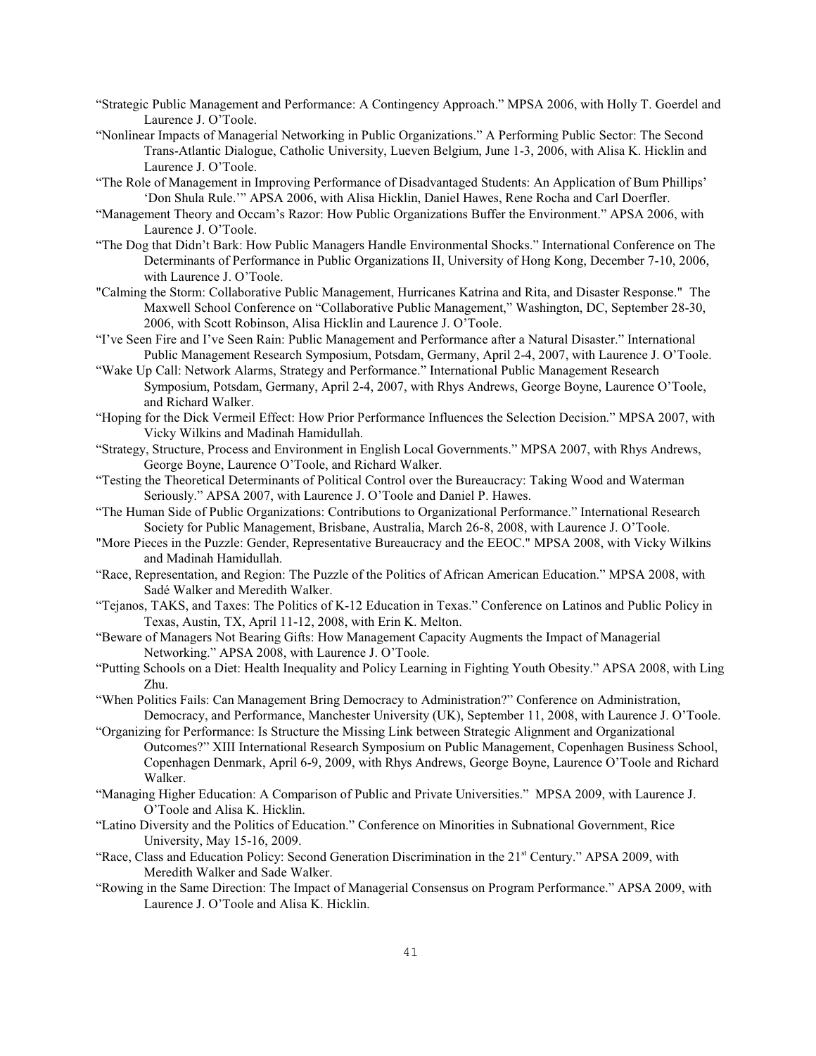"Strategic Public Management and Performance: A Contingency Approach." MPSA 2006, with Holly T. Goerdel and Laurence J. O'Toole.

"Nonlinear Impacts of Managerial Networking in Public Organizations." A Performing Public Sector: The Second Trans-Atlantic Dialogue, Catholic University, Lueven Belgium, June 1-3, 2006, with Alisa K. Hicklin and Laurence J. O'Toole.

"The Role of Management in Improving Performance of Disadvantaged Students: An Application of Bum Phillips' 'Don Shula Rule.'" APSA 2006, with Alisa Hicklin, Daniel Hawes, Rene Rocha and Carl Doerfler.

"Management Theory and Occam's Razor: How Public Organizations Buffer the Environment." APSA 2006, with Laurence J. O'Toole.

"The Dog that Didn't Bark: How Public Managers Handle Environmental Shocks." International Conference on The Determinants of Performance in Public Organizations II, University of Hong Kong, December 7-10, 2006, with Laurence J. O'Toole.

"Calming the Storm: Collaborative Public Management, Hurricanes Katrina and Rita, and Disaster Response." The Maxwell School Conference on "Collaborative Public Management," Washington, DC, September 28-30, 2006, with Scott Robinson, Alisa Hicklin and Laurence J. O'Toole.

"I've Seen Fire and I've Seen Rain: Public Management and Performance after a Natural Disaster." International Public Management Research Symposium, Potsdam, Germany, April 2-4, 2007, with Laurence J. O'Toole.

"Wake Up Call: Network Alarms, Strategy and Performance." International Public Management Research Symposium, Potsdam, Germany, April 2-4, 2007, with Rhys Andrews, George Boyne, Laurence O'Toole, and Richard Walker.

"Hoping for the Dick Vermeil Effect: How Prior Performance Influences the Selection Decision." MPSA 2007, with Vicky Wilkins and Madinah Hamidullah.

"Strategy, Structure, Process and Environment in English Local Governments." MPSA 2007, with Rhys Andrews, George Boyne, Laurence O'Toole, and Richard Walker.

"Testing the Theoretical Determinants of Political Control over the Bureaucracy: Taking Wood and Waterman Seriously." APSA 2007, with Laurence J. O'Toole and Daniel P. Hawes.

"The Human Side of Public Organizations: Contributions to Organizational Performance." International Research Society for Public Management, Brisbane, Australia, March 26-8, 2008, with Laurence J. O'Toole.

"More Pieces in the Puzzle: Gender, Representative Bureaucracy and the EEOC." MPSA 2008, with Vicky Wilkins and Madinah Hamidullah.

"Race, Representation, and Region: The Puzzle of the Politics of African American Education." MPSA 2008, with Sadé Walker and Meredith Walker.

"Tejanos, TAKS, and Taxes: The Politics of K-12 Education in Texas." Conference on Latinos and Public Policy in Texas, Austin, TX, April 11-12, 2008, with Erin K. Melton.

"Beware of Managers Not Bearing Gifts: How Management Capacity Augments the Impact of Managerial Networking." APSA 2008, with Laurence J. O'Toole.

"Putting Schools on a Diet: Health Inequality and Policy Learning in Fighting Youth Obesity." APSA 2008, with Ling Zhu.

"When Politics Fails: Can Management Bring Democracy to Administration?" Conference on Administration, Democracy, and Performance, Manchester University (UK), September 11, 2008, with Laurence J. O'Toole.

"Organizing for Performance: Is Structure the Missing Link between Strategic Alignment and Organizational Outcomes?" XIII International Research Symposium on Public Management, Copenhagen Business School, Copenhagen Denmark, April 6-9, 2009, with Rhys Andrews, George Boyne, Laurence O'Toole and Richard Walker.

"Managing Higher Education: A Comparison of Public and Private Universities." MPSA 2009, with Laurence J. O'Toole and Alisa K. Hicklin.

"Latino Diversity and the Politics of Education." Conference on Minorities in Subnational Government, Rice University, May 15-16, 2009.

"Race, Class and Education Policy: Second Generation Discrimination in the 21st Century." APSA 2009, with Meredith Walker and Sade Walker.

"Rowing in the Same Direction: The Impact of Managerial Consensus on Program Performance." APSA 2009, with Laurence J. O'Toole and Alisa K. Hicklin.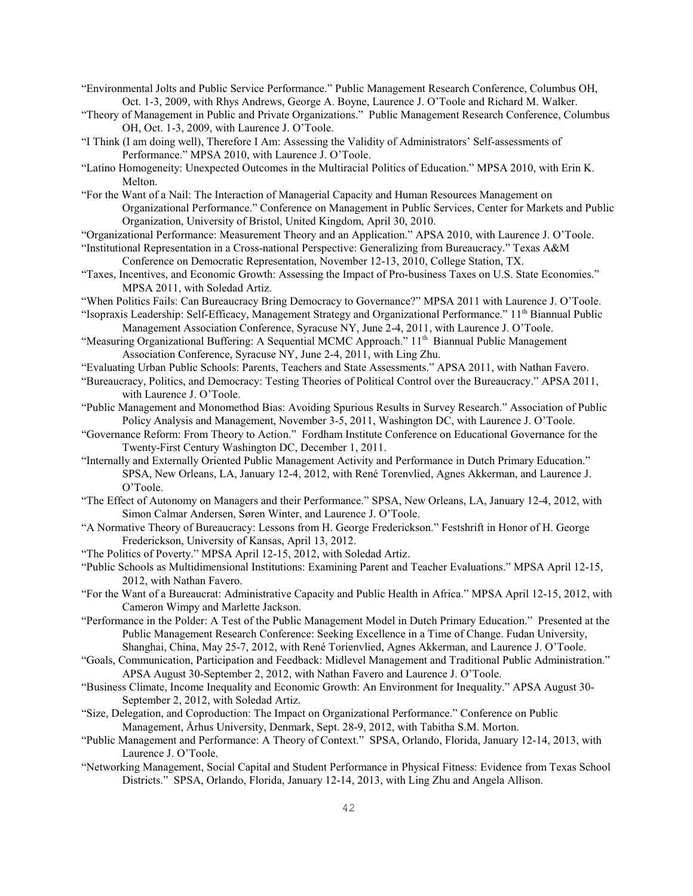"Environmental Jolts and Public Service Performance." Public Management Research Conference, Columbus OH, Oct. 1-3, 2009, with Rhys Andrews, George A. Boyne, Laurence J. O'Toole and Richard M. Walker.

"Theory of Management in Public and Private Organizations." Public Management Research Conference, Columbus OH, Oct. 1-3, 2009, with Laurence J. O'Toole.

"I Think (I am doing well), Therefore I Am: Assessing the Validity of Administrators' Self-assessments of Performance." MPSA 2010, with Laurence J. O'Toole.

"Latino Homogeneity: Unexpected Outcomes in the Multiracial Politics of Education." MPSA 2010, with Erin K. Melton.

"For the Want of a Nail: The Interaction of Managerial Capacity and Human Resources Management on Organizational Performance." Conference on Management in Public Services, Center for Markets and Public Organization, University of Bristol, United Kingdom, April 30, 2010.

"Organizational Performance: Measurement Theory and an Application." APSA 2010, with Laurence J. O'Toole.

"Institutional Representation in a Cross-national Perspective: Generalizing from Bureaucracy." Texas A&M Conference on Democratic Representation, November 12-13, 2010, College Station, TX.

"Taxes, Incentives, and Economic Growth: Assessing the Impact of Pro-business Taxes on U.S. State Economies." MPSA 2011, with Soledad Artiz.

"When Politics Fails: Can Bureaucracy Bring Democracy to Governance?" MPSA 2011 with Laurence J. O'Toole.

"Isopraxis Leadership: Self-Efficacy, Management Strategy and Organizational Performance." 11th Biannual Public Management Association Conference, Syracuse NY, June 2-4, 2011, with Laurence J. O'Toole.

"Measuring Organizational Buffering: A Sequential MCMC Approach." 11th Biannual Public Management Association Conference, Syracuse NY, June 2-4, 2011, with Ling Zhu.

"Evaluating Urban Public Schools: Parents, Teachers and State Assessments." APSA 2011, with Nathan Favero.

"Bureaucracy, Politics, and Democracy: Testing Theories of Political Control over the Bureaucracy." APSA 2011, with Laurence J. O'Toole.

"Public Management and Monomethod Bias: Avoiding Spurious Results in Survey Research." Association of Public Policy Analysis and Management, November 3-5, 2011, Washington DC, with Laurence J. O'Toole.

"Governance Reform: From Theory to Action." Fordham Institute Conference on Educational Governance for the Twenty-First Century Washington DC, December 1, 2011.

"Internally and Externally Oriented Public Management Activity and Performance in Dutch Primary Education." SPSA, New Orleans, LA, January 12-4, 2012, with René Torenvlied, Agnes Akkerman, and Laurence J. O'Toole.

"The Effect of Autonomy on Managers and their Performance." SPSA, New Orleans, LA, January 12-4, 2012, with Simon Calmar Andersen, Søren Winter, and Laurence J. O'Toole.

"A Normative Theory of Bureaucracy: Lessons from H. George Frederickson." Festshrift in Honor of H. George Frederickson, University of Kansas, April 13, 2012.

"The Politics of Poverty." MPSA April 12-15, 2012, with Soledad Artiz.

"Public Schools as Multidimensional Institutions: Examining Parent and Teacher Evaluations." MPSA April 12-15, 2012, with Nathan Favero.

"For the Want of a Bureaucrat: Administrative Capacity and Public Health in Africa." MPSA April 12-15, 2012, with Cameron Wimpy and Marlette Jackson.

"Performance in the Polder: A Test of the Public Management Model in Dutch Primary Education." Presented at the Public Management Research Conference: Seeking Excellence in a Time of Change. Fudan University, Shanghai, China, May 25-7, 2012, with René Torienvlied, Agnes Akkerman, and Laurence J. O'Toole.

"Goals, Communication, Participation and Feedback: Midlevel Management and Traditional Public Administration." APSA August 30-September 2, 2012, with Nathan Favero and Laurence J. O'Toole.

"Business Climate, Income Inequality and Economic Growth: An Environment for Inequality." APSA August 30-September 2, 2012, with Soledad Artiz.

"Size, Delegation, and Coproduction: The Impact on Organizational Performance." Conference on Public Management, Århus University, Denmark, Sept. 28-9, 2012, with Tabitha S.M. Morton.

"Public Management and Performance: A Theory of Context." SPSA, Orlando, Florida, January 12-14, 2013, with Laurence J. O'Toole.

"Networking Management, Social Capital and Student Performance in Physical Fitness: Evidence from Texas School Districts." SPSA, Orlando, Florida, January 12-14, 2013, with Ling Zhu and Angela Allison.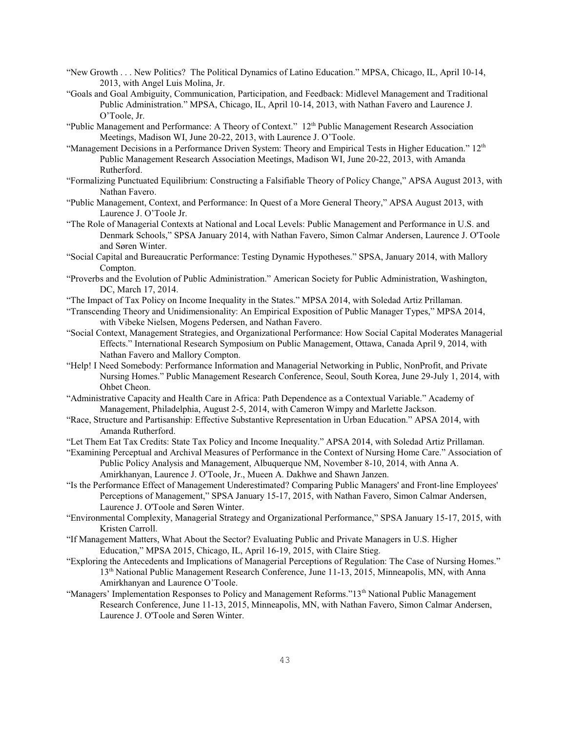"New Growth . . . New Politics? The Political Dynamics of Latino Education." MPSA, Chicago, IL, April 10-14, 2013, with Angel Luis Molina, Jr.

"Goals and Goal Ambiguity, Communication, Participation, and Feedback: Midlevel Management and Traditional Public Administration." MPSA, Chicago, IL, April 10-14, 2013, with Nathan Favero and Laurence J. O'Toole, Jr.

"Public Management and Performance: A Theory of Context." 12th Public Management Research Association Meetings, Madison WI, June 20-22, 2013, with Laurence J. O'Toole.

"Management Decisions in a Performance Driven System: Theory and Empirical Tests in Higher Education." 12th Public Management Research Association Meetings, Madison WI, June 20-22, 2013, with Amanda Rutherford.

"Formalizing Punctuated Equilibrium: Constructing a Falsifiable Theory of Policy Change," APSA August 2013, with Nathan Favero.

"Public Management, Context, and Performance: In Quest of a More General Theory," APSA August 2013, with Laurence J. O'Toole Jr.

"The Role of Managerial Contexts at National and Local Levels: Public Management and Performance in U.S. and Denmark Schools," SPSA January 2014, with Nathan Favero, Simon Calmar Andersen, Laurence J. O'Toole and Søren Winter.

"Social Capital and Bureaucratic Performance: Testing Dynamic Hypotheses." SPSA, January 2014, with Mallory Compton.

"Proverbs and the Evolution of Public Administration." American Society for Public Administration, Washington, DC, March 17, 2014.

"The Impact of Tax Policy on Income Inequality in the States." MPSA 2014, with Soledad Artiz Prillaman.

"Transcending Theory and Unidimensionality: An Empirical Exposition of Public Manager Types," MPSA 2014, with Vibeke Nielsen, Mogens Pedersen, and Nathan Favero.

"Social Context, Management Strategies, and Organizational Performance: How Social Capital Moderates Managerial Effects." International Research Symposium on Public Management, Ottawa, Canada April 9, 2014, with Nathan Favero and Mallory Compton.

"Help! I Need Somebody: Performance Information and Managerial Networking in Public, NonProfit, and Private Nursing Homes." Public Management Research Conference, Seoul, South Korea, June 29-July 1, 2014, with Ohbet Cheon.

"Administrative Capacity and Health Care in Africa: Path Dependence as a Contextual Variable." Academy of Management, Philadelphia, August 2-5, 2014, with Cameron Wimpy and Marlette Jackson.

"Race, Structure and Partisanship: Effective Substantive Representation in Urban Education." APSA 2014, with Amanda Rutherford.

"Let Them Eat Tax Credits: State Tax Policy and Income Inequality." APSA 2014, with Soledad Artiz Prillaman.

"Examining Perceptual and Archival Measures of Performance in the Context of Nursing Home Care." Association of Public Policy Analysis and Management, Albuquerque NM, November 8-10, 2014, with Anna A. Amirkhanyan, Laurence J. O'Toole, Jr., Mueen A. Dakhwe and Shawn Janzen.

"Is the Performance Effect of Management Underestimated? Comparing Public Managers' and Front-line Employees' Perceptions of Management," SPSA January 15-17, 2015, with Nathan Favero, Simon Calmar Andersen, Laurence J. O'Toole and Søren Winter.

"Environmental Complexity, Managerial Strategy and Organizational Performance," SPSA January 15-17, 2015, with Kristen Carroll.

"If Management Matters, What About the Sector? Evaluating Public and Private Managers in U.S. Higher Education," MPSA 2015, Chicago, IL, April 16-19, 2015, with Claire Stieg.

"Exploring the Antecedents and Implications of Managerial Perceptions of Regulation: The Case of Nursing Homes." 13th National Public Management Research Conference, June 11-13, 2015, Minneapolis, MN, with Anna Amirkhanyan and Laurence O'Toole.

"Managers' Implementation Responses to Policy and Management Reforms."13th National Public Management Research Conference, June 11-13, 2015, Minneapolis, MN, with Nathan Favero, Simon Calmar Andersen, Laurence J. O'Toole and Søren Winter.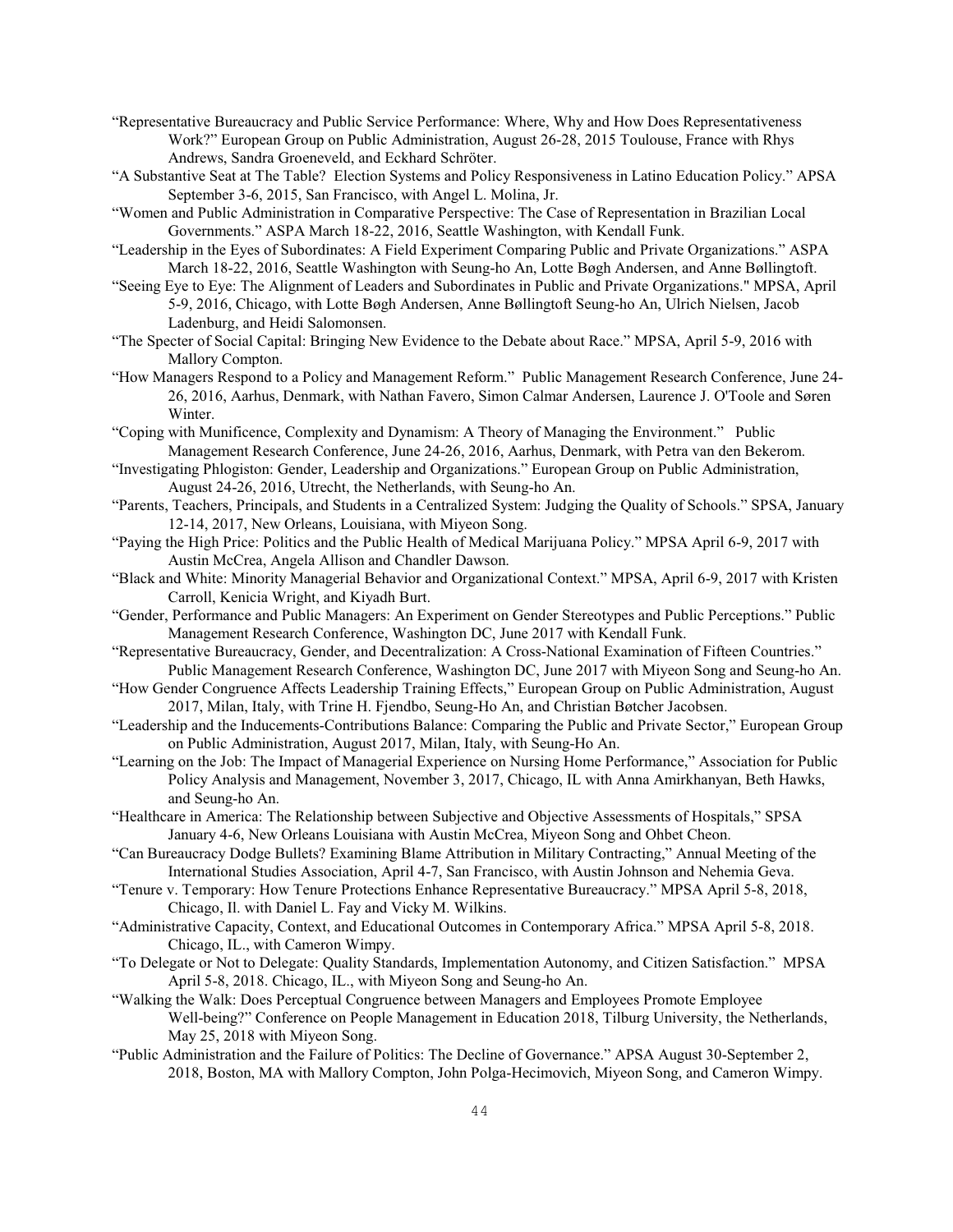"Representative Bureaucracy and Public Service Performance: Where, Why and How Does Representativeness Work?" European Group on Public Administration, August 26-28, 2015 Toulouse, France with Rhys Andrews, Sandra Groeneveld, and Eckhard Schröter.

"A Substantive Seat at The Table? Election Systems and Policy Responsiveness in Latino Education Policy." APSA September 3-6, 2015, San Francisco, with Angel L. Molina, Jr.

"Women and Public Administration in Comparative Perspective: The Case of Representation in Brazilian Local Governments." ASPA March 18-22, 2016, Seattle Washington, with Kendall Funk.

"Leadership in the Eyes of Subordinates: A Field Experiment Comparing Public and Private Organizations." ASPA March 18-22, 2016, Seattle Washington with Seung-ho An, Lotte Bøgh Andersen, and Anne Bøllingtoft.

"Seeing Eye to Eye: The Alignment of Leaders and Subordinates in Public and Private Organizations." MPSA, April 5-9, 2016, Chicago, with Lotte Bøgh Andersen, Anne Bøllingtoft Seung-ho An, Ulrich Nielsen, Jacob Ladenburg, and Heidi Salomonsen.

"The Specter of Social Capital: Bringing New Evidence to the Debate about Race." MPSA, April 5-9, 2016 with Mallory Compton.

"How Managers Respond to a Policy and Management Reform." Public Management Research Conference, June 24-26, 2016, Aarhus, Denmark, with Nathan Favero, Simon Calmar Andersen, Laurence J. O'Toole and Søren Winter.

"Coping with Munificence, Complexity and Dynamism: A Theory of Managing the Environment." Public Management Research Conference, June 24-26, 2016, Aarhus, Denmark, with Petra van den Bekerom.

"Investigating Phlogiston: Gender, Leadership and Organizations." European Group on Public Administration, August 24-26, 2016, Utrecht, the Netherlands, with Seung-ho An.

"Parents, Teachers, Principals, and Students in a Centralized System: Judging the Quality of Schools." SPSA, January 12-14, 2017, New Orleans, Louisiana, with Miyeon Song.

"Paying the High Price: Politics and the Public Health of Medical Marijuana Policy." MPSA April 6-9, 2017 with Austin McCrea, Angela Allison and Chandler Dawson.

"Black and White: Minority Managerial Behavior and Organizational Context." MPSA, April 6-9, 2017 with Kristen Carroll, Kenicia Wright, and Kiyadh Burt.

"Gender, Performance and Public Managers: An Experiment on Gender Stereotypes and Public Perceptions." Public Management Research Conference, Washington DC, June 2017 with Kendall Funk.

"Representative Bureaucracy, Gender, and Decentralization: A Cross-National Examination of Fifteen Countries." Public Management Research Conference, Washington DC, June 2017 with Miyeon Song and Seung-ho An.

"How Gender Congruence Affects Leadership Training Effects," European Group on Public Administration, August 2017, Milan, Italy, with Trine H. Fjendbo, Seung-Ho An, and Christian Bøtcher Jacobsen.

"Leadership and the Inducements-Contributions Balance: Comparing the Public and Private Sector," European Group on Public Administration, August 2017, Milan, Italy, with Seung-Ho An.

"Learning on the Job: The Impact of Managerial Experience on Nursing Home Performance," Association for Public Policy Analysis and Management, November 3, 2017, Chicago, IL with Anna Amirkhanyan, Beth Hawks, and Seung-ho An.

"Healthcare in America: The Relationship between Subjective and Objective Assessments of Hospitals," SPSA January 4-6, New Orleans Louisiana with Austin McCrea, Miyeon Song and Ohbet Cheon.

"Can Bureaucracy Dodge Bullets? Examining Blame Attribution in Military Contracting," Annual Meeting of the International Studies Association, April 4-7, San Francisco, with Austin Johnson and Nehemia Geva.

"Tenure v. Temporary: How Tenure Protections Enhance Representative Bureaucracy." MPSA April 5-8, 2018, Chicago, Il. with Daniel L. Fay and Vicky M. Wilkins.

"Administrative Capacity, Context, and Educational Outcomes in Contemporary Africa." MPSA April 5-8, 2018. Chicago, IL., with Cameron Wimpy.

"To Delegate or Not to Delegate: Quality Standards, Implementation Autonomy, and Citizen Satisfaction." MPSA April 5-8, 2018. Chicago, IL., with Miyeon Song and Seung-ho An.

"Walking the Walk: Does Perceptual Congruence between Managers and Employees Promote Employee Well-being?" Conference on People Management in Education 2018, Tilburg University, the Netherlands, May 25, 2018 with Miyeon Song.

"Public Administration and the Failure of Politics: The Decline of Governance." APSA August 30-September 2, 2018, Boston, MA with Mallory Compton, John Polga-Hecimovich, Miyeon Song, and Cameron Wimpy.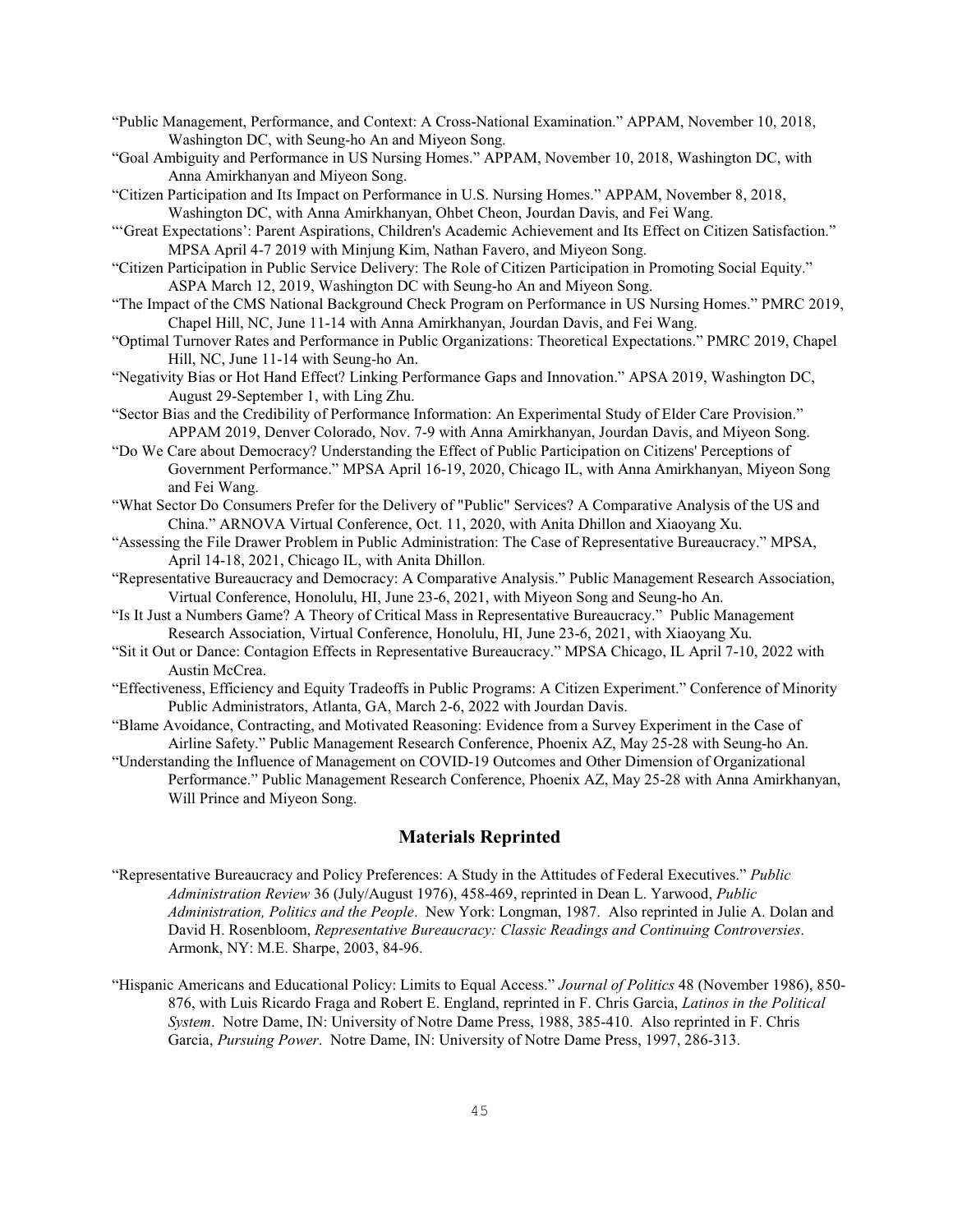"Public Management, Performance, and Context: A Cross-National Examination." APPAM, November 10, 2018, Washington DC, with Seung-ho An and Miyeon Song.

"Goal Ambiguity and Performance in US Nursing Homes." APPAM, November 10, 2018, Washington DC, with Anna Amirkhanyan and Miyeon Song.

"Citizen Participation and Its Impact on Performance in U.S. Nursing Homes." APPAM, November 8, 2018, Washington DC, with Anna Amirkhanyan, Ohbet Cheon, Jourdan Davis, and Fei Wang.

"'Great Expectations': Parent Aspirations, Children's Academic Achievement and Its Effect on Citizen Satisfaction." MPSA April 4-7 2019 with Minjung Kim, Nathan Favero, and Miyeon Song.

"Citizen Participation in Public Service Delivery: The Role of Citizen Participation in Promoting Social Equity." ASPA March 12, 2019, Washington DC with Seung-ho An and Miyeon Song.

"The Impact of the CMS National Background Check Program on Performance in US Nursing Homes." PMRC 2019, Chapel Hill, NC, June 11-14 with Anna Amirkhanyan, Jourdan Davis, and Fei Wang.

"Optimal Turnover Rates and Performance in Public Organizations: Theoretical Expectations." PMRC 2019, Chapel Hill, NC, June 11-14 with Seung-ho An.

"Negativity Bias or Hot Hand Effect? Linking Performance Gaps and Innovation." APSA 2019, Washington DC, August 29-September 1, with Ling Zhu.

"Sector Bias and the Credibility of Performance Information: An Experimental Study of Elder Care Provision." APPAM 2019, Denver Colorado, Nov. 7-9 with Anna Amirkhanyan, Jourdan Davis, and Miyeon Song.

"Do We Care about Democracy? Understanding the Effect of Public Participation on Citizens' Perceptions of Government Performance." MPSA April 16-19, 2020, Chicago IL, with Anna Amirkhanyan, Miyeon Song and Fei Wang.

"What Sector Do Consumers Prefer for the Delivery of "Public" Services? A Comparative Analysis of the US and China." ARNOVA Virtual Conference, Oct. 11, 2020, with Anita Dhillon and Xiaoyang Xu.

"Assessing the File Drawer Problem in Public Administration: The Case of Representative Bureaucracy." MPSA, April 14-18, 2021, Chicago IL, with Anita Dhillon.

"Representative Bureaucracy and Democracy: A Comparative Analysis." Public Management Research Association, Virtual Conference, Honolulu, HI, June 23-6, 2021, with Miyeon Song and Seung-ho An.

"Is It Just a Numbers Game? A Theory of Critical Mass in Representative Bureaucracy." Public Management Research Association, Virtual Conference, Honolulu, HI, June 23-6, 2021, with Xiaoyang Xu.

"Sit it Out or Dance: Contagion Effects in Representative Bureaucracy." MPSA Chicago, IL April 7-10, 2022 with Austin McCrea.

"Effectiveness, Efficiency and Equity Tradeoffs in Public Programs: A Citizen Experiment." Conference of Minority Public Administrators, Atlanta, GA, March 2-6, 2022 with Jourdan Davis.

"Blame Avoidance, Contracting, and Motivated Reasoning: Evidence from a Survey Experiment in the Case of Airline Safety." Public Management Research Conference, Phoenix AZ, May 25-28 with Seung-ho An.

"Understanding the Influence of Management on COVID-19 Outcomes and Other Dimension of Organizational Performance." Public Management Research Conference, Phoenix AZ, May 25-28 with Anna Amirkhanyan, Will Prince and Miyeon Song.

## Materials Reprinted

"Representative Bureaucracy and Policy Preferences: A Study in the Attitudes of Federal Executives." *Public Administration Review* 36 (July/August 1976), 458-469, reprinted in Dean L. Yarwood, *Public Administration, Politics and the People*. New York: Longman, 1987. Also reprinted in Julie A. Dolan and David H. Rosenbloom, *Representative Bureaucracy: Classic Readings and Continuing Controversies*. Armonk, NY: M.E. Sharpe, 2003, 84-96.

"Hispanic Americans and Educational Policy: Limits to Equal Access." *Journal of Politics* 48 (November 1986), 850-876, with Luis Ricardo Fraga and Robert E. England, reprinted in F. Chris Garcia, *Latinos in the Political System*. Notre Dame, IN: University of Notre Dame Press, 1988, 385-410. Also reprinted in F. Chris Garcia, *Pursuing Power*. Notre Dame, IN: University of Notre Dame Press, 1997, 286-313.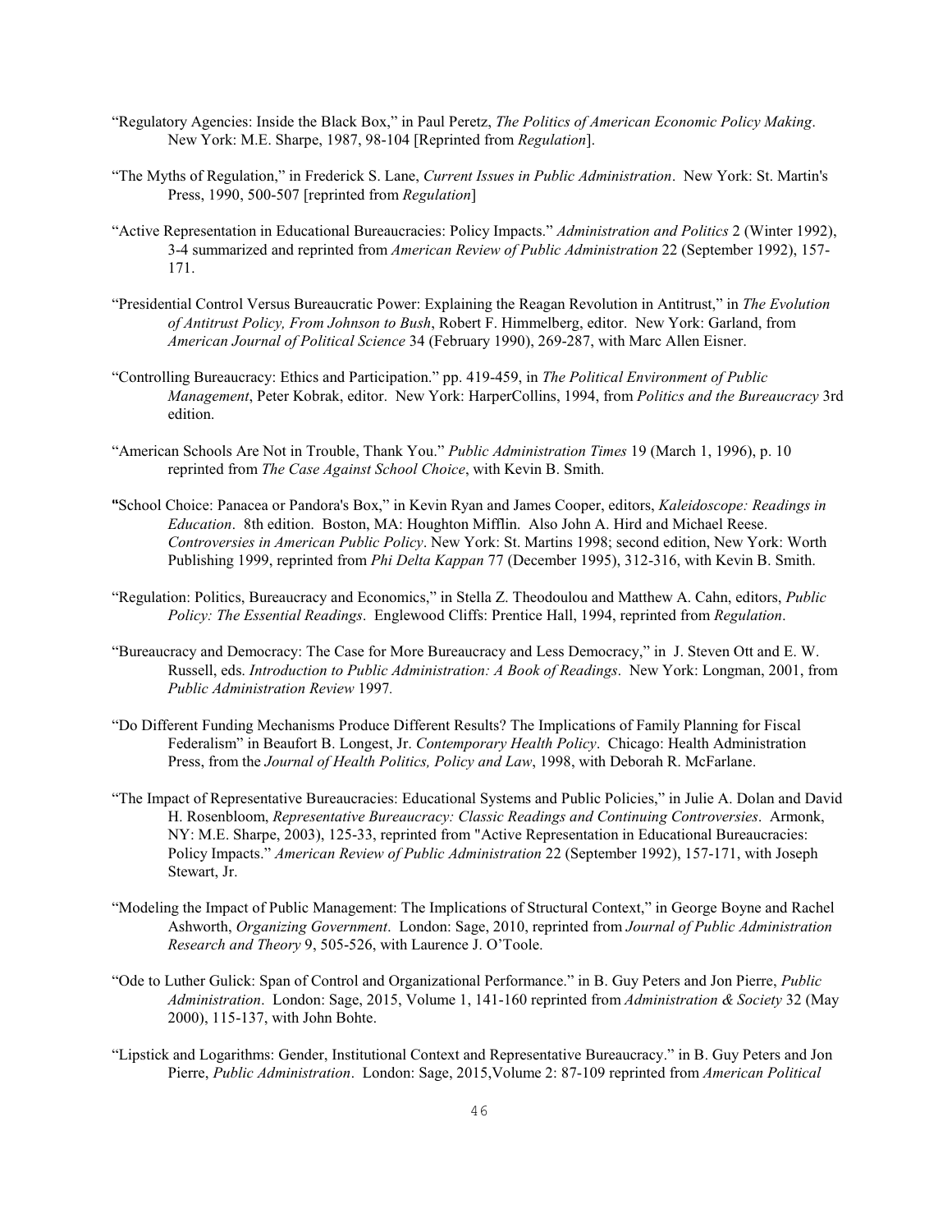"Regulatory Agencies: Inside the Black Box," in Paul Peretz, *The Politics of American Economic Policy Making*. New York: M.E. Sharpe, 1987, 98-104 [Reprinted from *Regulation*].

"The Myths of Regulation," in Frederick S. Lane, *Current Issues in Public Administration*. New York: St. Martin's Press, 1990, 500-507 [reprinted from *Regulation*]

"Active Representation in Educational Bureaucracies: Policy Impacts." *Administration and Politics* 2 (Winter 1992), 3-4 summarized and reprinted from *American Review of Public Administration* 22 (September 1992), 157-171.

"Presidential Control Versus Bureaucratic Power: Explaining the Reagan Revolution in Antitrust," in *The Evolution of Antitrust Policy, From Johnson to Bush*, Robert F. Himmelberg, editor. New York: Garland, from *American Journal of Political Science* 34 (February 1990), 269-287, with Marc Allen Eisner.

"Controlling Bureaucracy: Ethics and Participation." pp. 419-459, in *The Political Environment of Public Management*, Peter Kobrak, editor. New York: HarperCollins, 1994, from *Politics and the Bureaucracy* 3rd edition.

"American Schools Are Not in Trouble, Thank You." *Public Administration Times* 19 (March 1, 1996), p. 10 reprinted from *The Case Against School Choice*, with Kevin B. Smith.

"School Choice: Panacea or Pandora's Box," in Kevin Ryan and James Cooper, editors, *Kaleidoscope: Readings in Education*. 8th edition. Boston, MA: Houghton Mifflin. Also John A. Hird and Michael Reese. *Controversies in American Public Policy*. New York: St. Martins 1998; second edition, New York: Worth Publishing 1999, reprinted from *Phi Delta Kappan* 77 (December 1995), 312-316, with Kevin B. Smith.

"Regulation: Politics, Bureaucracy and Economics," in Stella Z. Theodoulou and Matthew A. Cahn, editors, *Public Policy: The Essential Readings*. Englewood Cliffs: Prentice Hall, 1994, reprinted from *Regulation*.

"Bureaucracy and Democracy: The Case for More Bureaucracy and Less Democracy," in J. Steven Ott and E. W. Russell, eds. *Introduction to Public Administration: A Book of Readings*. New York: Longman, 2001, from *Public Administration Review* 1997.

"Do Different Funding Mechanisms Produce Different Results? The Implications of Family Planning for Fiscal Federalism" in Beaufort B. Longest, Jr. *Contemporary Health Policy*. Chicago: Health Administration Press, from the *Journal of Health Politics, Policy and Law*, 1998, with Deborah R. McFarlane.

"The Impact of Representative Bureaucracies: Educational Systems and Public Policies," in Julie A. Dolan and David H. Rosenbloom, *Representative Bureaucracy: Classic Readings and Continuing Controversies*. Armonk, NY: M.E. Sharpe, 2003), 125-33, reprinted from "Active Representation in Educational Bureaucracies: Policy Impacts." *American Review of Public Administration* 22 (September 1992), 157-171, with Joseph Stewart, Jr.

"Modeling the Impact of Public Management: The Implications of Structural Context," in George Boyne and Rachel Ashworth, *Organizing Government*. London: Sage, 2010, reprinted from *Journal of Public Administration Research and Theory* 9, 505-526, with Laurence J. O'Toole.

"Ode to Luther Gulick: Span of Control and Organizational Performance." in B. Guy Peters and Jon Pierre, *Public Administration*. London: Sage, 2015, Volume 1, 141-160 reprinted from *Administration & Society* 32 (May 2000), 115-137, with John Bohte.

"Lipstick and Logarithms: Gender, Institutional Context and Representative Bureaucracy." in B. Guy Peters and Jon Pierre, *Public Administration*. London: Sage, 2015,Volume 2: 87-109 reprinted from *American Political*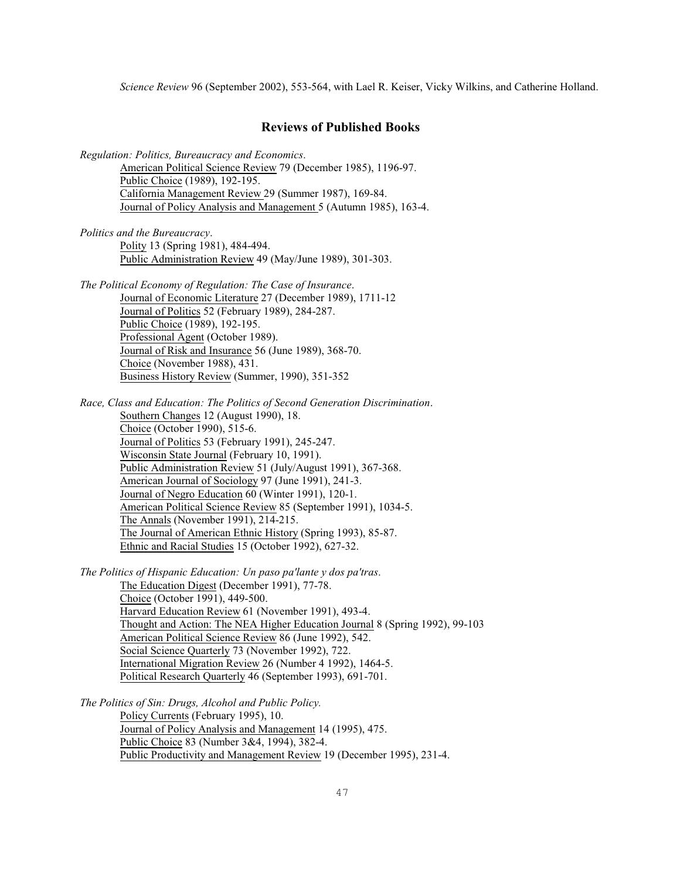*Science Review* 96 (September 2002), 553-564, with Lael R. Keiser, Vicky Wilkins, and Catherine Holland.

## Reviews of Published Books

*Regulation: Politics, Bureaucracy and Economics*.

- American Political Science Review 79 (December 1985), 1196-97.
- Public Choice (1989), 192-195.
- California Management Review 29 (Summer 1987), 169-84.
- Journal of Policy Analysis and Management 5 (Autumn 1985), 163-4.

*Politics and the Bureaucracy*.

- Polity 13 (Spring 1981), 484-494.
- Public Administration Review 49 (May/June 1989), 301-303.

*The Political Economy of Regulation: The Case of Insurance*.

- Journal of Economic Literature 27 (December 1989), 1711-12
- Journal of Politics 52 (February 1989), 284-287.
- Public Choice (1989), 192-195.
- Professional Agent (October 1989).
- Journal of Risk and Insurance 56 (June 1989), 368-70.
- Choice (November 1988), 431.
- Business History Review (Summer, 1990), 351-352

*Race, Class and Education: The Politics of Second Generation Discrimination*.

- Southern Changes 12 (August 1990), 18.
- Choice (October 1990), 515-6.
- Journal of Politics 53 (February 1991), 245-247.
- Wisconsin State Journal (February 10, 1991).
- Public Administration Review 51 (July/August 1991), 367-368.
- American Journal of Sociology 97 (June 1991), 241-3.
- Journal of Negro Education 60 (Winter 1991), 120-1.
- American Political Science Review 85 (September 1991), 1034-5.
- The Annals (November 1991), 214-215.
- The Journal of American Ethnic History (Spring 1993), 85-87.
- Ethnic and Racial Studies 15 (October 1992), 627-32.

*The Politics of Hispanic Education: Un paso pa'lante y dos pa'tras*.

- The Education Digest (December 1991), 77-78.
- Choice (October 1991), 449-500.
- Harvard Education Review 61 (November 1991), 493-4.
- Thought and Action: The NEA Higher Education Journal 8 (Spring 1992), 99-103
- American Political Science Review 86 (June 1992), 542.
- Social Science Quarterly 73 (November 1992), 722.
- International Migration Review 26 (Number 4 1992), 1464-5.
- Political Research Quarterly 46 (September 1993), 691-701.

*The Politics of Sin: Drugs, Alcohol and Public Policy.*

- Policy Currents (February 1995), 10.
- Journal of Policy Analysis and Management 14 (1995), 475.
- Public Choice 83 (Number 3&4, 1994), 382-4.
- Public Productivity and Management Review 19 (December 1995), 231-4.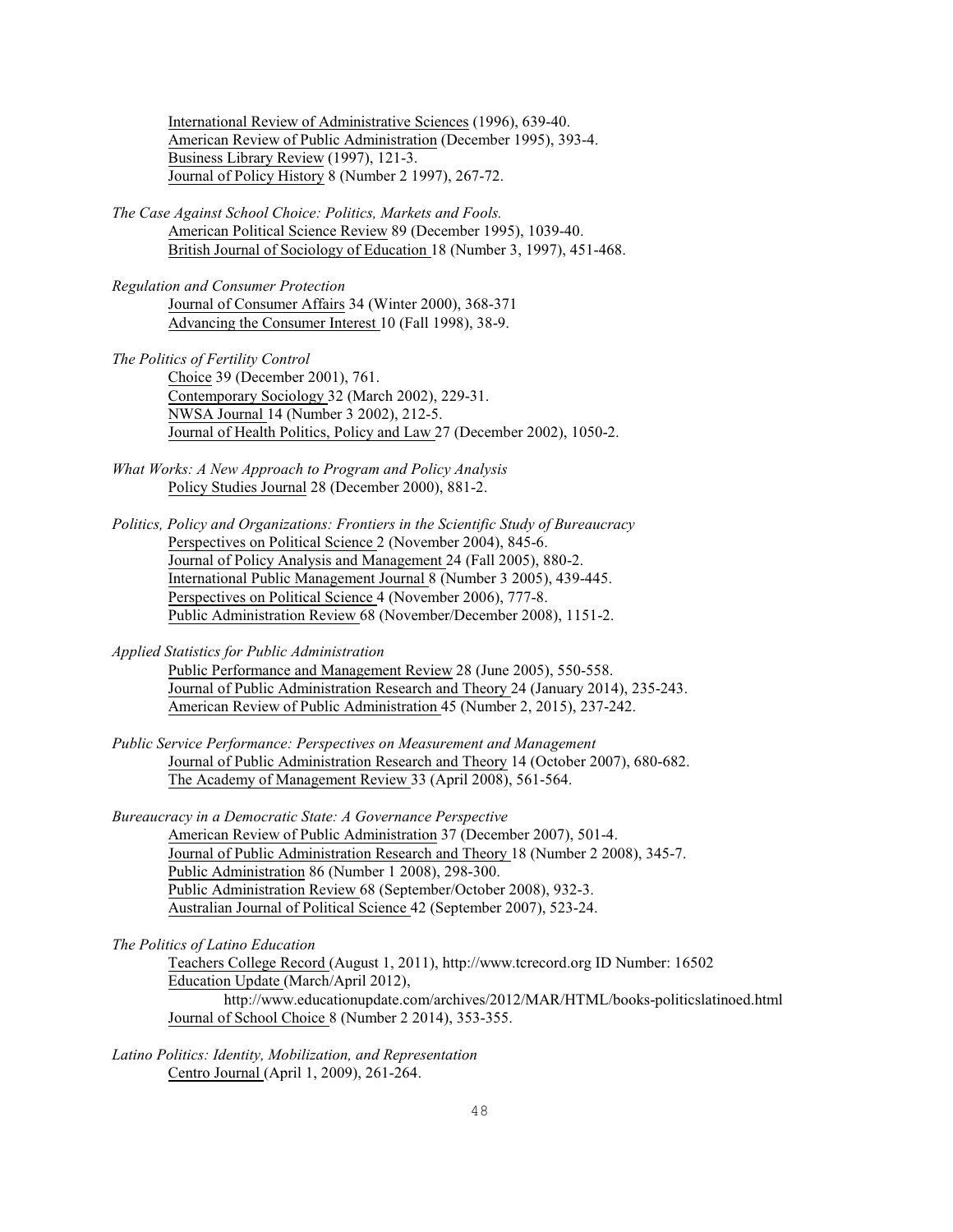International Review of Administrative Sciences (1996), 639-40.
American Review of Public Administration (December 1995), 393-4.
Business Library Review (1997), 121-3.
Journal of Policy History 8 (Number 2 1997), 267-72.

*The Case Against School Choice: Politics, Markets and Fools.*
American Political Science Review 89 (December 1995), 1039-40.
British Journal of Sociology of Education 18 (Number 3, 1997), 451-468.

*Regulation and Consumer Protection*
Journal of Consumer Affairs 34 (Winter 2000), 368-371
Advancing the Consumer Interest 10 (Fall 1998), 38-9.

*The Politics of Fertility Control*
Choice 39 (December 2001), 761.
Contemporary Sociology 32 (March 2002), 229-31.
NWSA Journal 14 (Number 3 2002), 212-5.
Journal of Health Politics, Policy and Law 27 (December 2002), 1050-2.

*What Works: A New Approach to Program and Policy Analysis*
Policy Studies Journal 28 (December 2000), 881-2.

*Politics, Policy and Organizations: Frontiers in the Scientific Study of Bureaucracy*
Perspectives on Political Science 2 (November 2004), 845-6.
Journal of Policy Analysis and Management 24 (Fall 2005), 880-2.
International Public Management Journal 8 (Number 3 2005), 439-445.
Perspectives on Political Science 4 (November 2006), 777-8.
Public Administration Review 68 (November/December 2008), 1151-2.

*Applied Statistics for Public Administration*
Public Performance and Management Review 28 (June 2005), 550-558.
Journal of Public Administration Research and Theory 24 (January 2014), 235-243.
American Review of Public Administration 45 (Number 2, 2015), 237-242.

*Public Service Performance: Perspectives on Measurement and Management*
Journal of Public Administration Research and Theory 14 (October 2007), 680-682.
The Academy of Management Review 33 (April 2008), 561-564.

*Bureaucracy in a Democratic State: A Governance Perspective*
American Review of Public Administration 37 (December 2007), 501-4.
Journal of Public Administration Research and Theory 18 (Number 2 2008), 345-7.
Public Administration 86 (Number 1 2008), 298-300.
Public Administration Review 68 (September/October 2008), 932-3.
Australian Journal of Political Science 42 (September 2007), 523-24.

*The Politics of Latino Education*
Teachers College Record (August 1, 2011), http://www.tcrecord.org ID Number: 16502
Education Update (March/April 2012),
http://www.educationupdate.com/archives/2012/MAR/HTML/books-politicslatinoed.html
Journal of School Choice 8 (Number 2 2014), 353-355.

*Latino Politics: Identity, Mobilization, and Representation*
Centro Journal (April 1, 2009), 261-264.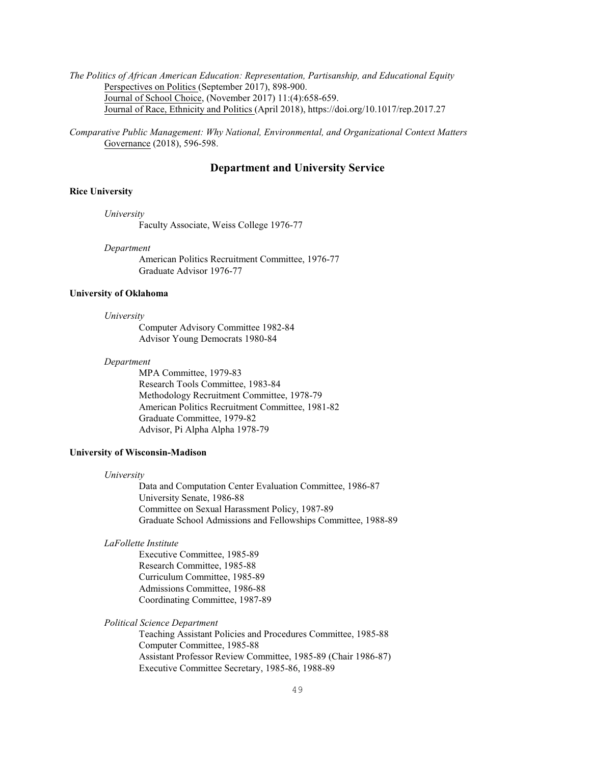*The Politics of African American Education: Representation, Partisanship, and Educational Equity*
  Perspectives on Politics (September 2017), 898-900.
  Journal of School Choice, (November 2017) 11:(4):658-659.
  Journal of Race, Ethnicity and Politics (April 2018), https://doi.org/10.1017/rep.2017.27

*Comparative Public Management: Why National, Environmental, and Organizational Context Matters*
  Governance (2018), 596-598.

## Department and University Service

**Rice University**

*University*

Faculty Associate, Weiss College 1976-77

*Department*

American Politics Recruitment Committee, 1976-77
Graduate Advisor 1976-77

**University of Oklahoma**

*University*

Computer Advisory Committee 1982-84
Advisor Young Democrats 1980-84

*Department*

MPA Committee, 1979-83
Research Tools Committee, 1983-84
Methodology Recruitment Committee, 1978-79
American Politics Recruitment Committee, 1981-82
Graduate Committee, 1979-82
Advisor, Pi Alpha Alpha 1978-79

**University of Wisconsin-Madison**

*University*

Data and Computation Center Evaluation Committee, 1986-87
University Senate, 1986-88
Committee on Sexual Harassment Policy, 1987-89
Graduate School Admissions and Fellowships Committee, 1988-89

*LaFollette Institute*

Executive Committee, 1985-89
Research Committee, 1985-88
Curriculum Committee, 1985-89
Admissions Committee, 1986-88
Coordinating Committee, 1987-89

*Political Science Department*

Teaching Assistant Policies and Procedures Committee, 1985-88
Computer Committee, 1985-88
Assistant Professor Review Committee, 1985-89 (Chair 1986-87)
Executive Committee Secretary, 1985-86, 1988-89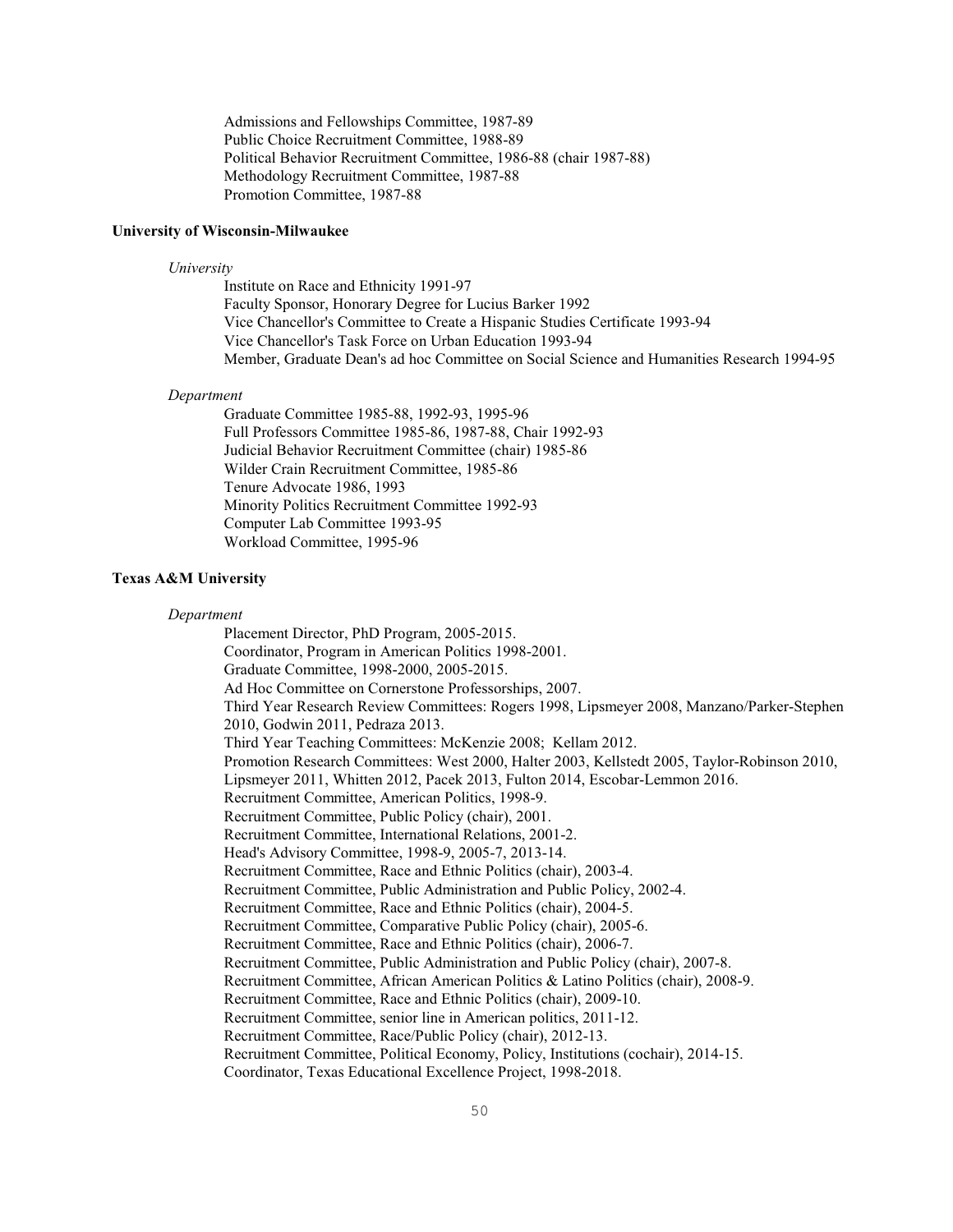Admissions and Fellowships Committee, 1987-89
Public Choice Recruitment Committee, 1988-89
Political Behavior Recruitment Committee, 1986-88 (chair 1987-88)
Methodology Recruitment Committee, 1987-88
Promotion Committee, 1987-88

**University of Wisconsin-Milwaukee**

*University*

Institute on Race and Ethnicity 1991-97
Faculty Sponsor, Honorary Degree for Lucius Barker 1992
Vice Chancellor's Committee to Create a Hispanic Studies Certificate 1993-94
Vice Chancellor's Task Force on Urban Education 1993-94
Member, Graduate Dean's ad hoc Committee on Social Science and Humanities Research 1994-95

*Department*

Graduate Committee 1985-88, 1992-93, 1995-96
Full Professors Committee 1985-86, 1987-88, Chair 1992-93
Judicial Behavior Recruitment Committee (chair) 1985-86
Wilder Crain Recruitment Committee, 1985-86
Tenure Advocate 1986, 1993
Minority Politics Recruitment Committee 1992-93
Computer Lab Committee 1993-95
Workload Committee, 1995-96

**Texas A&M University**

*Department*

Placement Director, PhD Program, 2005-2015.
Coordinator, Program in American Politics 1998-2001.
Graduate Committee, 1998-2000, 2005-2015.
Ad Hoc Committee on Cornerstone Professorships, 2007.
Third Year Research Review Committees: Rogers 1998, Lipsmeyer 2008, Manzano/Parker-Stephen 2010, Godwin 2011, Pedraza 2013.
Third Year Teaching Committees: McKenzie 2008; Kellam 2012.
Promotion Research Committees: West 2000, Halter 2003, Kellstedt 2005, Taylor-Robinson 2010, Lipsmeyer 2011, Whitten 2012, Pacek 2013, Fulton 2014, Escobar-Lemmon 2016.
Recruitment Committee, American Politics, 1998-9.
Recruitment Committee, Public Policy (chair), 2001.
Recruitment Committee, International Relations, 2001-2.
Head's Advisory Committee, 1998-9, 2005-7, 2013-14.
Recruitment Committee, Race and Ethnic Politics (chair), 2003-4.
Recruitment Committee, Public Administration and Public Policy, 2002-4.
Recruitment Committee, Race and Ethnic Politics (chair), 2004-5.
Recruitment Committee, Comparative Public Policy (chair), 2005-6.
Recruitment Committee, Race and Ethnic Politics (chair), 2006-7.
Recruitment Committee, Public Administration and Public Policy (chair), 2007-8.
Recruitment Committee, African American Politics & Latino Politics (chair), 2008-9.
Recruitment Committee, Race and Ethnic Politics (chair), 2009-10.
Recruitment Committee, senior line in American politics, 2011-12.
Recruitment Committee, Race/Public Policy (chair), 2012-13.
Recruitment Committee, Political Economy, Policy, Institutions (cochair), 2014-15.
Coordinator, Texas Educational Excellence Project, 1998-2018.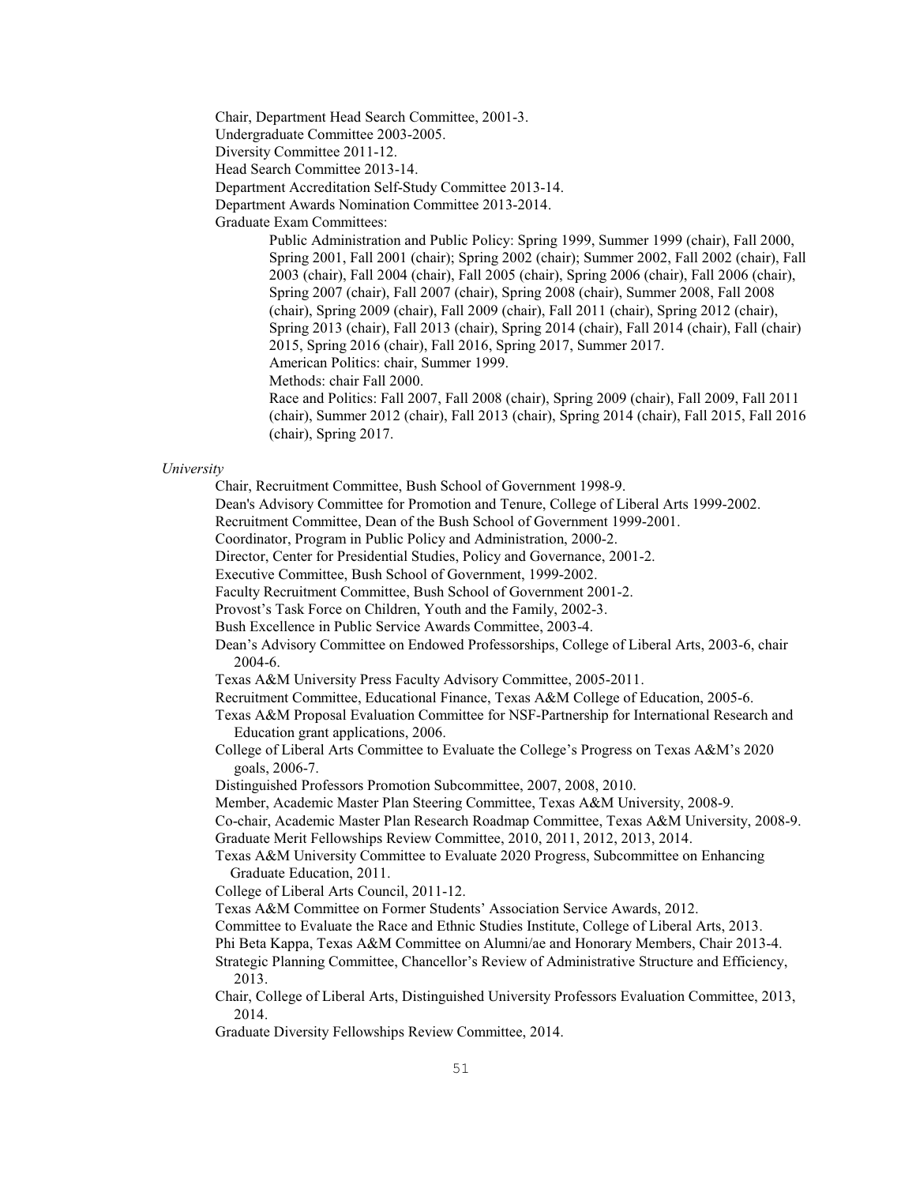Chair, Department Head Search Committee, 2001-3.
Undergraduate Committee 2003-2005.
Diversity Committee 2011-12.
Head Search Committee 2013-14.
Department Accreditation Self-Study Committee 2013-14.
Department Awards Nomination Committee 2013-2014.
Graduate Exam Committees:

Public Administration and Public Policy: Spring 1999, Summer 1999 (chair), Fall 2000, Spring 2001, Fall 2001 (chair); Spring 2002 (chair); Summer 2002, Fall 2002 (chair), Fall 2003 (chair), Fall 2004 (chair), Fall 2005 (chair), Spring 2006 (chair), Fall 2006 (chair), Spring 2007 (chair), Fall 2007 (chair), Spring 2008 (chair), Summer 2008, Fall 2008 (chair), Spring 2009 (chair), Fall 2009 (chair), Fall 2011 (chair), Spring 2012 (chair), Spring 2013 (chair), Fall 2013 (chair), Spring 2014 (chair), Fall 2014 (chair), Fall (chair) 2015, Spring 2016 (chair), Fall 2016, Spring 2017, Summer 2017.

American Politics: chair, Summer 1999.

Methods: chair Fall 2000.

Race and Politics: Fall 2007, Fall 2008 (chair), Spring 2009 (chair), Fall 2009, Fall 2011 (chair), Summer 2012 (chair), Fall 2013 (chair), Spring 2014 (chair), Fall 2015, Fall 2016 (chair), Spring 2017.

*University*

Chair, Recruitment Committee, Bush School of Government 1998-9.
Dean's Advisory Committee for Promotion and Tenure, College of Liberal Arts 1999-2002.
Recruitment Committee, Dean of the Bush School of Government 1999-2001.
Coordinator, Program in Public Policy and Administration, 2000-2.
Director, Center for Presidential Studies, Policy and Governance, 2001-2.
Executive Committee, Bush School of Government, 1999-2002.
Faculty Recruitment Committee, Bush School of Government 2001-2.
Provost's Task Force on Children, Youth and the Family, 2002-3.
Bush Excellence in Public Service Awards Committee, 2003-4.
Dean's Advisory Committee on Endowed Professorships, College of Liberal Arts, 2003-6, chair 2004-6.
Texas A&M University Press Faculty Advisory Committee, 2005-2011.
Recruitment Committee, Educational Finance, Texas A&M College of Education, 2005-6.
Texas A&M Proposal Evaluation Committee for NSF-Partnership for International Research and Education grant applications, 2006.
College of Liberal Arts Committee to Evaluate the College's Progress on Texas A&M's 2020 goals, 2006-7.
Distinguished Professors Promotion Subcommittee, 2007, 2008, 2010.
Member, Academic Master Plan Steering Committee, Texas A&M University, 2008-9.
Co-chair, Academic Master Plan Research Roadmap Committee, Texas A&M University, 2008-9.
Graduate Merit Fellowships Review Committee, 2010, 2011, 2012, 2013, 2014.
Texas A&M University Committee to Evaluate 2020 Progress, Subcommittee on Enhancing Graduate Education, 2011.
College of Liberal Arts Council, 2011-12.
Texas A&M Committee on Former Students' Association Service Awards, 2012.
Committee to Evaluate the Race and Ethnic Studies Institute, College of Liberal Arts, 2013.
Phi Beta Kappa, Texas A&M Committee on Alumni/ae and Honorary Members, Chair 2013-4.
Strategic Planning Committee, Chancellor's Review of Administrative Structure and Efficiency, 2013.
Chair, College of Liberal Arts, Distinguished University Professors Evaluation Committee, 2013, 2014.
Graduate Diversity Fellowships Review Committee, 2014.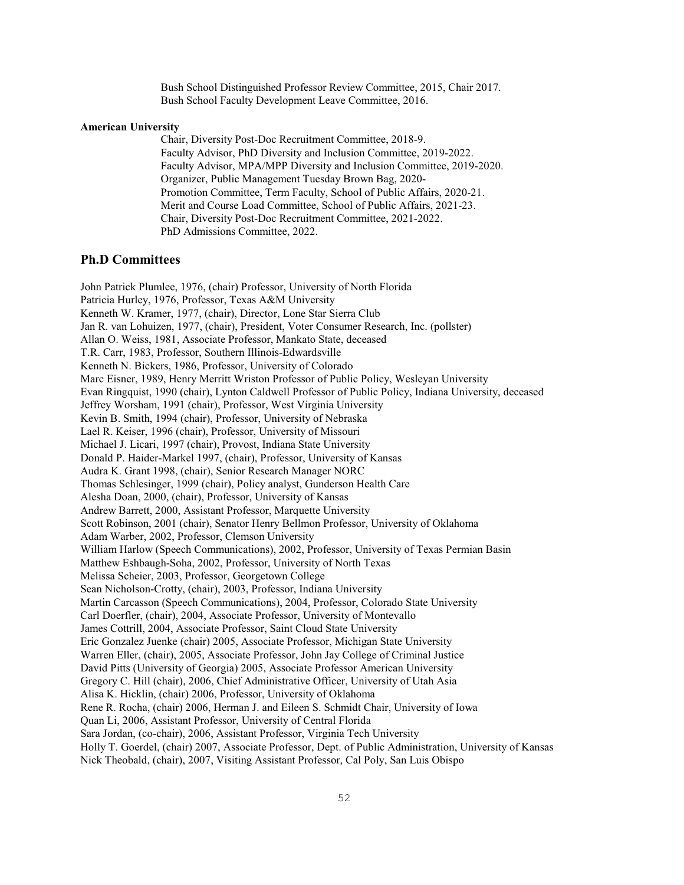Bush School Distinguished Professor Review Committee, 2015, Chair 2017.
Bush School Faculty Development Leave Committee, 2016.

**American University**

Chair, Diversity Post-Doc Recruitment Committee, 2018-9.
Faculty Advisor, PhD Diversity and Inclusion Committee, 2019-2022.
Faculty Advisor, MPA/MPP Diversity and Inclusion Committee, 2019-2020.
Organizer, Public Management Tuesday Brown Bag, 2020-
Promotion Committee, Term Faculty, School of Public Affairs, 2020-21.
Merit and Course Load Committee, School of Public Affairs, 2021-23.
Chair, Diversity Post-Doc Recruitment Committee, 2021-2022.
PhD Admissions Committee, 2022.

## Ph.D Committees

John Patrick Plumlee, 1976, (chair) Professor, University of North Florida
Patricia Hurley, 1976, Professor, Texas A&M University
Kenneth W. Kramer, 1977, (chair), Director, Lone Star Sierra Club
Jan R. van Lohuizen, 1977, (chair), President, Voter Consumer Research, Inc. (pollster)
Allan O. Weiss, 1981, Associate Professor, Mankato State, deceased
T.R. Carr, 1983, Professor, Southern Illinois-Edwardsville
Kenneth N. Bickers, 1986, Professor, University of Colorado
Marc Eisner, 1989, Henry Merritt Wriston Professor of Public Policy, Wesleyan University
Evan Ringquist, 1990 (chair), Lynton Caldwell Professor of Public Policy, Indiana University, deceased
Jeffrey Worsham, 1991 (chair), Professor, West Virginia University
Kevin B. Smith, 1994 (chair), Professor, University of Nebraska
Lael R. Keiser, 1996 (chair), Professor, University of Missouri
Michael J. Licari, 1997 (chair), Provost, Indiana State University
Donald P. Haider-Markel 1997, (chair), Professor, University of Kansas
Audra K. Grant 1998, (chair), Senior Research Manager NORC
Thomas Schlesinger, 1999 (chair), Policy analyst, Gunderson Health Care
Alesha Doan, 2000, (chair), Professor, University of Kansas
Andrew Barrett, 2000, Assistant Professor, Marquette University
Scott Robinson, 2001 (chair), Senator Henry Bellmon Professor, University of Oklahoma
Adam Warber, 2002, Professor, Clemson University
William Harlow (Speech Communications), 2002, Professor, University of Texas Permian Basin
Matthew Eshbaugh-Soha, 2002, Professor, University of North Texas
Melissa Scheier, 2003, Professor, Georgetown College
Sean Nicholson-Crotty, (chair), 2003, Professor, Indiana University
Martin Carcasson (Speech Communications), 2004, Professor, Colorado State University
Carl Doerfler, (chair), 2004, Associate Professor, University of Montevallo
James Cottrill, 2004, Associate Professor, Saint Cloud State University
Eric Gonzalez Juenke (chair) 2005, Associate Professor, Michigan State University
Warren Eller, (chair), 2005, Associate Professor, John Jay College of Criminal Justice
David Pitts (University of Georgia) 2005, Associate Professor American University
Gregory C. Hill (chair), 2006, Chief Administrative Officer, University of Utah Asia
Alisa K. Hicklin, (chair) 2006, Professor, University of Oklahoma
Rene R. Rocha, (chair) 2006, Herman J. and Eileen S. Schmidt Chair, University of Iowa
Quan Li, 2006, Assistant Professor, University of Central Florida
Sara Jordan, (co-chair), 2006, Assistant Professor, Virginia Tech University
Holly T. Goerdel, (chair) 2007, Associate Professor, Dept. of Public Administration, University of Kansas
Nick Theobald, (chair), 2007, Visiting Assistant Professor, Cal Poly, San Luis Obispo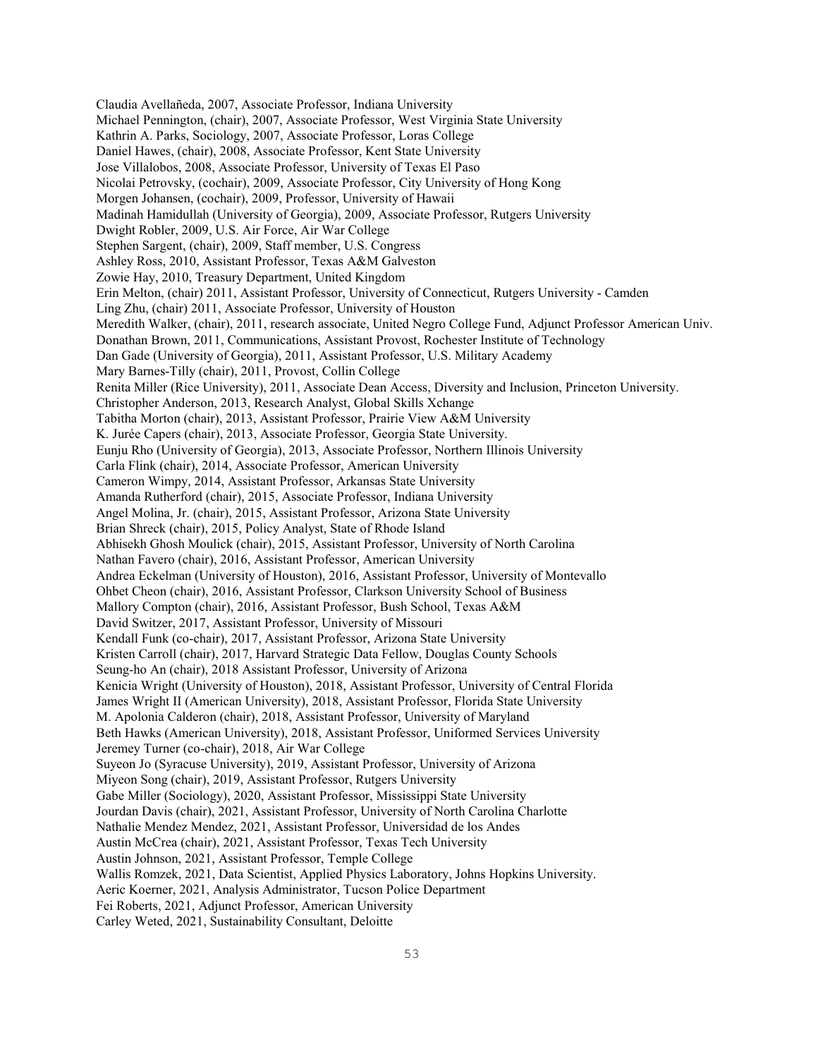Claudia Avellañeda, 2007, Associate Professor, Indiana University
Michael Pennington, (chair), 2007, Associate Professor, West Virginia State University
Kathrin A. Parks, Sociology, 2007, Associate Professor, Loras College
Daniel Hawes, (chair), 2008, Associate Professor, Kent State University
Jose Villalobos, 2008, Associate Professor, University of Texas El Paso
Nicolai Petrovsky, (cochair), 2009, Associate Professor, City University of Hong Kong
Morgen Johansen, (cochair), 2009, Professor, University of Hawaii
Madinah Hamidullah (University of Georgia), 2009, Associate Professor, Rutgers University
Dwight Robler, 2009, U.S. Air Force, Air War College
Stephen Sargent, (chair), 2009, Staff member, U.S. Congress
Ashley Ross, 2010, Assistant Professor, Texas A&M Galveston
Zowie Hay, 2010, Treasury Department, United Kingdom
Erin Melton, (chair) 2011, Assistant Professor, University of Connecticut, Rutgers University - Camden
Ling Zhu, (chair) 2011, Associate Professor, University of Houston
Meredith Walker, (chair), 2011, research associate, United Negro College Fund, Adjunct Professor American Univ.
Donathan Brown, 2011, Communications, Assistant Provost, Rochester Institute of Technology
Dan Gade (University of Georgia), 2011, Assistant Professor, U.S. Military Academy
Mary Barnes-Tilly (chair), 2011, Provost, Collin College
Renita Miller (Rice University), 2011, Associate Dean Access, Diversity and Inclusion, Princeton University.
Christopher Anderson, 2013, Research Analyst, Global Skills Xchange
Tabitha Morton (chair), 2013, Assistant Professor, Prairie View A&M University
K. Jurée Capers (chair), 2013, Associate Professor, Georgia State University.
Eunju Rho (University of Georgia), 2013, Associate Professor, Northern Illinois University
Carla Flink (chair), 2014, Associate Professor, American University
Cameron Wimpy, 2014, Assistant Professor, Arkansas State University
Amanda Rutherford (chair), 2015, Associate Professor, Indiana University
Angel Molina, Jr. (chair), 2015, Assistant Professor, Arizona State University
Brian Shreck (chair), 2015, Policy Analyst, State of Rhode Island
Abhisekh Ghosh Moulick (chair), 2015, Assistant Professor, University of North Carolina
Nathan Favero (chair), 2016, Assistant Professor, American University
Andrea Eckelman (University of Houston), 2016, Assistant Professor, University of Montevallo
Ohbet Cheon (chair), 2016, Assistant Professor, Clarkson University School of Business
Mallory Compton (chair), 2016, Assistant Professor, Bush School, Texas A&M
David Switzer, 2017, Assistant Professor, University of Missouri
Kendall Funk (co-chair), 2017, Assistant Professor, Arizona State University
Kristen Carroll (chair), 2017, Harvard Strategic Data Fellow, Douglas County Schools
Seung-ho An (chair), 2018 Assistant Professor, University of Arizona
Kenicia Wright (University of Houston), 2018, Assistant Professor, University of Central Florida
James Wright II (American University), 2018, Assistant Professor, Florida State University
M. Apolonia Calderon (chair), 2018, Assistant Professor, University of Maryland
Beth Hawks (American University), 2018, Assistant Professor, Uniformed Services University
Jeremey Turner (co-chair), 2018, Air War College
Suyeon Jo (Syracuse University), 2019, Assistant Professor, University of Arizona
Miyeon Song (chair), 2019, Assistant Professor, Rutgers University
Gabe Miller (Sociology), 2020, Assistant Professor, Mississippi State University
Jourdan Davis (chair), 2021, Assistant Professor, University of North Carolina Charlotte
Nathalie Mendez Mendez, 2021, Assistant Professor, Universidad de los Andes
Austin McCrea (chair), 2021, Assistant Professor, Texas Tech University
Austin Johnson, 2021, Assistant Professor, Temple College
Wallis Romzek, 2021, Data Scientist, Applied Physics Laboratory, Johns Hopkins University.
Aeric Koerner, 2021, Analysis Administrator, Tucson Police Department
Fei Roberts, 2021, Adjunct Professor, American University
Carley Weted, 2021, Sustainability Consultant, Deloitte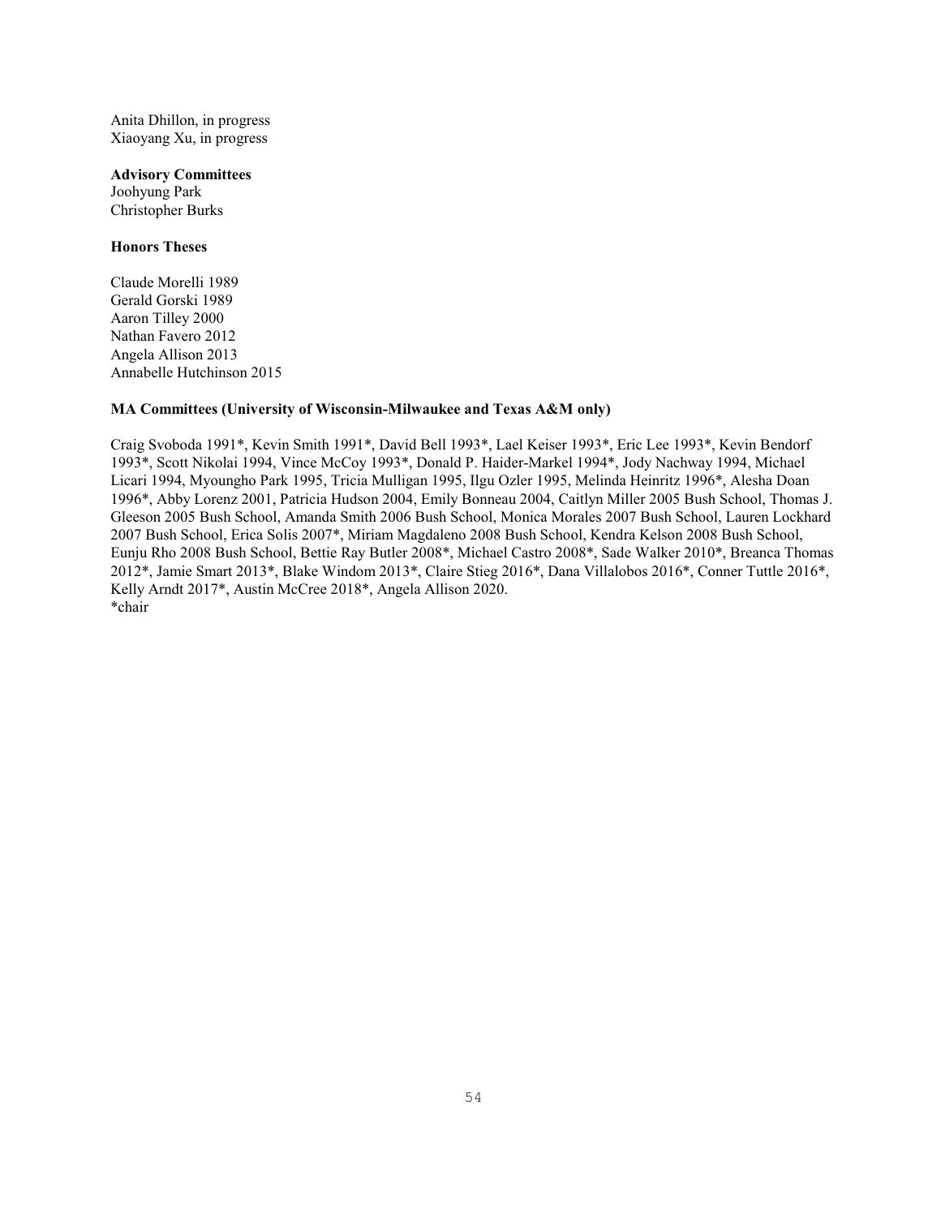Anita Dhillon, in progress
Xiaoyang Xu, in progress

**Advisory Committees**
Joohyung Park
Christopher Burks

**Honors Theses**

Claude Morelli 1989
Gerald Gorski 1989
Aaron Tilley 2000
Nathan Favero 2012
Angela Allison 2013
Annabelle Hutchinson 2015

**MA Committees (University of Wisconsin-Milwaukee and Texas A&M only)**

Craig Svoboda 1991*, Kevin Smith 1991*, David Bell 1993*, Lael Keiser 1993*, Eric Lee 1993*, Kevin Bendorf 1993*, Scott Nikolai 1994, Vince McCoy 1993*, Donald P. Haider-Markel 1994*, Jody Nachway 1994, Michael Licari 1994, Myoungho Park 1995, Tricia Mulligan 1995, Ilgu Ozler 1995, Melinda Heinritz 1996*, Alesha Doan 1996*, Abby Lorenz 2001, Patricia Hudson 2004, Emily Bonneau 2004, Caitlyn Miller 2005 Bush School, Thomas J. Gleeson 2005 Bush School, Amanda Smith 2006 Bush School, Monica Morales 2007 Bush School, Lauren Lockhard 2007 Bush School, Erica Solis 2007*, Miriam Magdaleno 2008 Bush School, Kendra Kelson 2008 Bush School, Eunju Rho 2008 Bush School, Bettie Ray Butler 2008*, Michael Castro 2008*, Sade Walker 2010*, Breanca Thomas 2012*, Jamie Smart 2013*, Blake Windom 2013*, Claire Stieg 2016*, Dana Villalobos 2016*, Conner Tuttle 2016*, Kelly Arndt 2017*, Austin McCree 2018*, Angela Allison 2020.
*chair